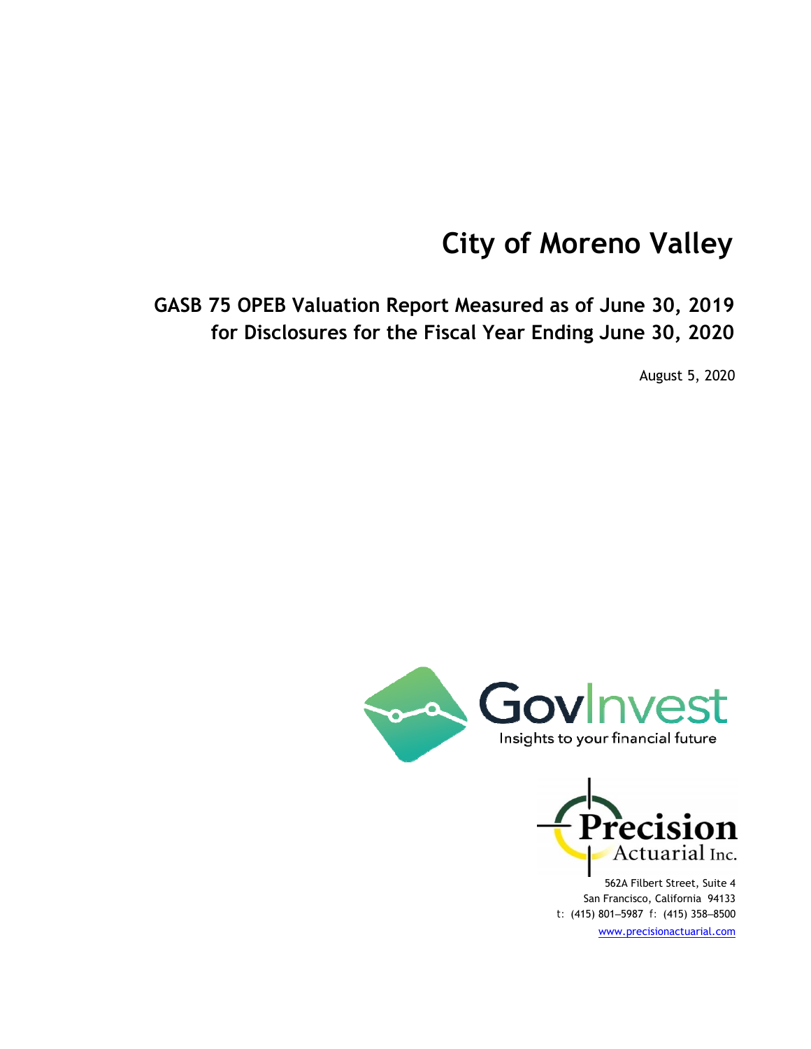# City of Moreno Valley

## GASB 75 OPEB Valuation Report Measured as of June 30, 2019 for Disclosures for the Fiscal Year Ending June 30, 2020

August 5, 2020

GovInvest
Insights to your financial future

Precision Actuarial Inc.

562A Filbert Street, Suite 4
San Francisco, California 94133
t: (415) 801–5987 f: (415) 358–8500
www.precisionactuarial.com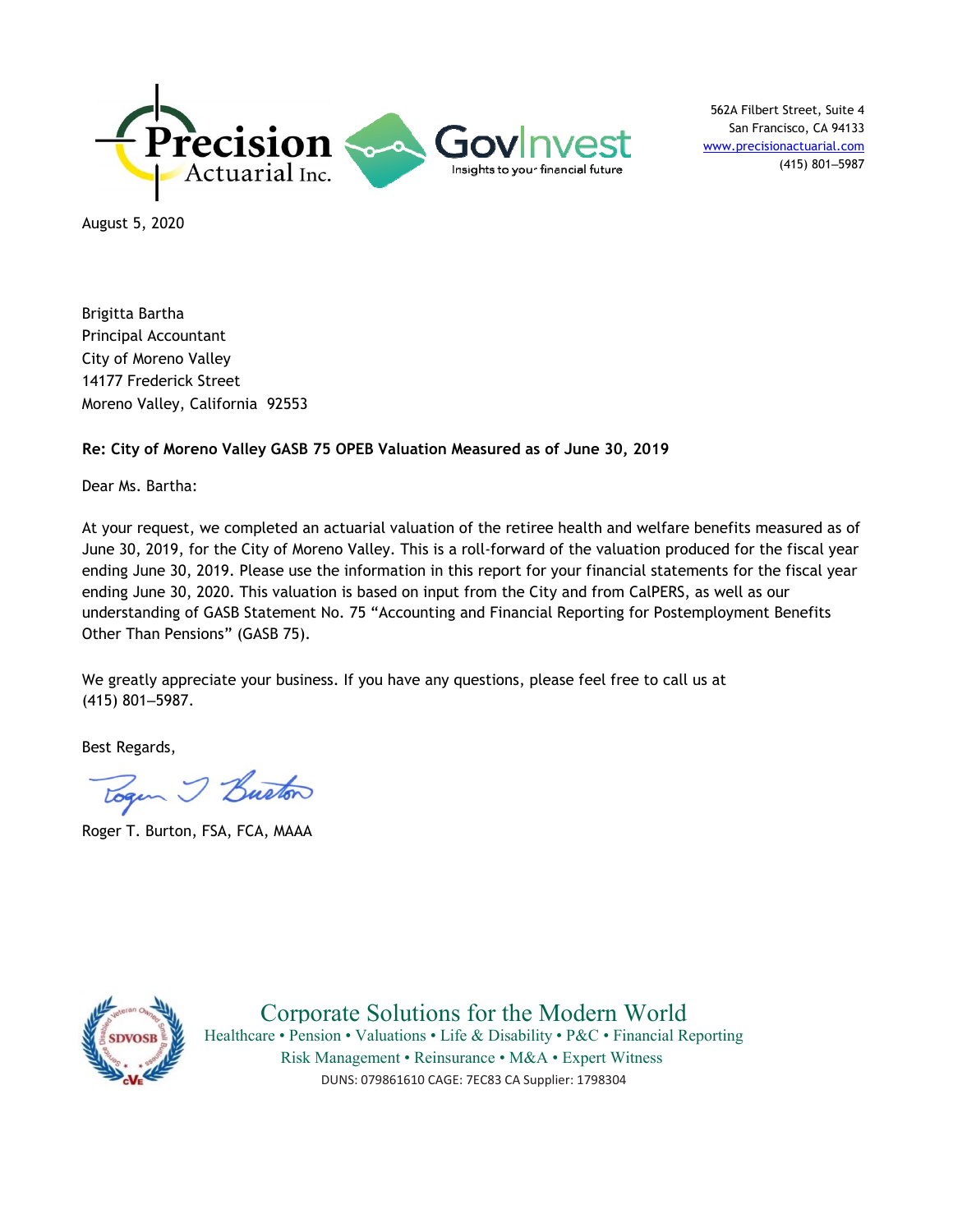562A Filbert Street, Suite 4
San Francisco, CA 94133
www.precisionactuarial.com
(415) 801–5987

August 5, 2020

Brigitta Bartha
Principal Accountant
City of Moreno Valley
14177 Frederick Street
Moreno Valley, California 92553

**Re: City of Moreno Valley GASB 75 OPEB Valuation Measured as of June 30, 2019**

Dear Ms. Bartha:

At your request, we completed an actuarial valuation of the retiree health and welfare benefits measured as of June 30, 2019, for the City of Moreno Valley. This is a roll-forward of the valuation produced for the fiscal year ending June 30, 2019. Please use the information in this report for your financial statements for the fiscal year ending June 30, 2020. This valuation is based on input from the City and from CalPERS, as well as our understanding of GASB Statement No. 75 "Accounting and Financial Reporting for Postemployment Benefits Other Than Pensions" (GASB 75).

We greatly appreciate your business. If you have any questions, please feel free to call us at (415) 801–5987.

Best Regards,

Roger T. Burton, FSA, FCA, MAAA

Corporate Solutions for the Modern World
Healthcare • Pension • Valuations • Life & Disability • P&C • Financial Reporting
Risk Management • Reinsurance • M&A • Expert Witness
DUNS: 079861610 CAGE: 7EC83 CA Supplier: 1798304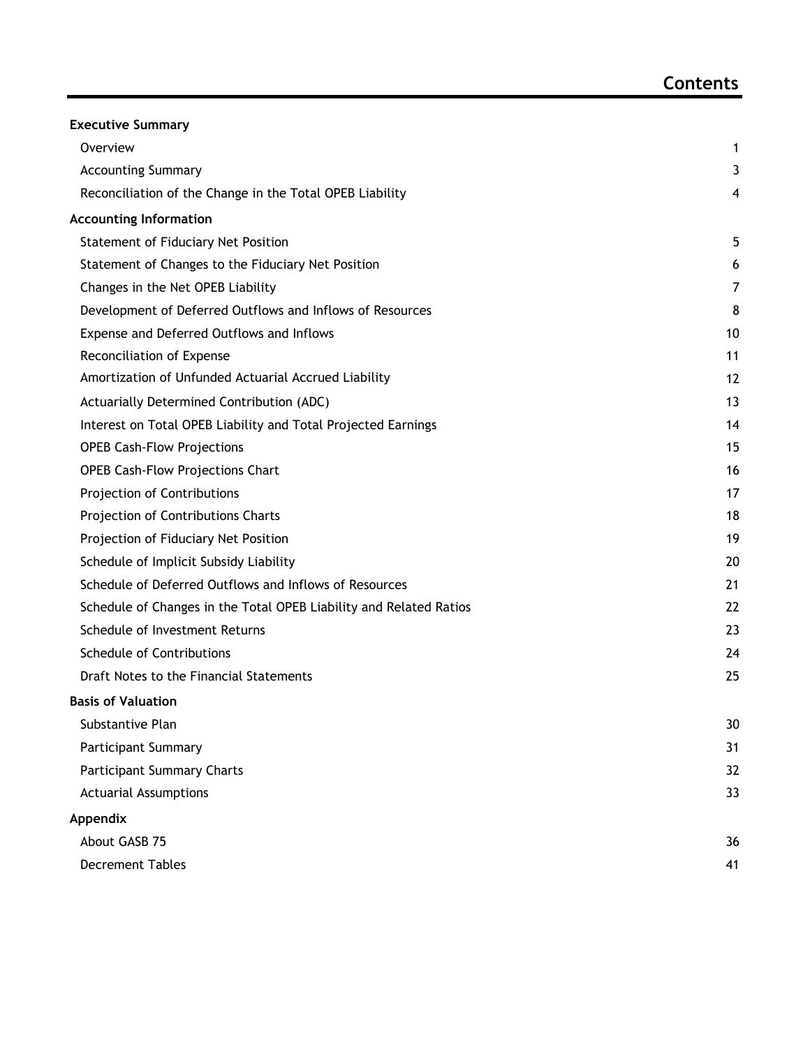# Contents

| | |
|---|---|
| **Executive Summary** | |
| Overview | 1 |
| Accounting Summary | 3 |
| Reconciliation of the Change in the Total OPEB Liability | 4 |
| **Accounting Information** | |
| Statement of Fiduciary Net Position | 5 |
| Statement of Changes to the Fiduciary Net Position | 6 |
| Changes in the Net OPEB Liability | 7 |
| Development of Deferred Outflows and Inflows of Resources | 8 |
| Expense and Deferred Outflows and Inflows | 10 |
| Reconciliation of Expense | 11 |
| Amortization of Unfunded Actuarial Accrued Liability | 12 |
| Actuarially Determined Contribution (ADC) | 13 |
| Interest on Total OPEB Liability and Total Projected Earnings | 14 |
| OPEB Cash-Flow Projections | 15 |
| OPEB Cash-Flow Projections Chart | 16 |
| Projection of Contributions | 17 |
| Projection of Contributions Charts | 18 |
| Projection of Fiduciary Net Position | 19 |
| Schedule of Implicit Subsidy Liability | 20 |
| Schedule of Deferred Outflows and Inflows of Resources | 21 |
| Schedule of Changes in the Total OPEB Liability and Related Ratios | 22 |
| Schedule of Investment Returns | 23 |
| Schedule of Contributions | 24 |
| Draft Notes to the Financial Statements | 25 |
| **Basis of Valuation** | |
| Substantive Plan | 30 |
| Participant Summary | 31 |
| Participant Summary Charts | 32 |
| Actuarial Assumptions | 33 |
| **Appendix** | |
| About GASB 75 | 36 |
| Decrement Tables | 41 |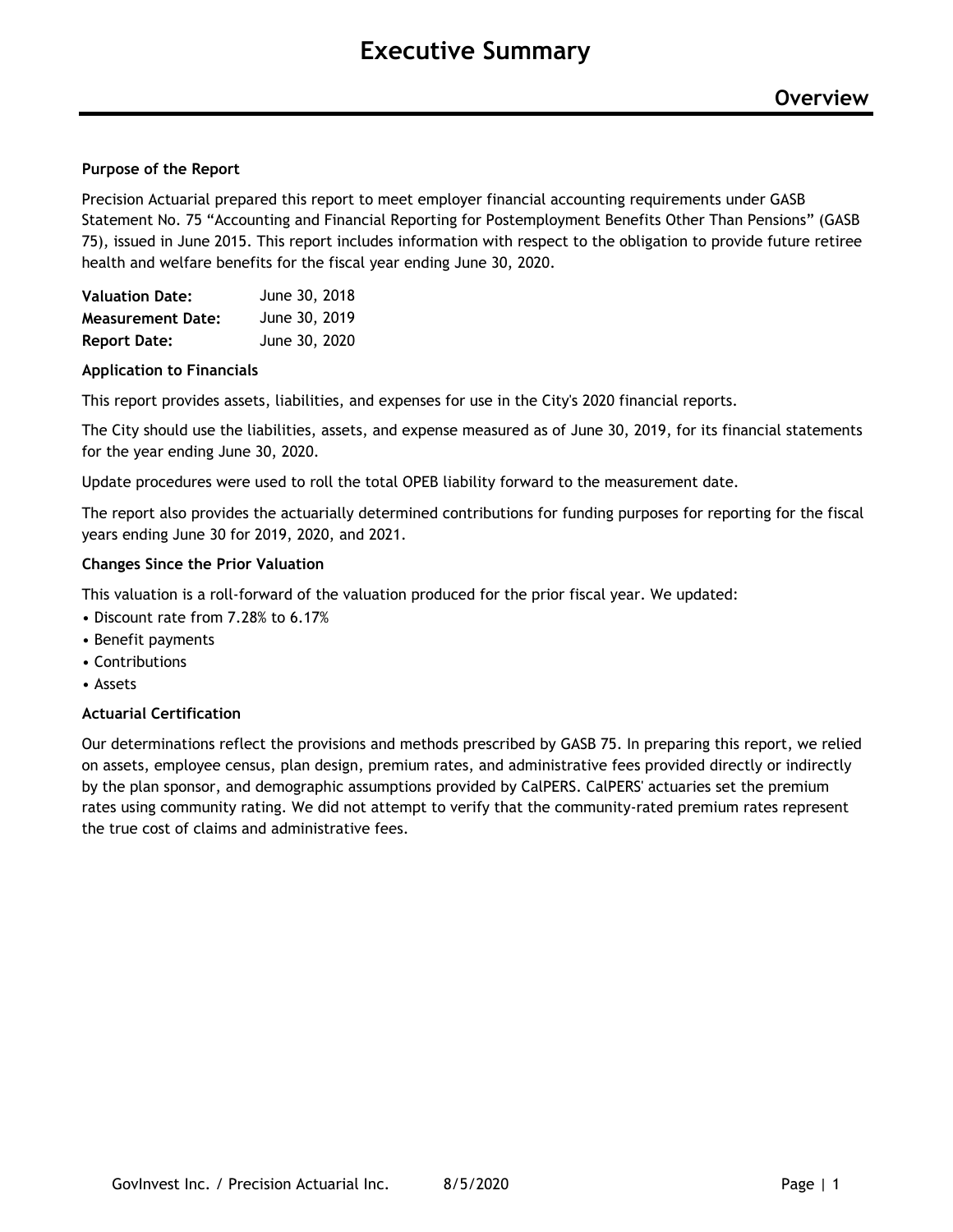# Executive Summary

## Overview

**Purpose of the Report**

Precision Actuarial prepared this report to meet employer financial accounting requirements under GASB Statement No. 75 "Accounting and Financial Reporting for Postemployment Benefits Other Than Pensions" (GASB 75), issued in June 2015. This report includes information with respect to the obligation to provide future retiree health and welfare benefits for the fiscal year ending June 30, 2020.

| | |
|---|---|
| **Valuation Date:** | June 30, 2018 |
| **Measurement Date:** | June 30, 2019 |
| **Report Date:** | June 30, 2020 |

**Application to Financials**

This report provides assets, liabilities, and expenses for use in the City's 2020 financial reports.

The City should use the liabilities, assets, and expense measured as of June 30, 2019, for its financial statements for the year ending June 30, 2020.

Update procedures were used to roll the total OPEB liability forward to the measurement date.

The report also provides the actuarially determined contributions for funding purposes for reporting for the fiscal years ending June 30 for 2019, 2020, and 2021.

**Changes Since the Prior Valuation**

This valuation is a roll-forward of the valuation produced for the prior fiscal year. We updated:

- Discount rate from 7.28% to 6.17%
- Benefit payments
- Contributions
- Assets

**Actuarial Certification**

Our determinations reflect the provisions and methods prescribed by GASB 75. In preparing this report, we relied on assets, employee census, plan design, premium rates, and administrative fees provided directly or indirectly by the plan sponsor, and demographic assumptions provided by CalPERS. CalPERS' actuaries set the premium rates using community rating. We did not attempt to verify that the community-rated premium rates represent the true cost of claims and administrative fees.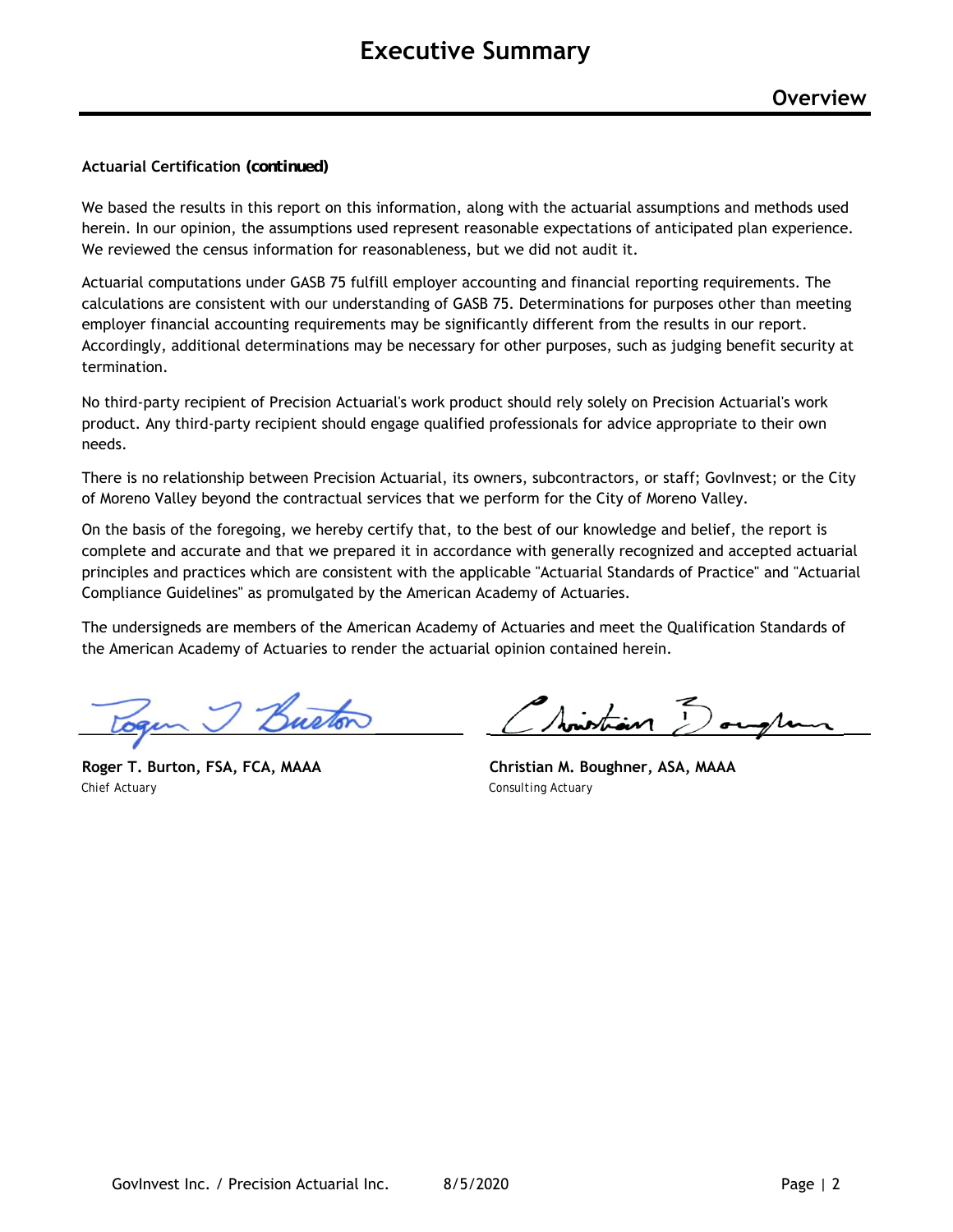# Executive Summary

## Overview

**Actuarial Certification *(continued)***

We based the results in this report on this information, along with the actuarial assumptions and methods used herein. In our opinion, the assumptions used represent reasonable expectations of anticipated plan experience. We reviewed the census information for reasonableness, but we did not audit it.

Actuarial computations under GASB 75 fulfill employer accounting and financial reporting requirements. The calculations are consistent with our understanding of GASB 75. Determinations for purposes other than meeting employer financial accounting requirements may be significantly different from the results in our report. Accordingly, additional determinations may be necessary for other purposes, such as judging benefit security at termination.

No third-party recipient of Precision Actuarial's work product should rely solely on Precision Actuarial's work product. Any third-party recipient should engage qualified professionals for advice appropriate to their own needs.

There is no relationship between Precision Actuarial, its owners, subcontractors, or staff; GovInvest; or the City of Moreno Valley beyond the contractual services that we perform for the City of Moreno Valley.

On the basis of the foregoing, we hereby certify that, to the best of our knowledge and belief, the report is complete and accurate and that we prepared it in accordance with generally recognized and accepted actuarial principles and practices which are consistent with the applicable "Actuarial Standards of Practice" and "Actuarial Compliance Guidelines" as promulgated by the American Academy of Actuaries.

The undersigneds are members of the American Academy of Actuaries and meet the Qualification Standards of the American Academy of Actuaries to render the actuarial opinion contained herein.

**Roger T. Burton, FSA, FCA, MAAA**
Chief Actuary

**Christian M. Boughner, ASA, MAAA**
Consulting Actuary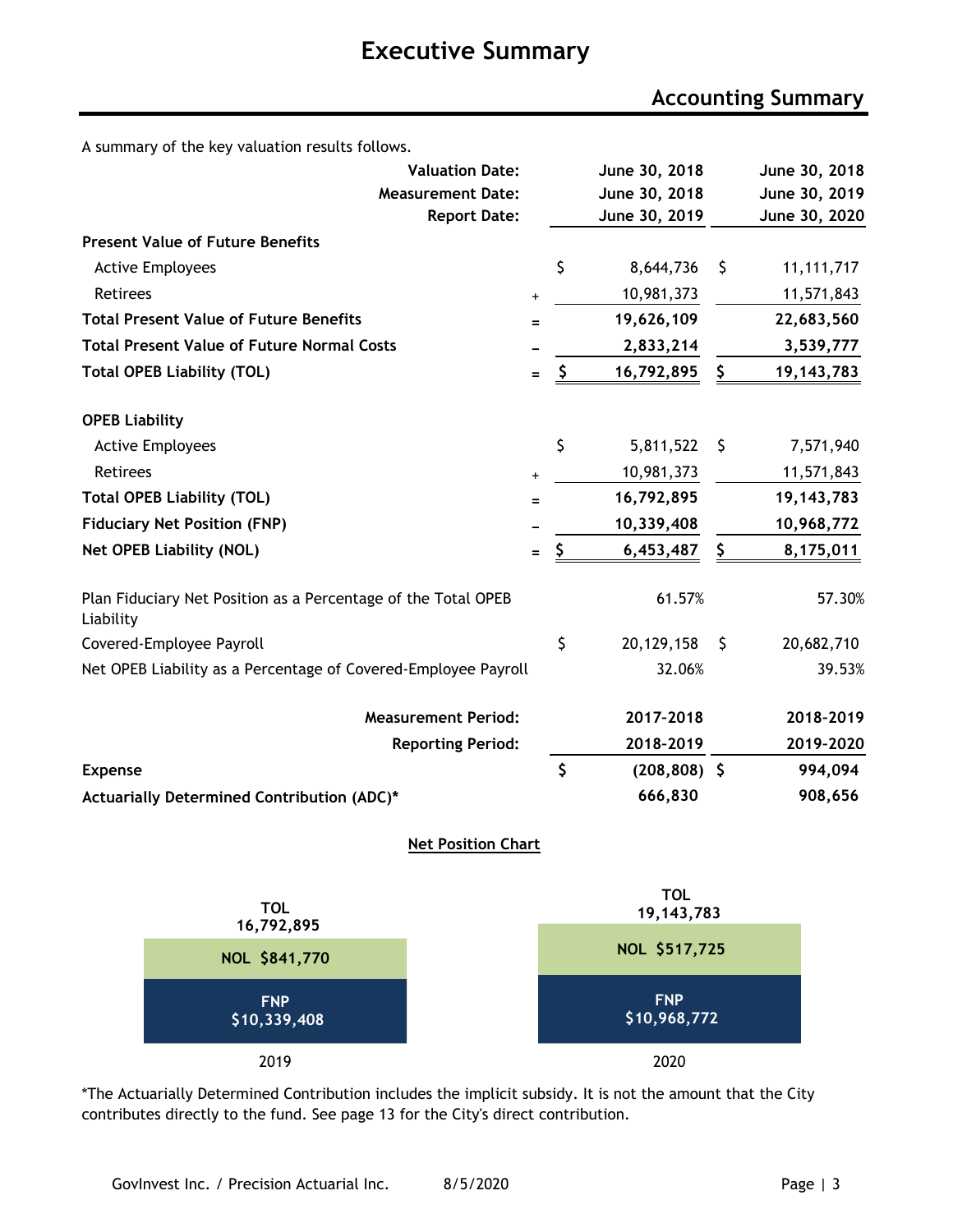# Executive Summary

## Accounting Summary

A summary of the key valuation results follows.

| | | | |
|---|---|---|---|
| **Valuation Date:** | | **June 30, 2018** | **June 30, 2018** |
| **Measurement Date:** | | **June 30, 2018** | **June 30, 2019** |
| **Report Date:** | | **June 30, 2019** | **June 30, 2020** |
| **Present Value of Future Benefits** | | | |
| Active Employees | | $ 8,644,736 | $ 11,111,717 |
| Retirees | + | 10,981,373 | 11,571,843 |
| **Total Present Value of Future Benefits** | = | **19,626,109** | **22,683,560** |
| **Total Present Value of Future Normal Costs** | – | **2,833,214** | **3,539,777** |
| **Total OPEB Liability (TOL)** | = | **$ 16,792,895** | **$ 19,143,783** |
| | | | |
| **OPEB Liability** | | | |
| Active Employees | | $ 5,811,522 | $ 7,571,940 |
| Retirees | + | 10,981,373 | 11,571,843 |
| **Total OPEB Liability (TOL)** | = | **16,792,895** | **19,143,783** |
| **Fiduciary Net Position (FNP)** | – | **10,339,408** | **10,968,772** |
| **Net OPEB Liability (NOL)** | = | **$ 6,453,487** | **$ 8,175,011** |
| | | | |
| Plan Fiduciary Net Position as a Percentage of the Total OPEB Liability | | 61.57% | 57.30% |
| Covered-Employee Payroll | | $ 20,129,158 | $ 20,682,710 |
| Net OPEB Liability as a Percentage of Covered-Employee Payroll | | 32.06% | 39.53% |
| | | | |
| **Measurement Period:** | | **2017-2018** | **2018-2019** |
| **Reporting Period:** | | **2018-2019** | **2019-2020** |
| **Expense** | | **$ (208,808)** | **$ 994,094** |
| **Actuarially Determined Contribution (ADC)*** | | **666,830** | **908,656** |

**Net Position Chart**

| | 2019 | 2020 |
|---|---|---|
| TOL | 16,792,895 | 19,143,783 |
| NOL | $841,770 | $517,725 |
| FNP | $10,339,408 | $10,968,772 |

*The Actuarially Determined Contribution includes the implicit subsidy. It is not the amount that the City contributes directly to the fund. See page 13 for the City's direct contribution.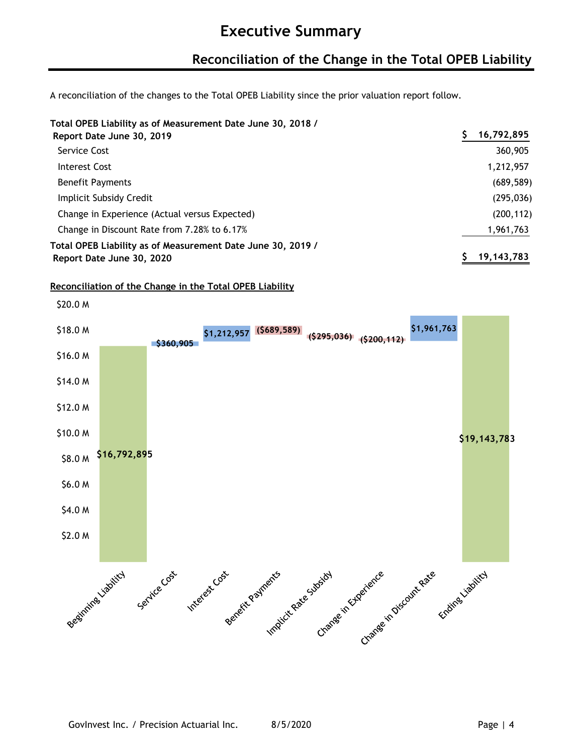# Executive Summary

## Reconciliation of the Change in the Total OPEB Liability

A reconciliation of the changes to the Total OPEB Liability since the prior valuation report follow.

| | |
|---|---|
| **Total OPEB Liability as of Measurement Date June 30, 2018 / Report Date June 30, 2019** | **$ 16,792,895** |
| Service Cost | 360,905 |
| Interest Cost | 1,212,957 |
| Benefit Payments | (689,589) |
| Implicit Subsidy Credit | (295,036) |
| Change in Experience (Actual versus Expected) | (200,112) |
| Change in Discount Rate from 7.28% to 6.17% | 1,961,763 |
| **Total OPEB Liability as of Measurement Date June 30, 2019 / Report Date June 30, 2020** | **$ 19,143,783** |

**Reconciliation of the Change in the Total OPEB Liability**

| Item | Amount |
|---|---|
| Beginning Liability | $16,792,895 |
| Service Cost | $360,905 |
| Interest Cost | $1,212,957 |
| Benefit Payments | ($689,589) |
| Implicit Rate Subsidy | ($295,036) |
| Change in Experience | ($200,112) |
| Change in Discount Rate | $1,961,763 |
| Ending Liability | $19,143,783 |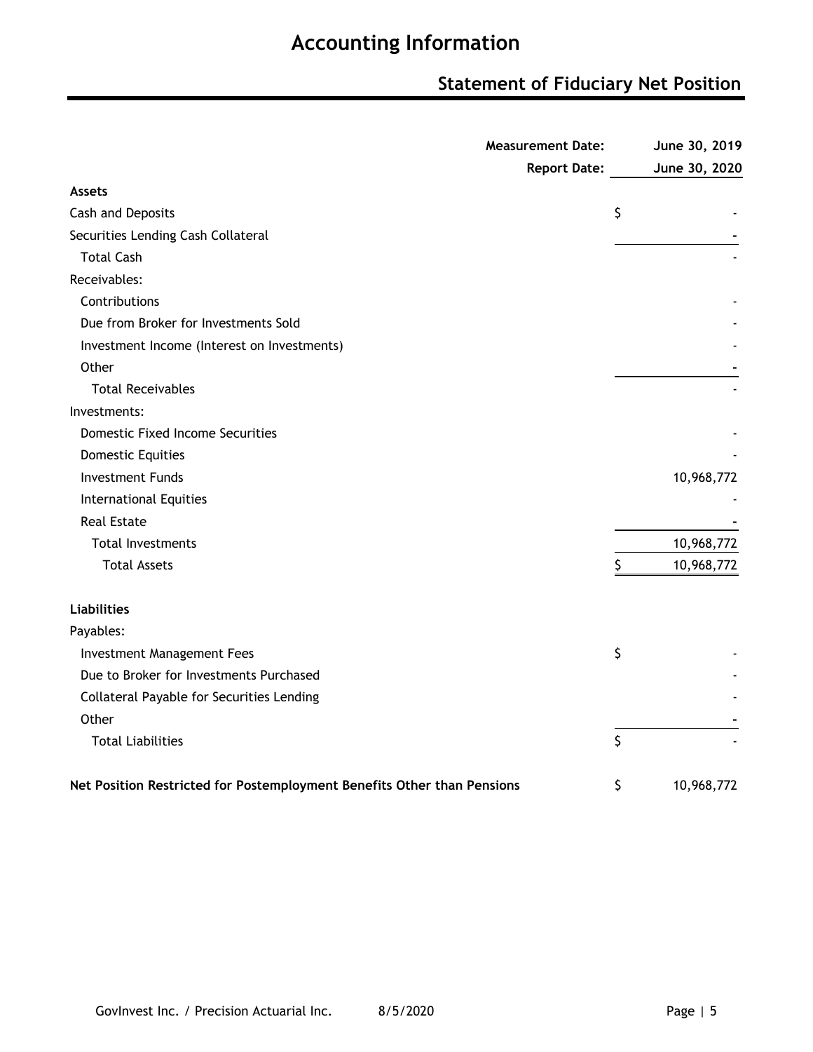# Accounting Information

## Statement of Fiduciary Net Position

| | Measurement Date:<br>Report Date: | June 30, 2019<br>June 30, 2020 |
|---|---|---|
| **Assets** | | |
| Cash and Deposits | $ | - |
| Securities Lending Cash Collateral | | - |
| Total Cash | | - |
| Receivables: | | |
| Contributions | | - |
| Due from Broker for Investments Sold | | - |
| Investment Income (Interest on Investments) | | - |
| Other | | - |
| Total Receivables | | - |
| Investments: | | |
| Domestic Fixed Income Securities | | - |
| Domestic Equities | | - |
| Investment Funds | | 10,968,772 |
| International Equities | | - |
| Real Estate | | - |
| Total Investments | | 10,968,772 |
| Total Assets | $ | 10,968,772 |
| | | |
| **Liabilities** | | |
| Payables: | | |
| Investment Management Fees | $ | - |
| Due to Broker for Investments Purchased | | - |
| Collateral Payable for Securities Lending | | - |
| Other | | - |
| Total Liabilities | $ | - |
| | | |
| **Net Position Restricted for Postemployment Benefits Other than Pensions** | $ | 10,968,772 |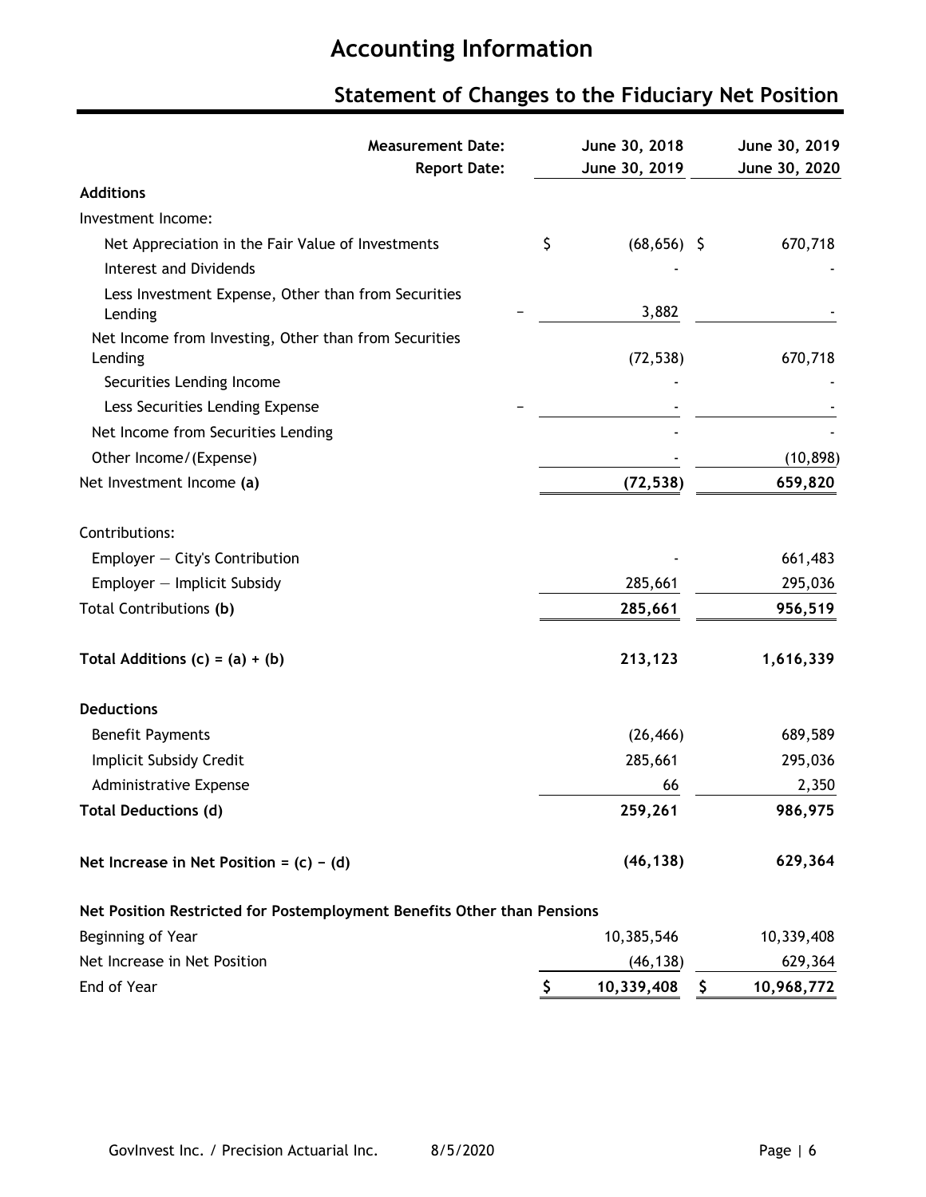# Accounting Information

## Statement of Changes to the Fiduciary Net Position

| Measurement Date: / Report Date: | June 30, 2018 / June 30, 2019 | June 30, 2019 / June 30, 2020 |
|---|---|---|
| **Additions** | | |
| Investment Income: | | |
| Net Appreciation in the Fair Value of Investments | $ (68,656) | $ 670,718 |
| Interest and Dividends | - | - |
| Less Investment Expense, Other than from Securities Lending | 3,882 | - |
| Net Income from Investing, Other than from Securities Lending | (72,538) | 670,718 |
| Securities Lending Income | - | - |
| Less Securities Lending Expense | - | - |
| Net Income from Securities Lending | - | - |
| Other Income/(Expense) | - | (10,898) |
| Net Investment Income **(a)** | **(72,538)** | **659,820** |
| Contributions: | | |
| Employer — City's Contribution | - | 661,483 |
| Employer — Implicit Subsidy | 285,661 | 295,036 |
| Total Contributions **(b)** | **285,661** | **956,519** |
| **Total Additions (c) = (a) + (b)** | **213,123** | **1,616,339** |
| **Deductions** | | |
| Benefit Payments | (26,466) | 689,589 |
| Implicit Subsidy Credit | 285,661 | 295,036 |
| Administrative Expense | 66 | 2,350 |
| **Total Deductions (d)** | **259,261** | **986,975** |
| **Net Increase in Net Position = (c) − (d)** | **(46,138)** | **629,364** |
| **Net Position Restricted for Postemployment Benefits Other than Pensions** | | |
| Beginning of Year | 10,385,546 | 10,339,408 |
| Net Increase in Net Position | (46,138) | 629,364 |
| End of Year | $ 10,339,408 | $ 10,968,772 |

GovInvest Inc. / Precision Actuarial Inc. 8/5/2020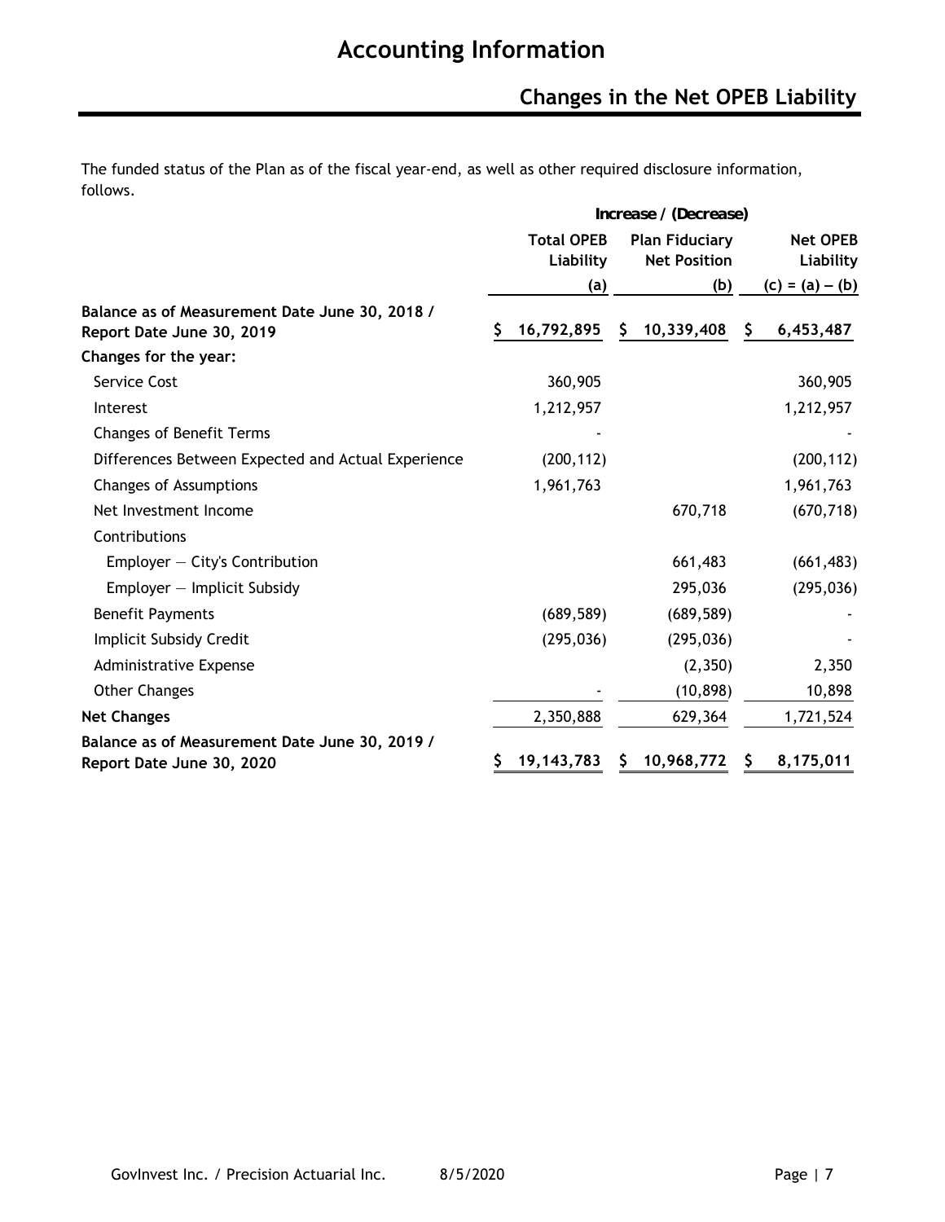# Accounting Information

## Changes in the Net OPEB Liability

The funded status of the Plan as of the fiscal year-end, as well as other required disclosure information, follows.

| | Increase / (Decrease) | | |
|---|---|---|---|
| | Total OPEB Liability (a) | Plan Fiduciary Net Position (b) | Net OPEB Liability (c) = (a) – (b) |
| **Balance as of Measurement Date June 30, 2018 / Report Date June 30, 2019** | **$ 16,792,895** | **$ 10,339,408** | **$ 6,453,487** |
| **Changes for the year:** | | | |
| Service Cost | 360,905 | | 360,905 |
| Interest | 1,212,957 | | 1,212,957 |
| Changes of Benefit Terms | - | | - |
| Differences Between Expected and Actual Experience | (200,112) | | (200,112) |
| Changes of Assumptions | 1,961,763 | | 1,961,763 |
| Net Investment Income | | 670,718 | (670,718) |
| Contributions | | | |
| Employer — City's Contribution | | 661,483 | (661,483) |
| Employer — Implicit Subsidy | | 295,036 | (295,036) |
| Benefit Payments | (689,589) | (689,589) | - |
| Implicit Subsidy Credit | (295,036) | (295,036) | - |
| Administrative Expense | | (2,350) | 2,350 |
| Other Changes | - | (10,898) | 10,898 |
| **Net Changes** | 2,350,888 | 629,364 | 1,721,524 |
| **Balance as of Measurement Date June 30, 2019 / Report Date June 30, 2020** | **$ 19,143,783** | **$ 10,968,772** | **$ 8,175,011** |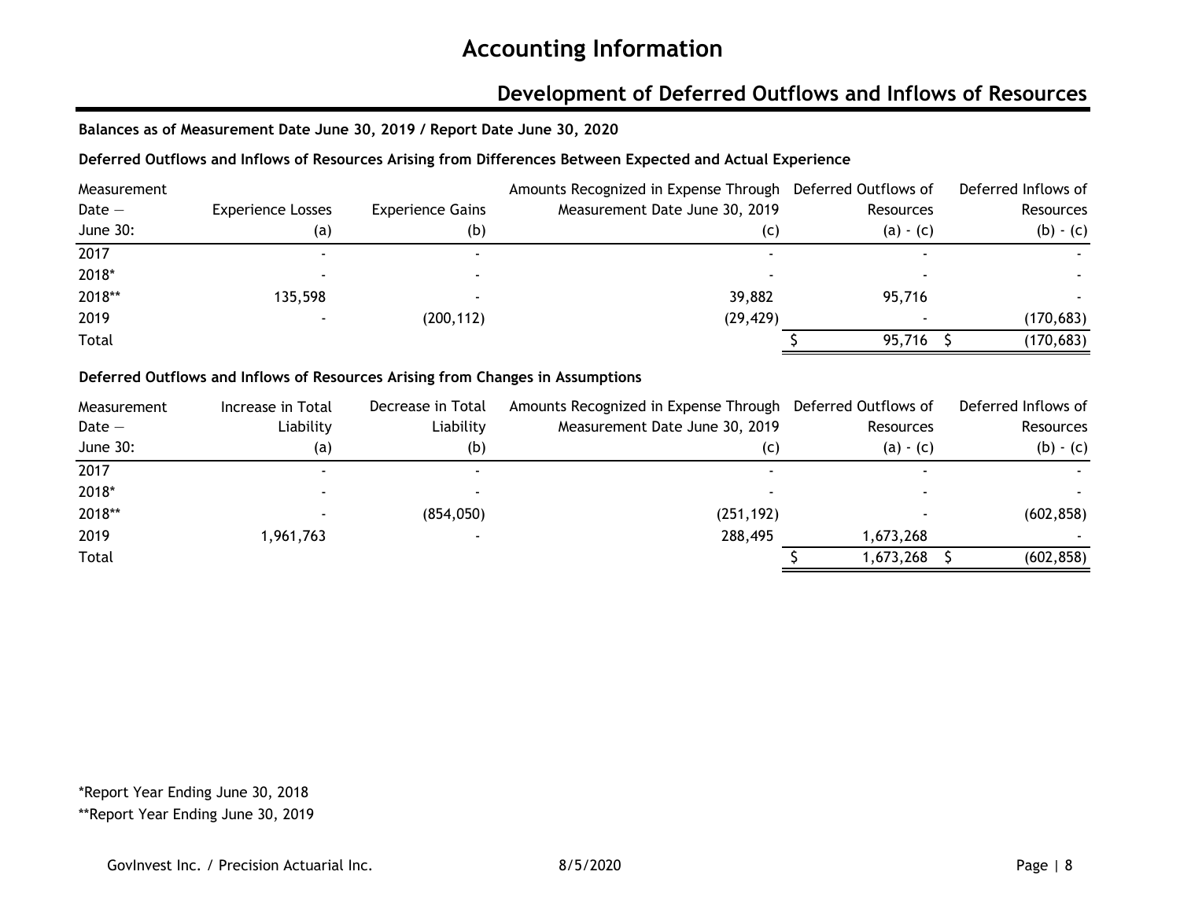# Accounting Information

## Development of Deferred Outflows and Inflows of Resources

**Balances as of Measurement Date June 30, 2019 / Report Date June 30, 2020**

**Deferred Outflows and Inflows of Resources Arising from Differences Between Expected and Actual Experience**

| Measurement Date — June 30: | Experience Losses (a) | Experience Gains (b) | Amounts Recognized in Expense Through Measurement Date June 30, 2019 (c) | Deferred Outflows of Resources (a) - (c) | Deferred Inflows of Resources (b) - (c) |
|---|---|---|---|---|---|
| 2017 | - | - | - | - | - |
| 2018* | - | - | - | - | - |
| 2018** | 135,598 | - | 39,882 | 95,716 | - |
| 2019 | - | (200,112) | (29,429) | - | (170,683) |
| Total | | | | $ 95,716 | $ (170,683) |

**Deferred Outflows and Inflows of Resources Arising from Changes in Assumptions**

| Measurement Date — June 30: | Increase in Total Liability (a) | Decrease in Total Liability (b) | Amounts Recognized in Expense Through Measurement Date June 30, 2019 (c) | Deferred Outflows of Resources (a) - (c) | Deferred Inflows of Resources (b) - (c) |
|---|---|---|---|---|---|
| 2017 | - | - | - | - | - |
| 2018* | - | - | - | - | - |
| 2018** | - | (854,050) | (251,192) | - | (602,858) |
| 2019 | 1,961,763 | - | 288,495 | 1,673,268 | - |
| Total | | | | $ 1,673,268 | $ (602,858) |

*Report Year Ending June 30, 2018

**Report Year Ending June 30, 2019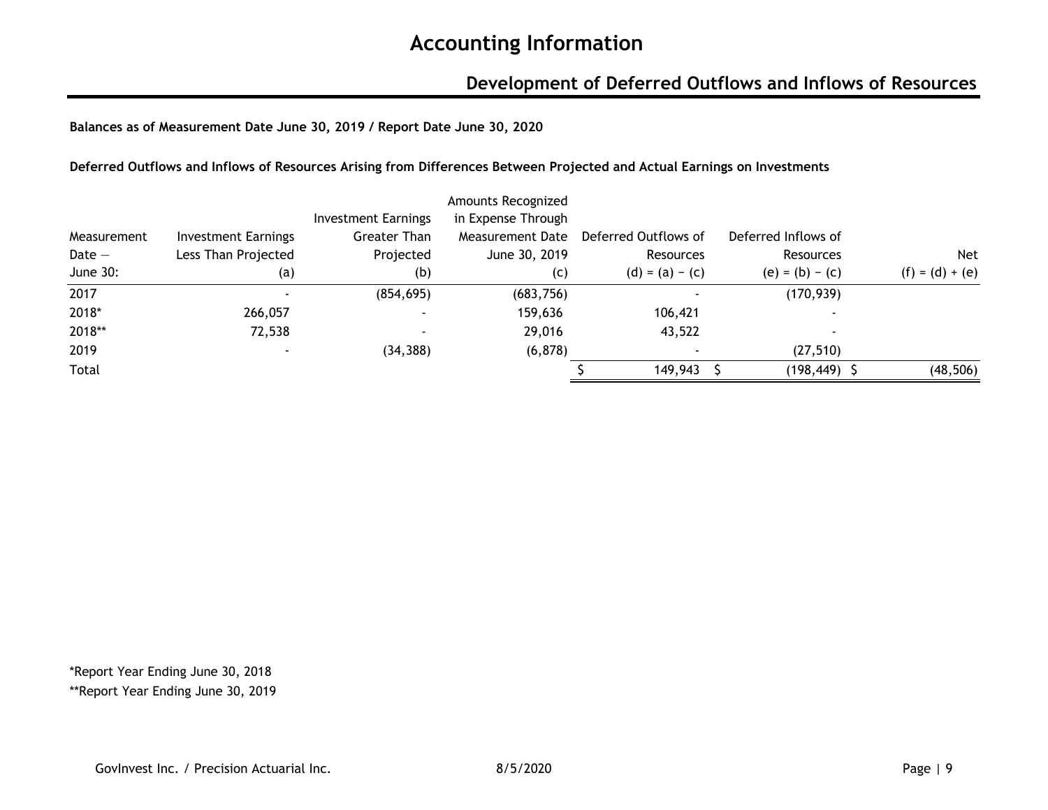# Accounting Information

## Development of Deferred Outflows and Inflows of Resources

**Balances as of Measurement Date June 30, 2019 / Report Date June 30, 2020**

**Deferred Outflows and Inflows of Resources Arising from Differences Between Projected and Actual Earnings on Investments**

| Measurement Date — June 30: | Investment Earnings Less Than Projected (a) | Investment Earnings Greater Than Projected (b) | Amounts Recognized in Expense Through Measurement Date June 30, 2019 (c) | Deferred Outflows of Resources (d) = (a) − (c) | Deferred Inflows of Resources (e) = (b) − (c) | Net (f) = (d) + (e) |
|---|---|---|---|---|---|---|
| 2017 | - | (854,695) | (683,756) | - | (170,939) | |
| 2018* | 266,057 | - | 159,636 | 106,421 | - | |
| 2018** | 72,538 | - | 29,016 | 43,522 | - | |
| 2019 | - | (34,388) | (6,878) | - | (27,510) | |
| Total | | | | $ 149,943 | $ (198,449) | $ (48,506) |

*Report Year Ending June 30, 2018
**Report Year Ending June 30, 2019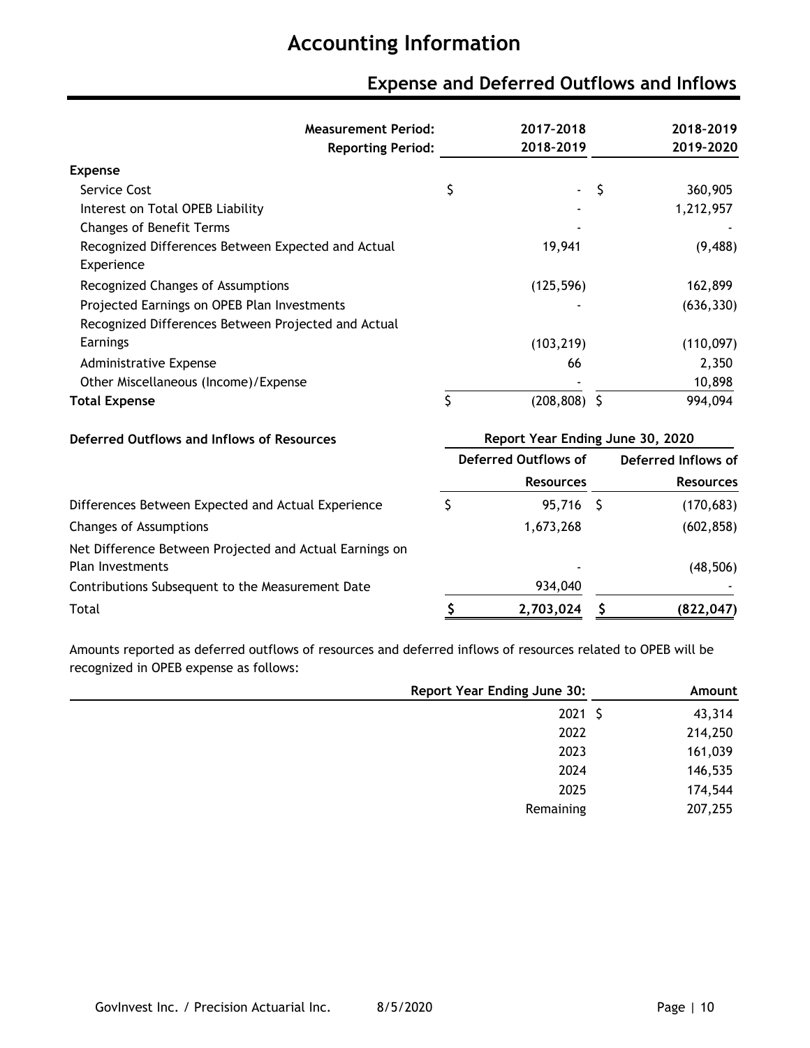# Accounting Information

## Expense and Deferred Outflows and Inflows

| Measurement Period: | 2017-2018 | 2018-2019 |
|---|---|---|
| **Reporting Period:** | **2018-2019** | **2019-2020** |
| **Expense** | | |
| Service Cost | $ - | $ 360,905 |
| Interest on Total OPEB Liability | - | 1,212,957 |
| Changes of Benefit Terms | - | - |
| Recognized Differences Between Expected and Actual Experience | 19,941 | (9,488) |
| Recognized Changes of Assumptions | (125,596) | 162,899 |
| Projected Earnings on OPEB Plan Investments | - | (636,330) |
| Recognized Differences Between Projected and Actual Earnings | (103,219) | (110,097) |
| Administrative Expense | 66 | 2,350 |
| Other Miscellaneous (Income)/Expense | - | 10,898 |
| **Total Expense** | $ (208,808) | $ 994,094 |

| Deferred Outflows and Inflows of Resources | Report Year Ending June 30, 2020 | |
|---|---|---|
| | Deferred Outflows of Resources | Deferred Inflows of Resources |
| Differences Between Expected and Actual Experience | $ 95,716 | $ (170,683) |
| Changes of Assumptions | 1,673,268 | (602,858) |
| Net Difference Between Projected and Actual Earnings on Plan Investments | - | (48,506) |
| Contributions Subsequent to the Measurement Date | 934,040 | - |
| Total | $ 2,703,024 | $ (822,047) |

Amounts reported as deferred outflows of resources and deferred inflows of resources related to OPEB will be recognized in OPEB expense as follows:

| Report Year Ending June 30: | Amount |
|---|---|
| 2021 | $ 43,314 |
| 2022 | 214,250 |
| 2023 | 161,039 |
| 2024 | 146,535 |
| 2025 | 174,544 |
| Remaining | 207,255 |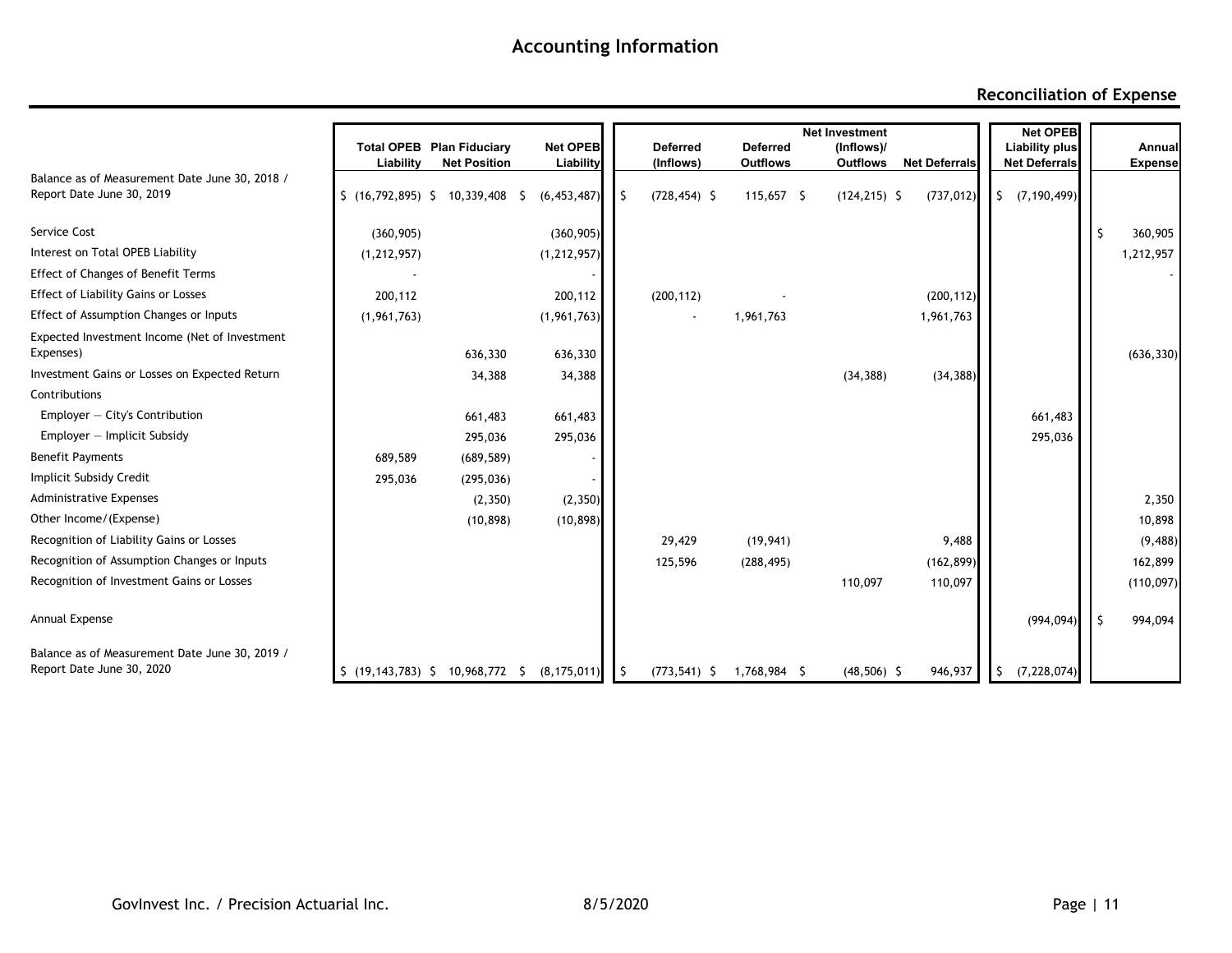# Accounting Information

## Reconciliation of Expense

| | Total OPEB Liability | Plan Fiduciary Net Position | Net OPEB Liability | Deferred (Inflows) | Deferred Outflows | Net Investment (Inflows)/ Outflows | Net Deferrals | Net OPEB Liability plus Net Deferrals | Annual Expense |
|---|---|---|---|---|---|---|---|---|---|
| Balance as of Measurement Date June 30, 2018 / Report Date June 30, 2019 | $ (16,792,895) | $ 10,339,408 | $ (6,453,487) | $ (728,454) | $ 115,657 | $ (124,215) | $ (737,012) | $ (7,190,499) | |
| Service Cost | (360,905) | | (360,905) | | | | | | $ 360,905 |
| Interest on Total OPEB Liability | (1,212,957) | | (1,212,957) | | | | | | 1,212,957 |
| Effect of Changes of Benefit Terms | - | | - | | | | | | - |
| Effect of Liability Gains or Losses | 200,112 | | 200,112 | (200,112) | - | | (200,112) | | |
| Effect of Assumption Changes or Inputs | (1,961,763) | | (1,961,763) | - | 1,961,763 | | 1,961,763 | | |
| Expected Investment Income (Net of Investment Expenses) | | 636,330 | 636,330 | | | | | | (636,330) |
| Investment Gains or Losses on Expected Return | | 34,388 | 34,388 | | | (34,388) | (34,388) | | |
| Contributions | | | | | | | | | |
| Employer — City's Contribution | | 661,483 | 661,483 | | | | | 661,483 | |
| Employer — Implicit Subsidy | | 295,036 | 295,036 | | | | | 295,036 | |
| Benefit Payments | 689,589 | (689,589) | - | | | | | | |
| Implicit Subsidy Credit | 295,036 | (295,036) | - | | | | | | |
| Administrative Expenses | | (2,350) | (2,350) | | | | | | 2,350 |
| Other Income/(Expense) | | (10,898) | (10,898) | | | | | | 10,898 |
| Recognition of Liability Gains or Losses | | | | 29,429 | (19,941) | | 9,488 | | (9,488) |
| Recognition of Assumption Changes or Inputs | | | | 125,596 | (288,495) | | (162,899) | | 162,899 |
| Recognition of Investment Gains or Losses | | | | | | 110,097 | 110,097 | | (110,097) |
| Annual Expense | | | | | | | | (994,094) | $ 994,094 |
| Balance as of Measurement Date June 30, 2019 / Report Date June 30, 2020 | $ (19,143,783) | $ 10,968,772 | $ (8,175,011) | $ (773,541) | $ 1,768,984 | $ (48,506) | $ 946,937 | $ (7,228,074) | |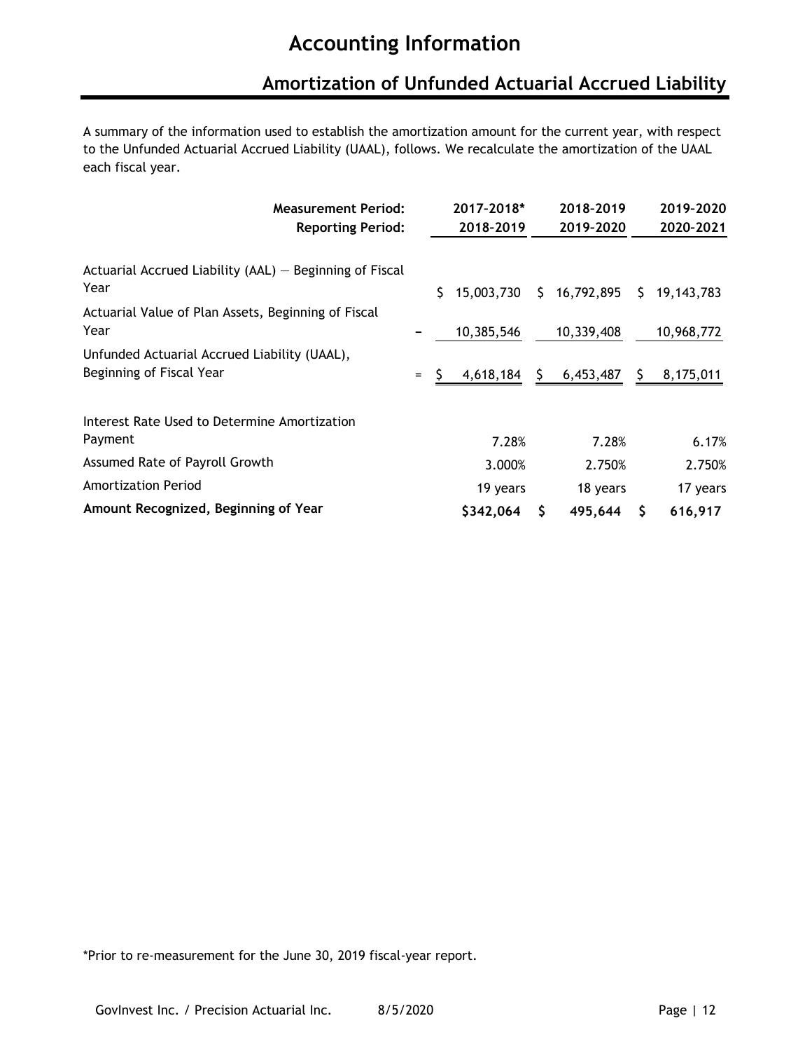# Accounting Information

## Amortization of Unfunded Actuarial Accrued Liability

A summary of the information used to establish the amortization amount for the current year, with respect to the Unfunded Actuarial Accrued Liability (UAAL), follows. We recalculate the amortization of the UAAL each fiscal year.

| Measurement Period: | | 2017-2018* | 2018-2019 | 2019-2020 |
|---|---|---|---|---|
| **Reporting Period:** | | **2018-2019** | **2019-2020** | **2020-2021** |
| Actuarial Accrued Liability (AAL) — Beginning of Fiscal Year | | $ 15,003,730 | $ 16,792,895 | $ 19,143,783 |
| Actuarial Value of Plan Assets, Beginning of Fiscal Year | – | 10,385,546 | 10,339,408 | 10,968,772 |
| Unfunded Actuarial Accrued Liability (UAAL), Beginning of Fiscal Year | = | $ 4,618,184 | $ 6,453,487 | $ 8,175,011 |
| Interest Rate Used to Determine Amortization Payment | | 7.28% | 7.28% | 6.17% |
| Assumed Rate of Payroll Growth | | 3.000% | 2.750% | 2.750% |
| Amortization Period | | 19 years | 18 years | 17 years |
| **Amount Recognized, Beginning of Year** | | **$342,064** | **$ 495,644** | **$ 616,917** |

*Prior to re-measurement for the June 30, 2019 fiscal-year report.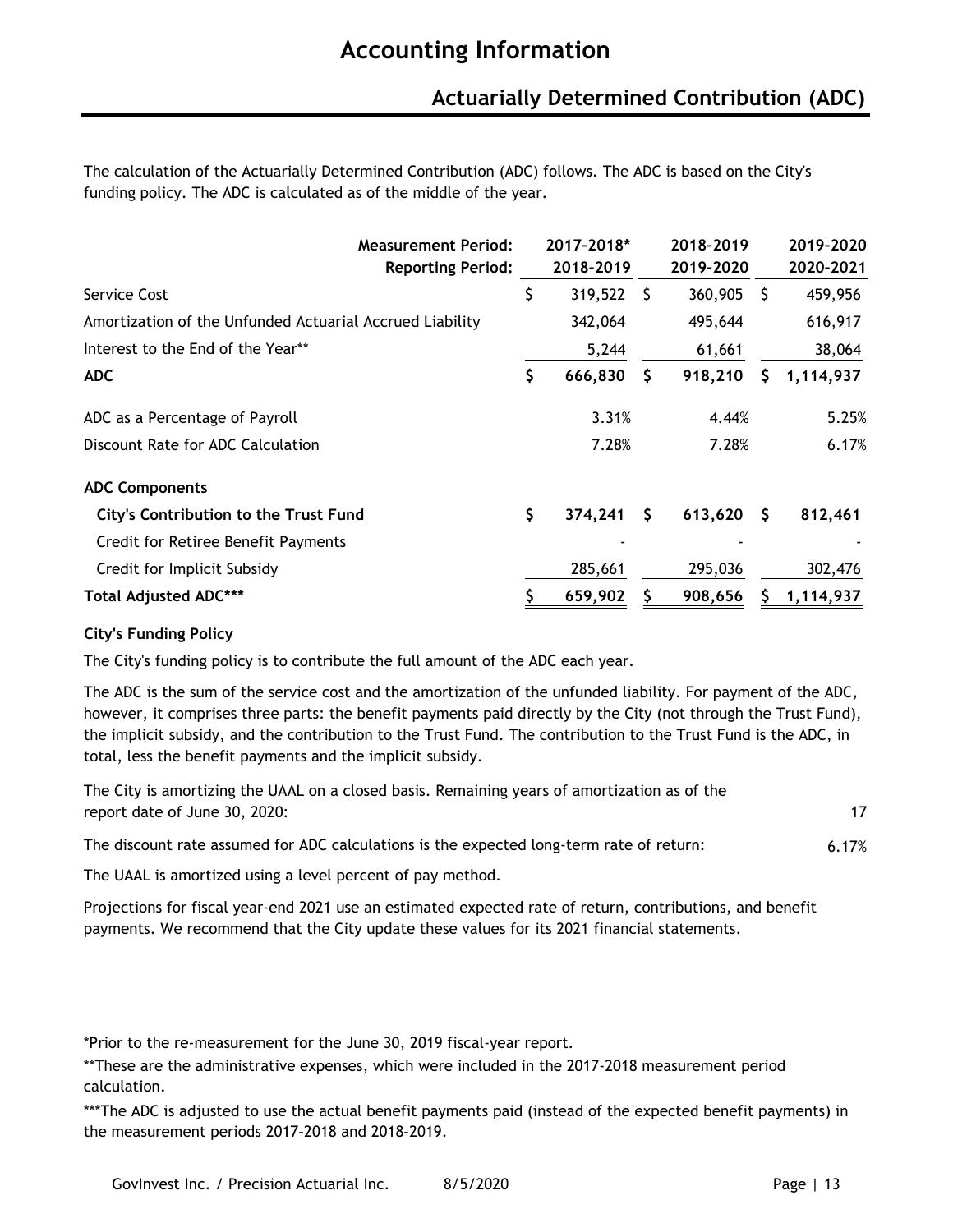# Accounting Information

## Actuarially Determined Contribution (ADC)

The calculation of the Actuarially Determined Contribution (ADC) follows. The ADC is based on the City's funding policy. The ADC is calculated as of the middle of the year.

| Measurement Period: | 2017-2018* | 2018-2019 | 2019-2020 |
|---|---|---|---|
| **Reporting Period:** | **2018-2019** | **2019-2020** | **2020-2021** |
| Service Cost | $ 319,522 | $ 360,905 | $ 459,956 |
| Amortization of the Unfunded Actuarial Accrued Liability | 342,064 | 495,644 | 616,917 |
| Interest to the End of the Year** | 5,244 | 61,661 | 38,064 |
| **ADC** | **$ 666,830** | **$ 918,210** | **$ 1,114,937** |
| ADC as a Percentage of Payroll | 3.31% | 4.44% | 5.25% |
| Discount Rate for ADC Calculation | 7.28% | 7.28% | 6.17% |
| **ADC Components** | | | |
| **City's Contribution to the Trust Fund** | **$ 374,241** | **$ 613,620** | **$ 812,461** |
| Credit for Retiree Benefit Payments | - | - | - |
| Credit for Implicit Subsidy | 285,661 | 295,036 | 302,476 |
| **Total Adjusted ADC***** | **$ 659,902** | **$ 908,656** | **$ 1,114,937** |

**City's Funding Policy**

The City's funding policy is to contribute the full amount of the ADC each year.

The ADC is the sum of the service cost and the amortization of the unfunded liability. For payment of the ADC, however, it comprises three parts: the benefit payments paid directly by the City (not through the Trust Fund), the implicit subsidy, and the contribution to the Trust Fund. The contribution to the Trust Fund is the ADC, in total, less the benefit payments and the implicit subsidy.

The City is amortizing the UAAL on a closed basis. Remaining years of amortization as of the report date of June 30, 2020: 17

The discount rate assumed for ADC calculations is the expected long-term rate of return: 6.17%

The UAAL is amortized using a level percent of pay method.

Projections for fiscal year-end 2021 use an estimated expected rate of return, contributions, and benefit payments. We recommend that the City update these values for its 2021 financial statements.

*Prior to the re-measurement for the June 30, 2019 fiscal-year report.

**These are the administrative expenses, which were included in the 2017-2018 measurement period calculation.

***The ADC is adjusted to use the actual benefit payments paid (instead of the expected benefit payments) in the measurement periods 2017–2018 and 2018–2019.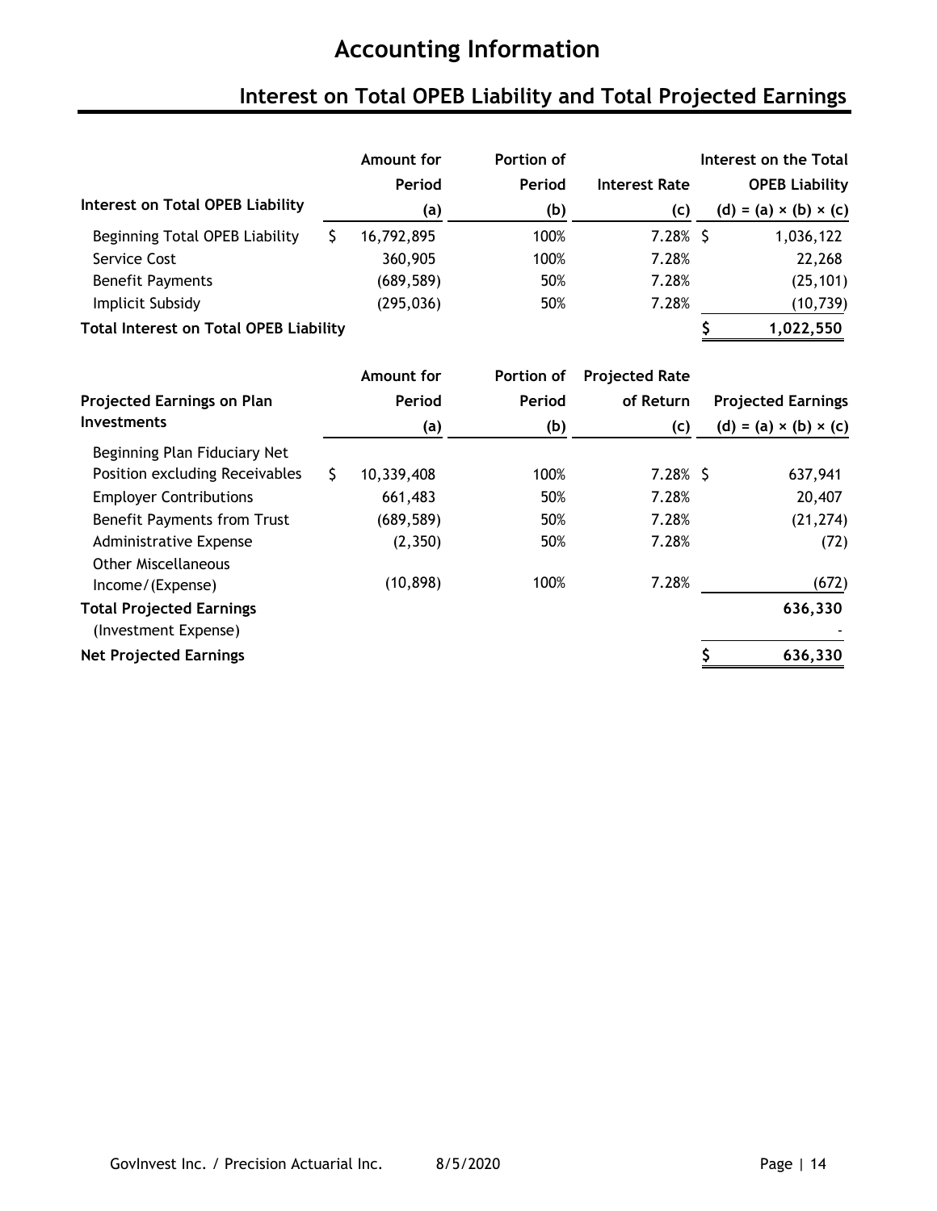# Accounting Information

## Interest on Total OPEB Liability and Total Projected Earnings

| Interest on Total OPEB Liability | Amount for Period (a) | Portion of Period (b) | Interest Rate (c) | Interest on the Total OPEB Liability (d) = (a) × (b) × (c) |
|---|---|---|---|---|
| Beginning Total OPEB Liability | $ 16,792,895 | 100% | 7.28% | $ 1,036,122 |
| Service Cost | 360,905 | 100% | 7.28% | 22,268 |
| Benefit Payments | (689,589) | 50% | 7.28% | (25,101) |
| Implicit Subsidy | (295,036) | 50% | 7.28% | (10,739) |
| **Total Interest on Total OPEB Liability** | | | | **$ 1,022,550** |

| Projected Earnings on Plan Investments | Amount for Period (a) | Portion of Period (b) | Projected Rate of Return (c) | Projected Earnings (d) = (a) × (b) × (c) |
|---|---|---|---|---|
| Beginning Plan Fiduciary Net Position excluding Receivables | $ 10,339,408 | 100% | 7.28% | $ 637,941 |
| Employer Contributions | 661,483 | 50% | 7.28% | 20,407 |
| Benefit Payments from Trust | (689,589) | 50% | 7.28% | (21,274) |
| Administrative Expense | (2,350) | 50% | 7.28% | (72) |
| Other Miscellaneous Income/(Expense) | (10,898) | 100% | 7.28% | (672) |
| **Total Projected Earnings** | | | | **636,330** |
| (Investment Expense) | | | | - |
| **Net Projected Earnings** | | | | **$ 636,330** |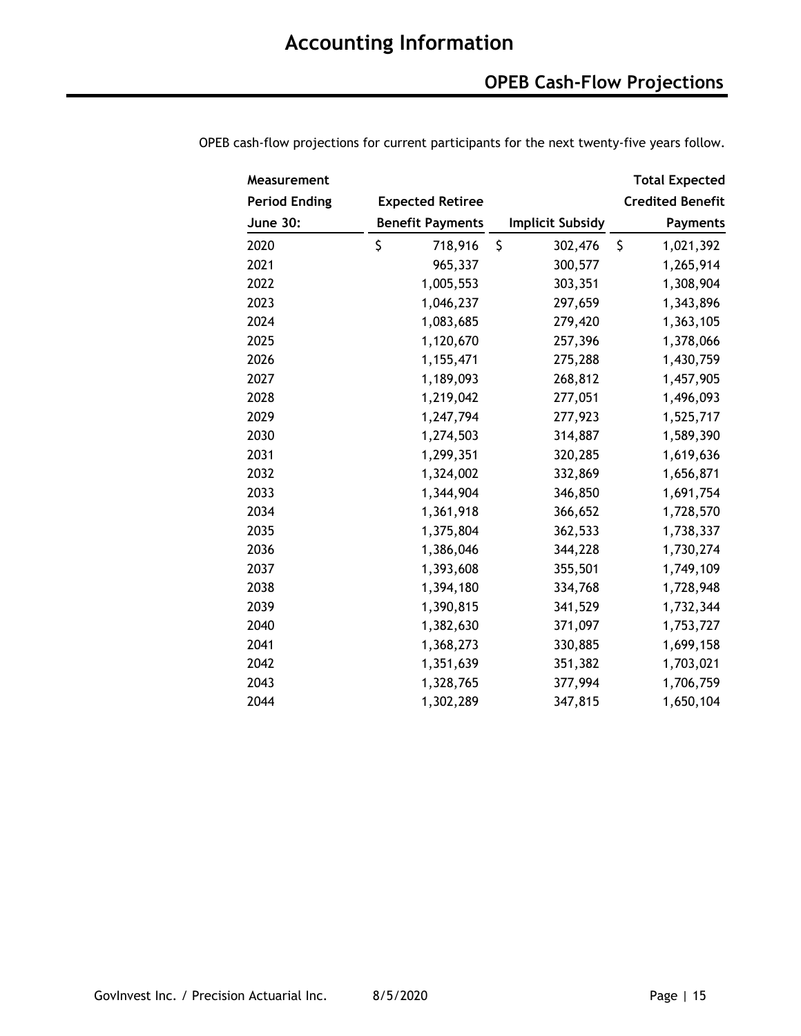# Accounting Information

## OPEB Cash-Flow Projections

OPEB cash-flow projections for current participants for the next twenty-five years follow.

| Measurement Period Ending June 30: | Expected Retiree Benefit Payments | Implicit Subsidy | Total Expected Credited Benefit Payments |
|---|---|---|---|
| 2020 | $ 718,916 | $ 302,476 | $ 1,021,392 |
| 2021 | 965,337 | 300,577 | 1,265,914 |
| 2022 | 1,005,553 | 303,351 | 1,308,904 |
| 2023 | 1,046,237 | 297,659 | 1,343,896 |
| 2024 | 1,083,685 | 279,420 | 1,363,105 |
| 2025 | 1,120,670 | 257,396 | 1,378,066 |
| 2026 | 1,155,471 | 275,288 | 1,430,759 |
| 2027 | 1,189,093 | 268,812 | 1,457,905 |
| 2028 | 1,219,042 | 277,051 | 1,496,093 |
| 2029 | 1,247,794 | 277,923 | 1,525,717 |
| 2030 | 1,274,503 | 314,887 | 1,589,390 |
| 2031 | 1,299,351 | 320,285 | 1,619,636 |
| 2032 | 1,324,002 | 332,869 | 1,656,871 |
| 2033 | 1,344,904 | 346,850 | 1,691,754 |
| 2034 | 1,361,918 | 366,652 | 1,728,570 |
| 2035 | 1,375,804 | 362,533 | 1,738,337 |
| 2036 | 1,386,046 | 344,228 | 1,730,274 |
| 2037 | 1,393,608 | 355,501 | 1,749,109 |
| 2038 | 1,394,180 | 334,768 | 1,728,948 |
| 2039 | 1,390,815 | 341,529 | 1,732,344 |
| 2040 | 1,382,630 | 371,097 | 1,753,727 |
| 2041 | 1,368,273 | 330,885 | 1,699,158 |
| 2042 | 1,351,639 | 351,382 | 1,703,021 |
| 2043 | 1,328,765 | 377,994 | 1,706,759 |
| 2044 | 1,302,289 | 347,815 | 1,650,104 |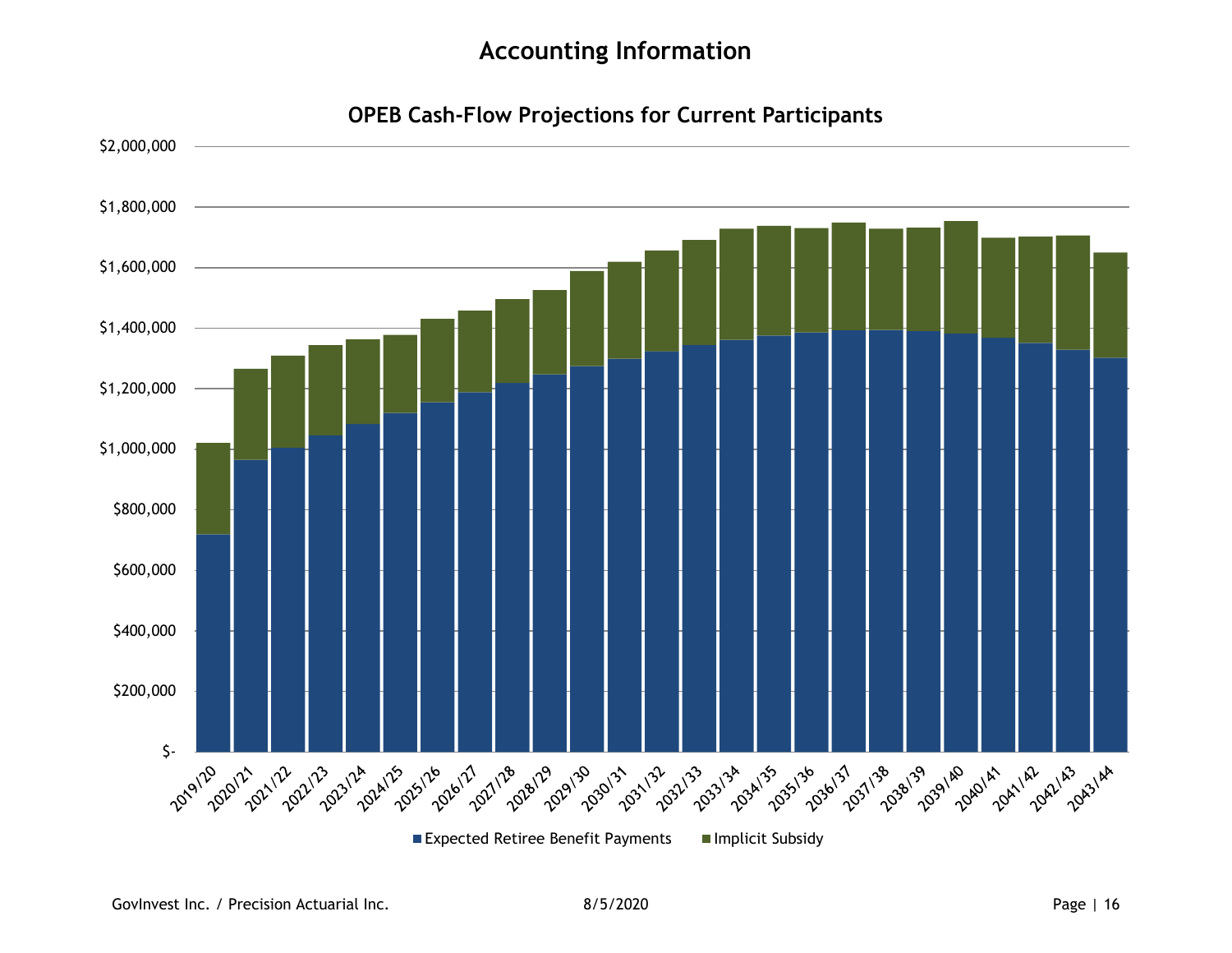# Accounting Information

## OPEB Cash-Flow Projections for Current Participants

$2,000,000
$1,800,000
$1,600,000
$1,400,000
$1,200,000
$1,000,000
$800,000
$600,000
$400,000
$200,000
$-

2019/20 2020/21 2021/22 2022/23 2023/24 2024/25 2025/26 2026/27 2027/28 2028/29 2029/30 2030/31 2031/32 2032/33 2033/34 2034/35 2035/36 2036/37 2037/38 2038/39 2039/40 2040/41 2041/42 2042/43 2043/44

■ Expected Retiree Benefit Payments ■ Implicit Subsidy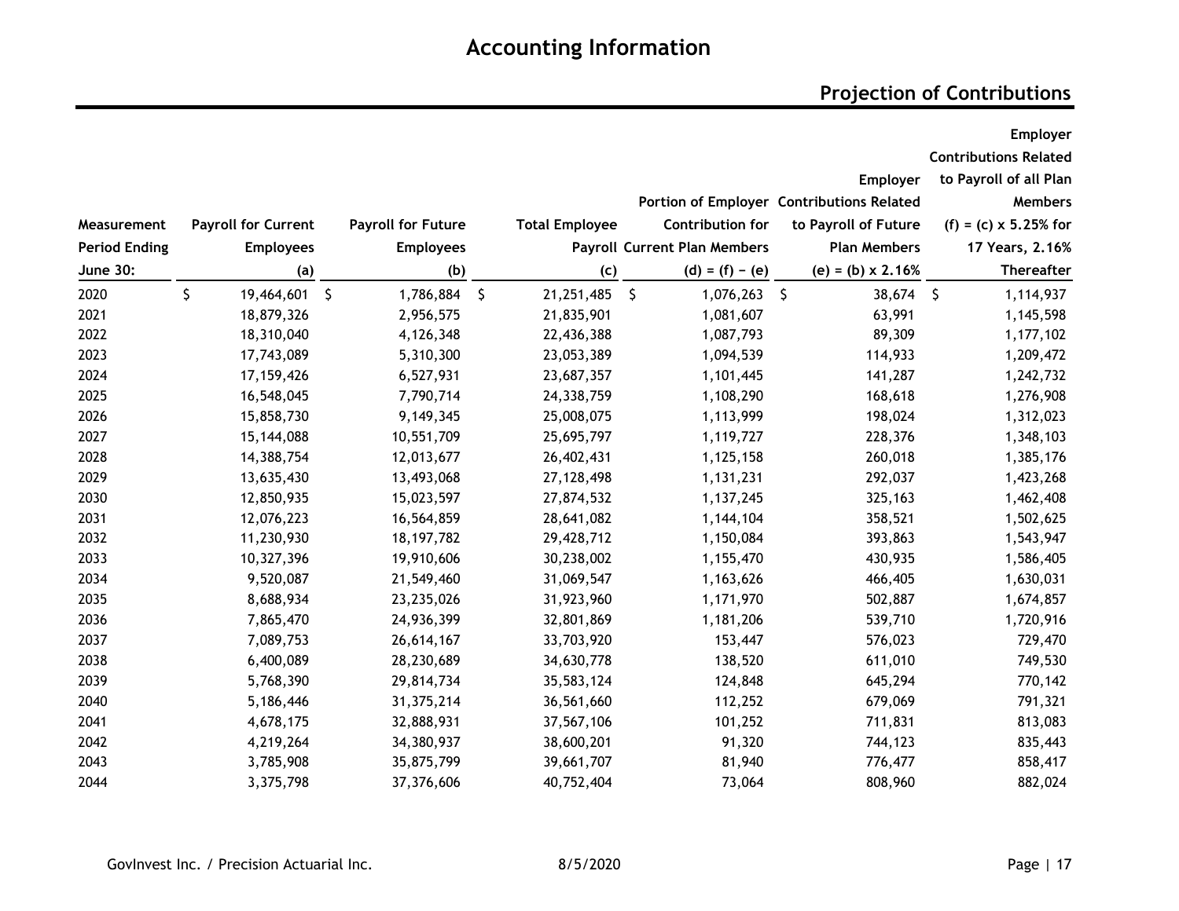# Accounting Information

## Projection of Contributions

| Measurement Period Ending June 30: | Payroll for Current Employees (a) | Payroll for Future Employees (b) | Total Employee Payroll (c) | Portion of Employer Contribution for Current Plan Members (d) = (f) − (e) | Employer Contributions Related to Payroll of Future Plan Members (e) = (b) x 2.16% | Employer Contributions Related to Payroll of all Plan Members (f) = (c) x 5.25% for 17 Years, 2.16% Thereafter |
|---|---|---|---|---|---|---|
| 2020 | $ 19,464,601 | $ 1,786,884 | $ 21,251,485 | $ 1,076,263 | $ 38,674 | $ 1,114,937 |
| 2021 | 18,879,326 | 2,956,575 | 21,835,901 | 1,081,607 | 63,991 | 1,145,598 |
| 2022 | 18,310,040 | 4,126,348 | 22,436,388 | 1,087,793 | 89,309 | 1,177,102 |
| 2023 | 17,743,089 | 5,310,300 | 23,053,389 | 1,094,539 | 114,933 | 1,209,472 |
| 2024 | 17,159,426 | 6,527,931 | 23,687,357 | 1,101,445 | 141,287 | 1,242,732 |
| 2025 | 16,548,045 | 7,790,714 | 24,338,759 | 1,108,290 | 168,618 | 1,276,908 |
| 2026 | 15,858,730 | 9,149,345 | 25,008,075 | 1,113,999 | 198,024 | 1,312,023 |
| 2027 | 15,144,088 | 10,551,709 | 25,695,797 | 1,119,727 | 228,376 | 1,348,103 |
| 2028 | 14,388,754 | 12,013,677 | 26,402,431 | 1,125,158 | 260,018 | 1,385,176 |
| 2029 | 13,635,430 | 13,493,068 | 27,128,498 | 1,131,231 | 292,037 | 1,423,268 |
| 2030 | 12,850,935 | 15,023,597 | 27,874,532 | 1,137,245 | 325,163 | 1,462,408 |
| 2031 | 12,076,223 | 16,564,859 | 28,641,082 | 1,144,104 | 358,521 | 1,502,625 |
| 2032 | 11,230,930 | 18,197,782 | 29,428,712 | 1,150,084 | 393,863 | 1,543,947 |
| 2033 | 10,327,396 | 19,910,606 | 30,238,002 | 1,155,470 | 430,935 | 1,586,405 |
| 2034 | 9,520,087 | 21,549,460 | 31,069,547 | 1,163,626 | 466,405 | 1,630,031 |
| 2035 | 8,688,934 | 23,235,026 | 31,923,960 | 1,171,970 | 502,887 | 1,674,857 |
| 2036 | 7,865,470 | 24,936,399 | 32,801,869 | 1,181,206 | 539,710 | 1,720,916 |
| 2037 | 7,089,753 | 26,614,167 | 33,703,920 | 153,447 | 576,023 | 729,470 |
| 2038 | 6,400,089 | 28,230,689 | 34,630,778 | 138,520 | 611,010 | 749,530 |
| 2039 | 5,768,390 | 29,814,734 | 35,583,124 | 124,848 | 645,294 | 770,142 |
| 2040 | 5,186,446 | 31,375,214 | 36,561,660 | 112,252 | 679,069 | 791,321 |
| 2041 | 4,678,175 | 32,888,931 | 37,567,106 | 101,252 | 711,831 | 813,083 |
| 2042 | 4,219,264 | 34,380,937 | 38,600,201 | 91,320 | 744,123 | 835,443 |
| 2043 | 3,785,908 | 35,875,799 | 39,661,707 | 81,940 | 776,477 | 858,417 |
| 2044 | 3,375,798 | 37,376,606 | 40,752,404 | 73,064 | 808,960 | 882,024 |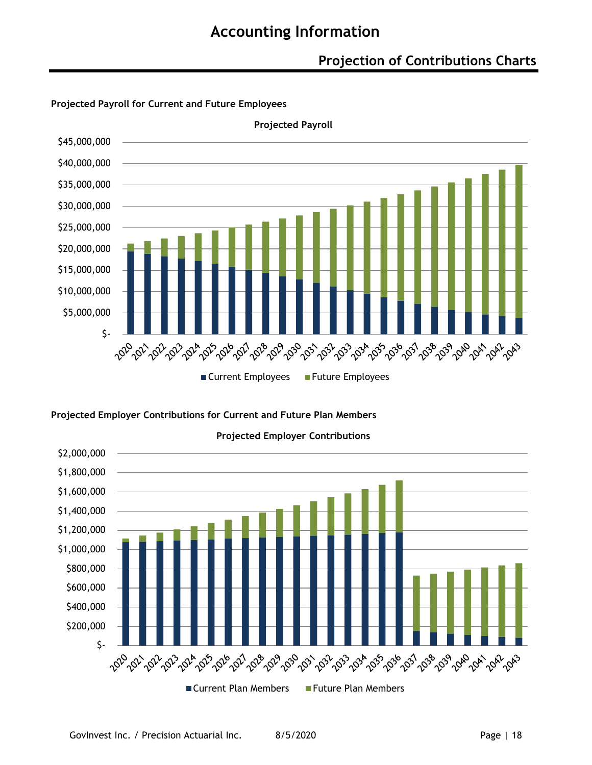# Accounting Information

## Projection of Contributions Charts

**Projected Payroll for Current and Future Employees**

**Projected Payroll**

$45,000,000
$40,000,000
$35,000,000
$30,000,000
$25,000,000
$20,000,000
$15,000,000
$10,000,000
$5,000,000
$-

2020 2021 2022 2023 2024 2025 2026 2027 2028 2029 2030 2031 2032 2033 2034 2035 2036 2037 2038 2039 2040 2041 2042 2043

■ Current Employees ■ Future Employees

**Projected Employer Contributions for Current and Future Plan Members**

**Projected Employer Contributions**

$2,000,000
$1,800,000
$1,600,000
$1,400,000
$1,200,000
$1,000,000
$800,000
$600,000
$400,000
$200,000
$-

2020 2021 2022 2023 2024 2025 2026 2027 2028 2029 2030 2031 2032 2033 2034 2035 2036 2037 2038 2039 2040 2041 2042 2043

■ Current Plan Members ■ Future Plan Members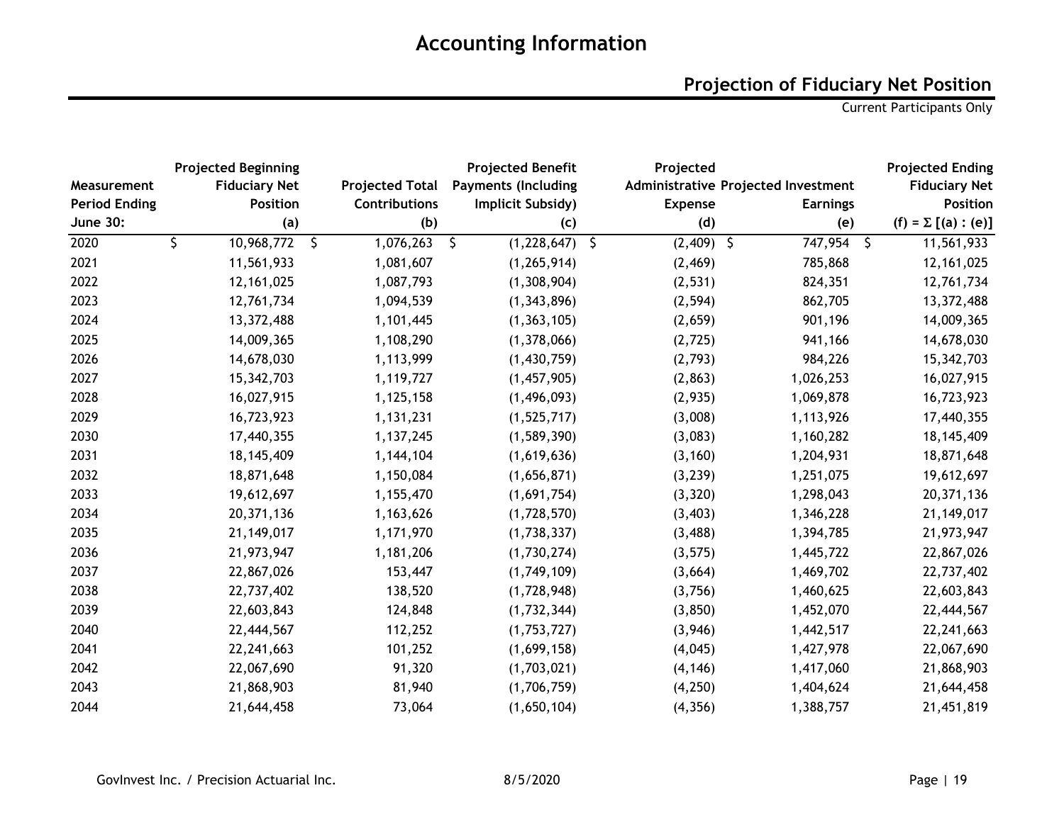# Accounting Information

## Projection of Fiduciary Net Position

Current Participants Only

| Measurement Period Ending June 30: | Projected Beginning Fiduciary Net Position (a) | Projected Total Contributions (b) | Projected Benefit Payments (Including Implicit Subsidy) (c) | Projected Administrative Expense (d) | Projected Investment Earnings (e) | Projected Ending Fiduciary Net Position $(f) = \Sigma [(a) : (e)]$ |
|---|---|---|---|---|---|---|
| 2020 | $ 10,968,772 | $ 1,076,263 | $ (1,228,647) | $ (2,409) | $ 747,954 | $ 11,561,933 |
| 2021 | 11,561,933 | 1,081,607 | (1,265,914) | (2,469) | 785,868 | 12,161,025 |
| 2022 | 12,161,025 | 1,087,793 | (1,308,904) | (2,531) | 824,351 | 12,761,734 |
| 2023 | 12,761,734 | 1,094,539 | (1,343,896) | (2,594) | 862,705 | 13,372,488 |
| 2024 | 13,372,488 | 1,101,445 | (1,363,105) | (2,659) | 901,196 | 14,009,365 |
| 2025 | 14,009,365 | 1,108,290 | (1,378,066) | (2,725) | 941,166 | 14,678,030 |
| 2026 | 14,678,030 | 1,113,999 | (1,430,759) | (2,793) | 984,226 | 15,342,703 |
| 2027 | 15,342,703 | 1,119,727 | (1,457,905) | (2,863) | 1,026,253 | 16,027,915 |
| 2028 | 16,027,915 | 1,125,158 | (1,496,093) | (2,935) | 1,069,878 | 16,723,923 |
| 2029 | 16,723,923 | 1,131,231 | (1,525,717) | (3,008) | 1,113,926 | 17,440,355 |
| 2030 | 17,440,355 | 1,137,245 | (1,589,390) | (3,083) | 1,160,282 | 18,145,409 |
| 2031 | 18,145,409 | 1,144,104 | (1,619,636) | (3,160) | 1,204,931 | 18,871,648 |
| 2032 | 18,871,648 | 1,150,084 | (1,656,871) | (3,239) | 1,251,075 | 19,612,697 |
| 2033 | 19,612,697 | 1,155,470 | (1,691,754) | (3,320) | 1,298,043 | 20,371,136 |
| 2034 | 20,371,136 | 1,163,626 | (1,728,570) | (3,403) | 1,346,228 | 21,149,017 |
| 2035 | 21,149,017 | 1,171,970 | (1,738,337) | (3,488) | 1,394,785 | 21,973,947 |
| 2036 | 21,973,947 | 1,181,206 | (1,730,274) | (3,575) | 1,445,722 | 22,867,026 |
| 2037 | 22,867,026 | 153,447 | (1,749,109) | (3,664) | 1,469,702 | 22,737,402 |
| 2038 | 22,737,402 | 138,520 | (1,728,948) | (3,756) | 1,460,625 | 22,603,843 |
| 2039 | 22,603,843 | 124,848 | (1,732,344) | (3,850) | 1,452,070 | 22,444,567 |
| 2040 | 22,444,567 | 112,252 | (1,753,727) | (3,946) | 1,442,517 | 22,241,663 |
| 2041 | 22,241,663 | 101,252 | (1,699,158) | (4,045) | 1,427,978 | 22,067,690 |
| 2042 | 22,067,690 | 91,320 | (1,703,021) | (4,146) | 1,417,060 | 21,868,903 |
| 2043 | 21,868,903 | 81,940 | (1,706,759) | (4,250) | 1,404,624 | 21,644,458 |
| 2044 | 21,644,458 | 73,064 | (1,650,104) | (4,356) | 1,388,757 | 21,451,819 |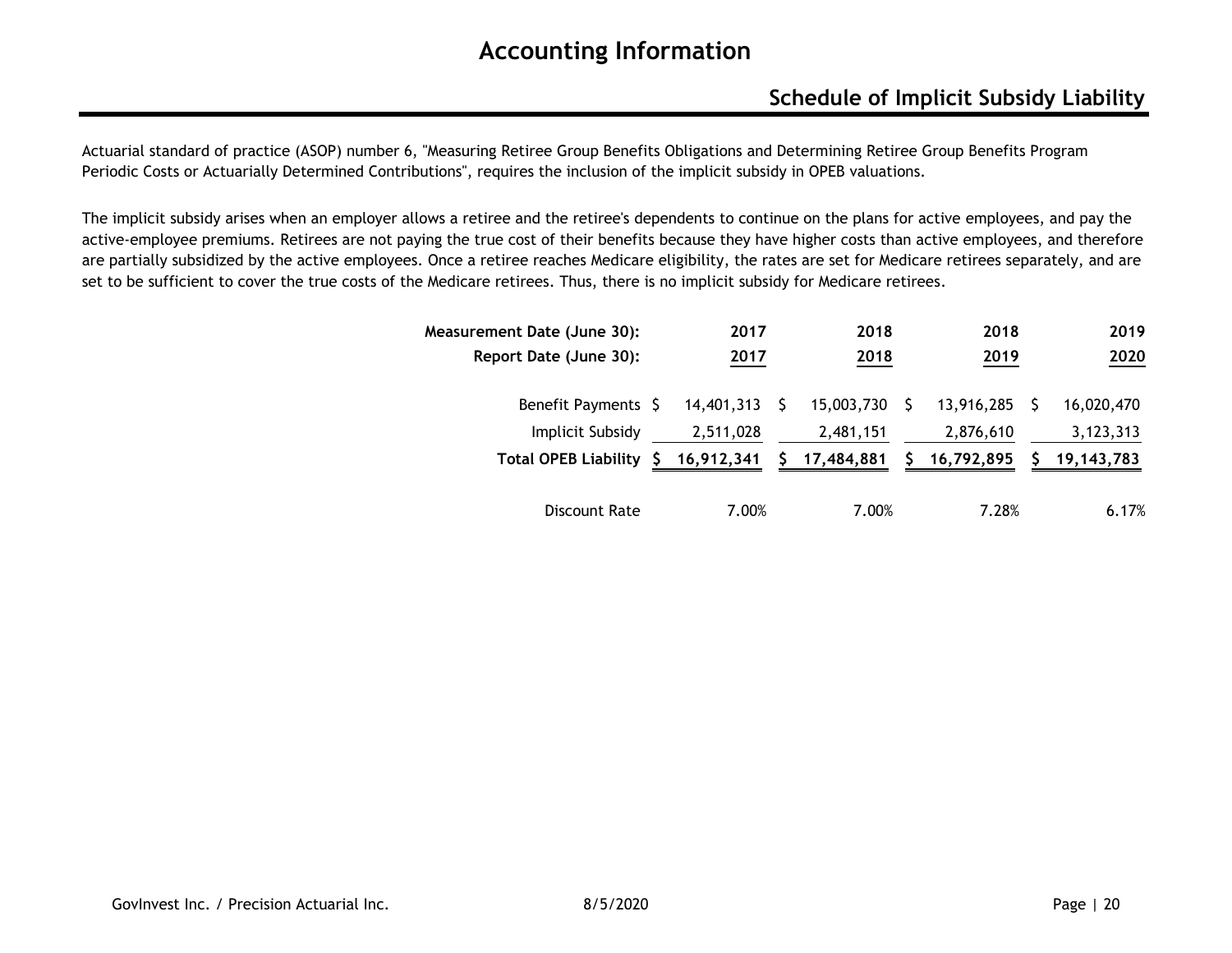# Accounting Information

## Schedule of Implicit Subsidy Liability

Actuarial standard of practice (ASOP) number 6, "Measuring Retiree Group Benefits Obligations and Determining Retiree Group Benefits Program Periodic Costs or Actuarially Determined Contributions", requires the inclusion of the implicit subsidy in OPEB valuations.

The implicit subsidy arises when an employer allows a retiree and the retiree's dependents to continue on the plans for active employees, and pay the active-employee premiums. Retirees are not paying the true cost of their benefits because they have higher costs than active employees, and therefore are partially subsidized by the active employees. Once a retiree reaches Medicare eligibility, the rates are set for Medicare retirees separately, and are set to be sufficient to cover the true costs of the Medicare retirees. Thus, there is no implicit subsidy for Medicare retirees.

| **Measurement Date (June 30):** | **2017** | **2018** | **2018** | **2019** |
|---|---|---|---|---|
| **Report Date (June 30):** | **2017** | **2018** | **2019** | **2020** |
| Benefit Payments | $ 14,401,313 | $ 15,003,730 | $ 13,916,285 | $ 16,020,470 |
| Implicit Subsidy | 2,511,028 | 2,481,151 | 2,876,610 | 3,123,313 |
| **Total OPEB Liability** | **$ 16,912,341** | **$ 17,484,881** | **$ 16,792,895** | **$ 19,143,783** |
| Discount Rate | 7.00% | 7.00% | 7.28% | 6.17% |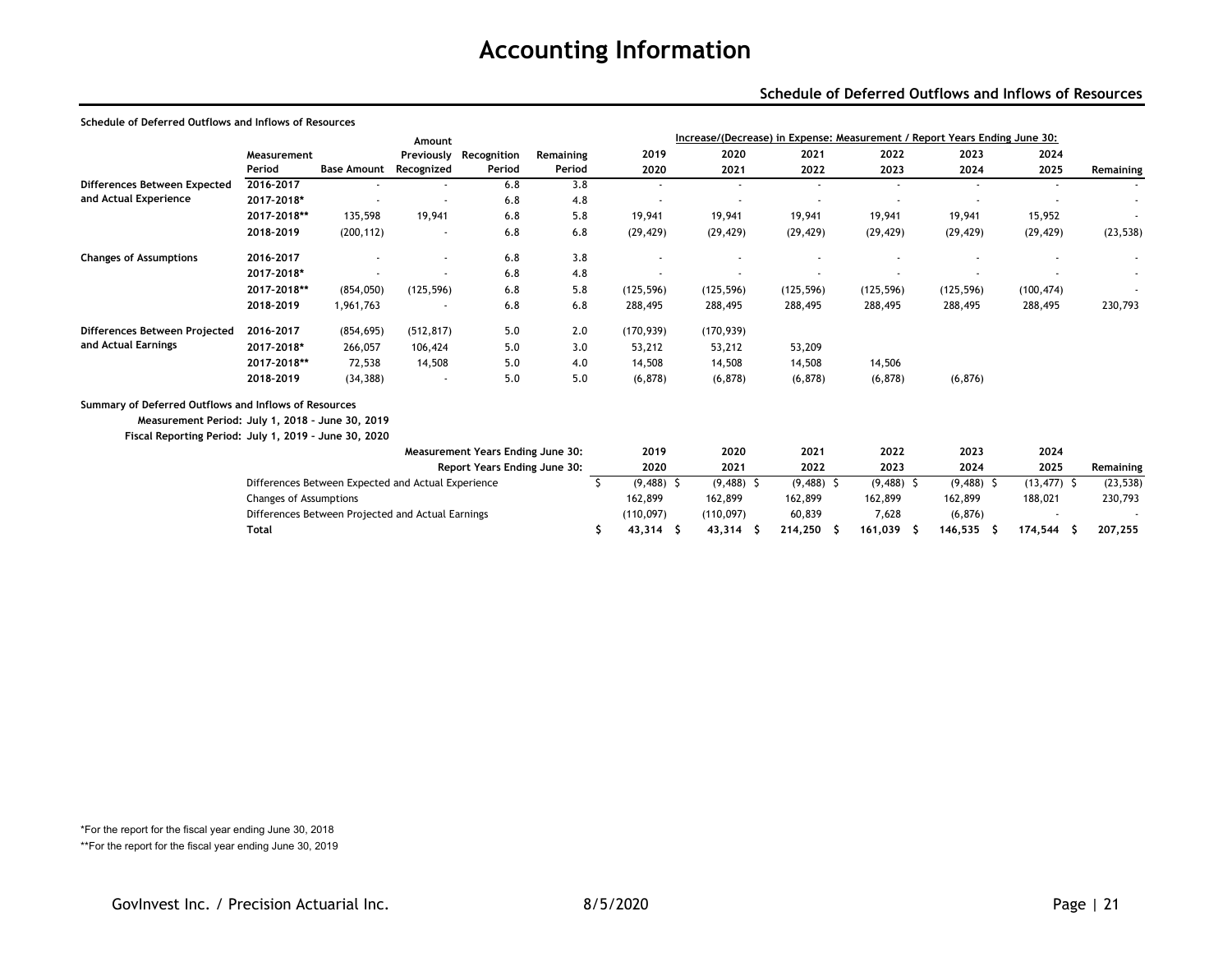# Accounting Information

## Schedule of Deferred Outflows and Inflows of Resources

**Schedule of Deferred Outflows and Inflows of Resources**

| | Measurement Period | Base Amount | Amount Previously Recognized | Recognition Period | Remaining Period | 2019 / 2020 | 2020 / 2021 | 2021 / 2022 | 2022 / 2023 | 2023 / 2024 | 2024 / 2025 | Remaining |
|---|---|---|---|---|---|---|---|---|---|---|---|---|
| | | | | | | Increase/(Decrease) in Expense: Measurement / Report Years Ending June 30: | | | | | | |
| **Differences Between Expected and Actual Experience** | 2016-2017 | - | - | 6.8 | 3.8 | - | - | - | - | - | - | - |
| | 2017-2018* | - | - | 6.8 | 4.8 | - | - | - | - | - | - | - |
| | 2017-2018** | 135,598 | 19,941 | 6.8 | 5.8 | 19,941 | 19,941 | 19,941 | 19,941 | 19,941 | 15,952 | - |
| | 2018-2019 | (200,112) | - | 6.8 | 6.8 | (29,429) | (29,429) | (29,429) | (29,429) | (29,429) | (29,429) | (23,538) |
| **Changes of Assumptions** | 2016-2017 | - | - | 6.8 | 3.8 | - | - | - | - | - | - | - |
| | 2017-2018* | - | - | 6.8 | 4.8 | - | - | - | - | - | - | - |
| | 2017-2018** | (854,050) | (125,596) | 6.8 | 5.8 | (125,596) | (125,596) | (125,596) | (125,596) | (125,596) | (100,474) | - |
| | 2018-2019 | 1,961,763 | - | 6.8 | 6.8 | 288,495 | 288,495 | 288,495 | 288,495 | 288,495 | 288,495 | 230,793 |
| **Differences Between Projected and Actual Earnings** | 2016-2017 | (854,695) | (512,817) | 5.0 | 2.0 | (170,939) | (170,939) | | | | | |
| | 2017-2018* | 266,057 | 106,424 | 5.0 | 3.0 | 53,212 | 53,212 | 53,209 | | | | |
| | 2017-2018** | 72,538 | 14,508 | 5.0 | 4.0 | 14,508 | 14,508 | 14,508 | 14,506 | | | |
| | 2018-2019 | (34,388) | - | 5.0 | 5.0 | (6,878) | (6,878) | (6,878) | (6,878) | (6,876) | | |

**Summary of Deferred Outflows and Inflows of Resources**

**Measurement Period: July 1, 2018 - June 30, 2019**

**Fiscal Reporting Period: July 1, 2019 - June 30, 2020**

| Measurement Years Ending June 30: | 2019 | 2020 | 2021 | 2022 | 2023 | 2024 | |
|---|---|---|---|---|---|---|---|
| Report Years Ending June 30: | 2020 | 2021 | 2022 | 2023 | 2024 | 2025 | Remaining |
| Differences Between Expected and Actual Experience | $ (9,488) | $ (9,488) | $ (9,488) | $ (9,488) | $ (9,488) | $ (13,477) | $ (23,538) |
| Changes of Assumptions | 162,899 | 162,899 | 162,899 | 162,899 | 162,899 | 188,021 | 230,793 |
| Differences Between Projected and Actual Earnings | (110,097) | (110,097) | 60,839 | 7,628 | (6,876) | - | - |
| **Total** | **$ 43,314** | **$ 43,314** | **$ 214,250** | **$ 161,039** | **$ 146,535** | **$ 174,544** | **$ 207,255** |

*For the report for the fiscal year ending June 30, 2018

**For the report for the fiscal year ending June 30, 2019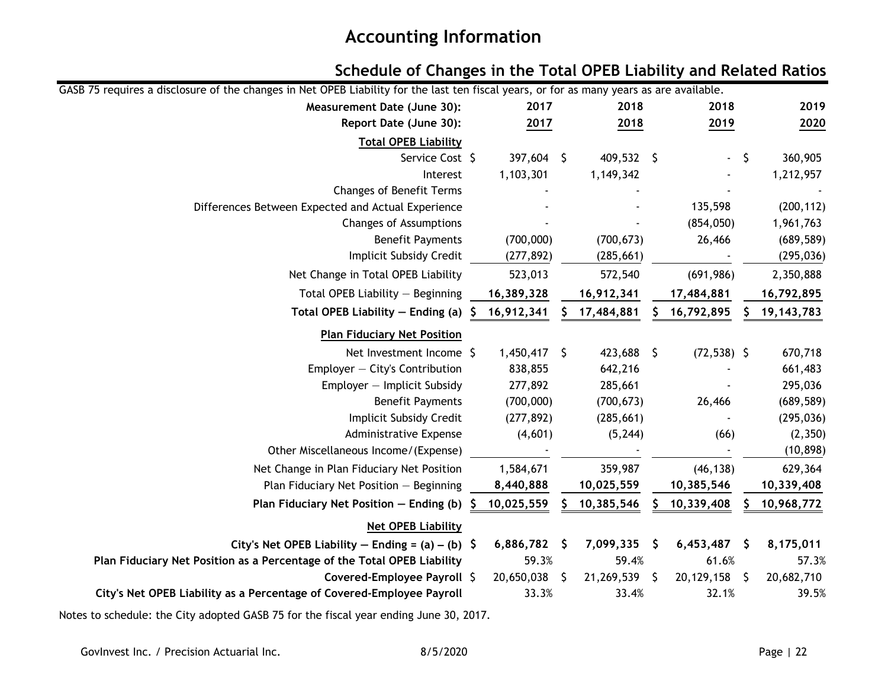# Accounting Information

## Schedule of Changes in the Total OPEB Liability and Related Ratios

GASB 75 requires a disclosure of the changes in Net OPEB Liability for the last ten fiscal years, or for as many years as are available.

| **Measurement Date (June 30):** | **2017** | **2018** | **2018** | **2019** |
|---|---|---|---|---|
| **Report Date (June 30):** | **2017** | **2018** | **2019** | **2020** |
| **Total OPEB Liability** | | | | |
| Service Cost | $ 397,604 | $ 409,532 | $ - | $ 360,905 |
| Interest | 1,103,301 | 1,149,342 | - | 1,212,957 |
| Changes of Benefit Terms | - | - | - | - |
| Differences Between Expected and Actual Experience | - | - | 135,598 | (200,112) |
| Changes of Assumptions | - | - | (854,050) | 1,961,763 |
| Benefit Payments | (700,000) | (700,673) | 26,466 | (689,589) |
| Implicit Subsidy Credit | (277,892) | (285,661) | - | (295,036) |
| Net Change in Total OPEB Liability | 523,013 | 572,540 | (691,986) | 2,350,888 |
| Total OPEB Liability — Beginning | **16,389,328** | **16,912,341** | **17,484,881** | **16,792,895** |
| **Total OPEB Liability — Ending (a)** | **$ 16,912,341** | **$ 17,484,881** | **$ 16,792,895** | **$ 19,143,783** |
| **Plan Fiduciary Net Position** | | | | |
| Net Investment Income | $ 1,450,417 | $ 423,688 | $ (72,538) | $ 670,718 |
| Employer — City's Contribution | 838,855 | 642,216 | - | 661,483 |
| Employer — Implicit Subsidy | 277,892 | 285,661 | - | 295,036 |
| Benefit Payments | (700,000) | (700,673) | 26,466 | (689,589) |
| Implicit Subsidy Credit | (277,892) | (285,661) | - | (295,036) |
| Administrative Expense | (4,601) | (5,244) | (66) | (2,350) |
| Other Miscellaneous Income/(Expense) | - | - | - | (10,898) |
| Net Change in Plan Fiduciary Net Position | 1,584,671 | 359,987 | (46,138) | 629,364 |
| Plan Fiduciary Net Position — Beginning | **8,440,888** | **10,025,559** | **10,385,546** | **10,339,408** |
| **Plan Fiduciary Net Position — Ending (b)** | **$ 10,025,559** | **$ 10,385,546** | **$ 10,339,408** | **$ 10,968,772** |
| **Net OPEB Liability** | | | | |
| **City's Net OPEB Liability — Ending = (a) – (b)** | **$ 6,886,782** | **$ 7,099,335** | **$ 6,453,487** | **$ 8,175,011** |
| **Plan Fiduciary Net Position as a Percentage of the Total OPEB Liability** | 59.3% | 59.4% | 61.6% | 57.3% |
| **Covered-Employee Payroll** | $ 20,650,038 | $ 21,269,539 | $ 20,129,158 | $ 20,682,710 |
| **City's Net OPEB Liability as a Percentage of Covered-Employee Payroll** | 33.3% | 33.4% | 32.1% | 39.5% |

Notes to schedule: the City adopted GASB 75 for the fiscal year ending June 30, 2017.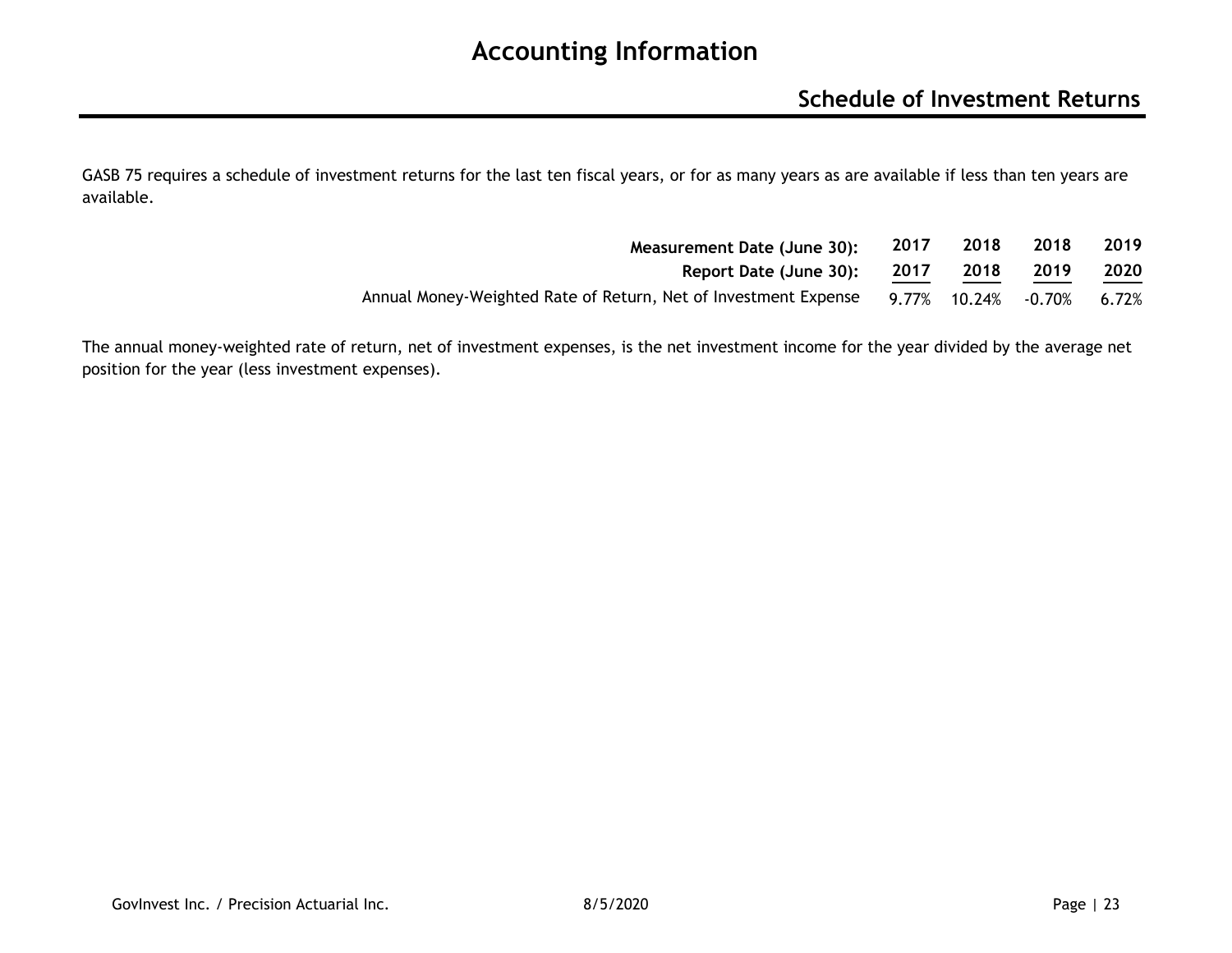# Accounting Information

## Schedule of Investment Returns

GASB 75 requires a schedule of investment returns for the last ten fiscal years, or for as many years as are available if less than ten years are available.

| Measurement Date (June 30): | 2017 | 2018 | 2018 | 2019 |
|---|---|---|---|---|
| **Report Date (June 30):** | **2017** | **2018** | **2019** | **2020** |
| Annual Money-Weighted Rate of Return, Net of Investment Expense | 9.77% | 10.24% | -0.70% | 6.72% |

The annual money-weighted rate of return, net of investment expenses, is the net investment income for the year divided by the average net position for the year (less investment expenses).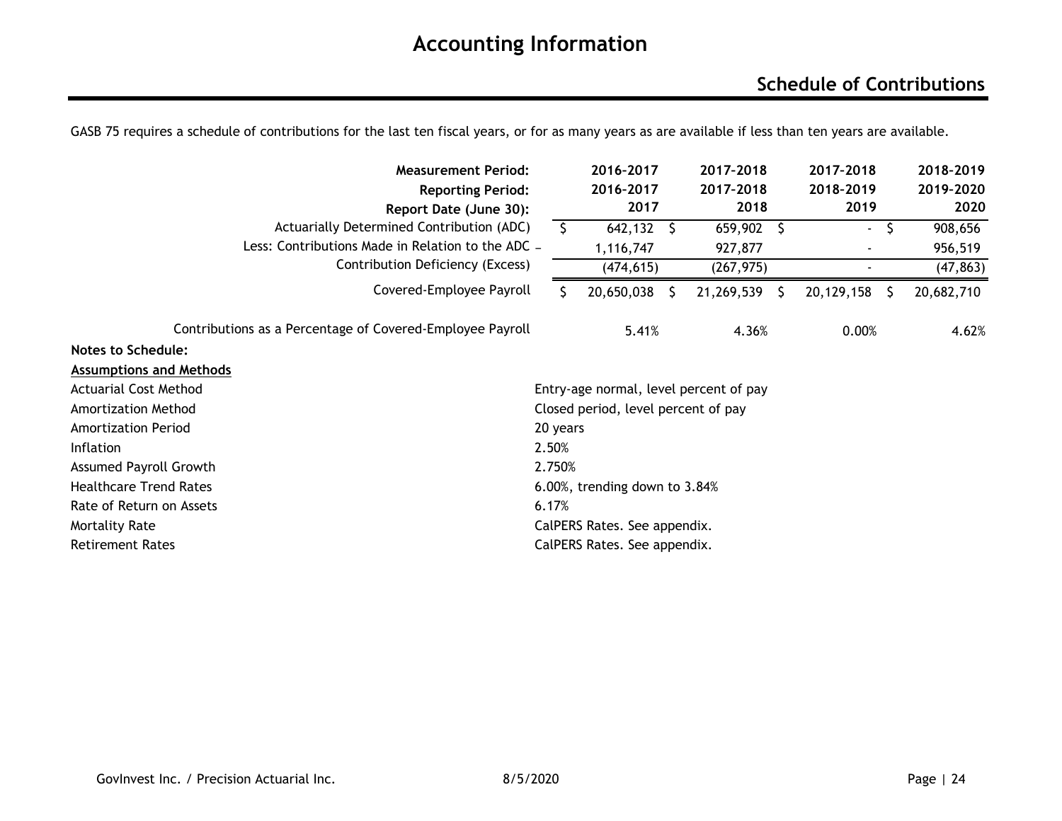# Accounting Information

## Schedule of Contributions

GASB 75 requires a schedule of contributions for the last ten fiscal years, or for as many years as are available if less than ten years are available.

| Measurement Period: | 2016-2017 | 2017-2018 | 2017-2018 | 2018-2019 |
|---|---|---|---|---|
| **Reporting Period:** | **2016-2017** | **2017-2018** | **2018-2019** | **2019-2020** |
| **Report Date (June 30):** | **2017** | **2018** | **2019** | **2020** |
| Actuarially Determined Contribution (ADC) | $ 642,132 | $ 659,902 | $ - | $ 908,656 |
| Less: Contributions Made in Relation to the ADC | 1,116,747 | 927,877 | - | 956,519 |
| Contribution Deficiency (Excess) | (474,615) | (267,975) | - | (47,863) |
| Covered-Employee Payroll | $ 20,650,038 | $ 21,269,539 | $ 20,129,158 | $ 20,682,710 |
| Contributions as a Percentage of Covered-Employee Payroll | 5.41% | 4.36% | 0.00% | 4.62% |

**Notes to Schedule:**

**Assumptions and Methods**

| | |
|---|---|
| Actuarial Cost Method | Entry-age normal, level percent of pay |
| Amortization Method | Closed period, level percent of pay |
| Amortization Period | 20 years |
| Inflation | 2.50% |
| Assumed Payroll Growth | 2.750% |
| Healthcare Trend Rates | 6.00%, trending down to 3.84% |
| Rate of Return on Assets | 6.17% |
| Mortality Rate | CalPERS Rates. See appendix. |
| Retirement Rates | CalPERS Rates. See appendix. |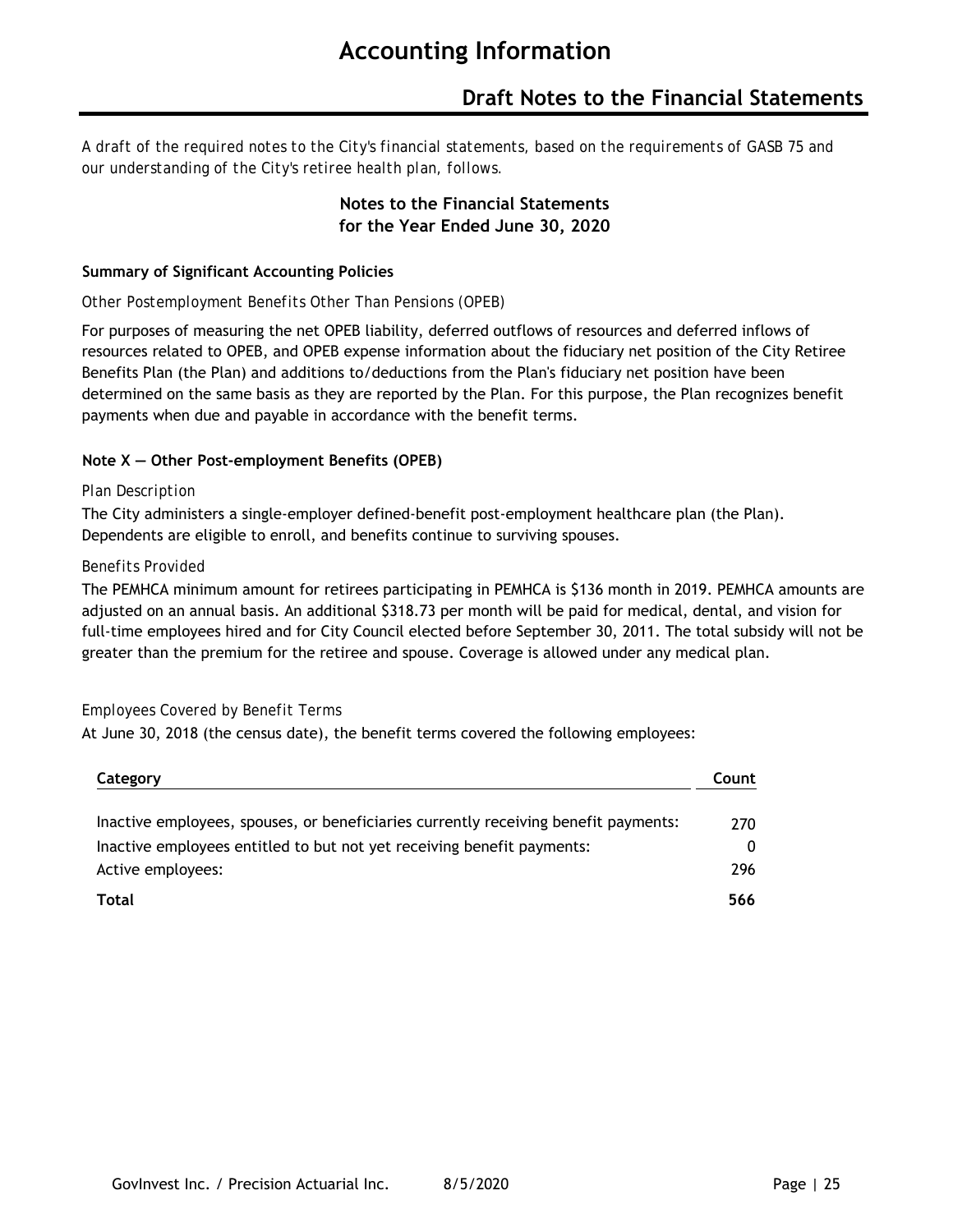# Accounting Information

## Draft Notes to the Financial Statements

*A draft of the required notes to the City's financial statements, based on the requirements of GASB 75 and our understanding of the City's retiree health plan, follows.*

**Notes to the Financial Statements**
**for the Year Ended June 30, 2020**

**Summary of Significant Accounting Policies**

*Other Postemployment Benefits Other Than Pensions (OPEB)*

For purposes of measuring the net OPEB liability, deferred outflows of resources and deferred inflows of resources related to OPEB, and OPEB expense information about the fiduciary net position of the City Retiree Benefits Plan (the Plan) and additions to/deductions from the Plan's fiduciary net position have been determined on the same basis as they are reported by the Plan. For this purpose, the Plan recognizes benefit payments when due and payable in accordance with the benefit terms.

**Note X — Other Post-employment Benefits (OPEB)**

*Plan Description*

The City administers a single-employer defined-benefit post-employment healthcare plan (the Plan). Dependents are eligible to enroll, and benefits continue to surviving spouses.

*Benefits Provided*

The PEMHCA minimum amount for retirees participating in PEMHCA is $136 month in 2019. PEMHCA amounts are adjusted on an annual basis. An additional $318.73 per month will be paid for medical, dental, and vision for full-time employees hired and for City Council elected before September 30, 2011. The total subsidy will not be greater than the premium for the retiree and spouse. Coverage is allowed under any medical plan.

*Employees Covered by Benefit Terms*

At June 30, 2018 (the census date), the benefit terms covered the following employees:

| Category | Count |
|---|---|
| Inactive employees, spouses, or beneficiaries currently receiving benefit payments: | 270 |
| Inactive employees entitled to but not yet receiving benefit payments: | 0 |
| Active employees: | 296 |
| **Total** | **566** |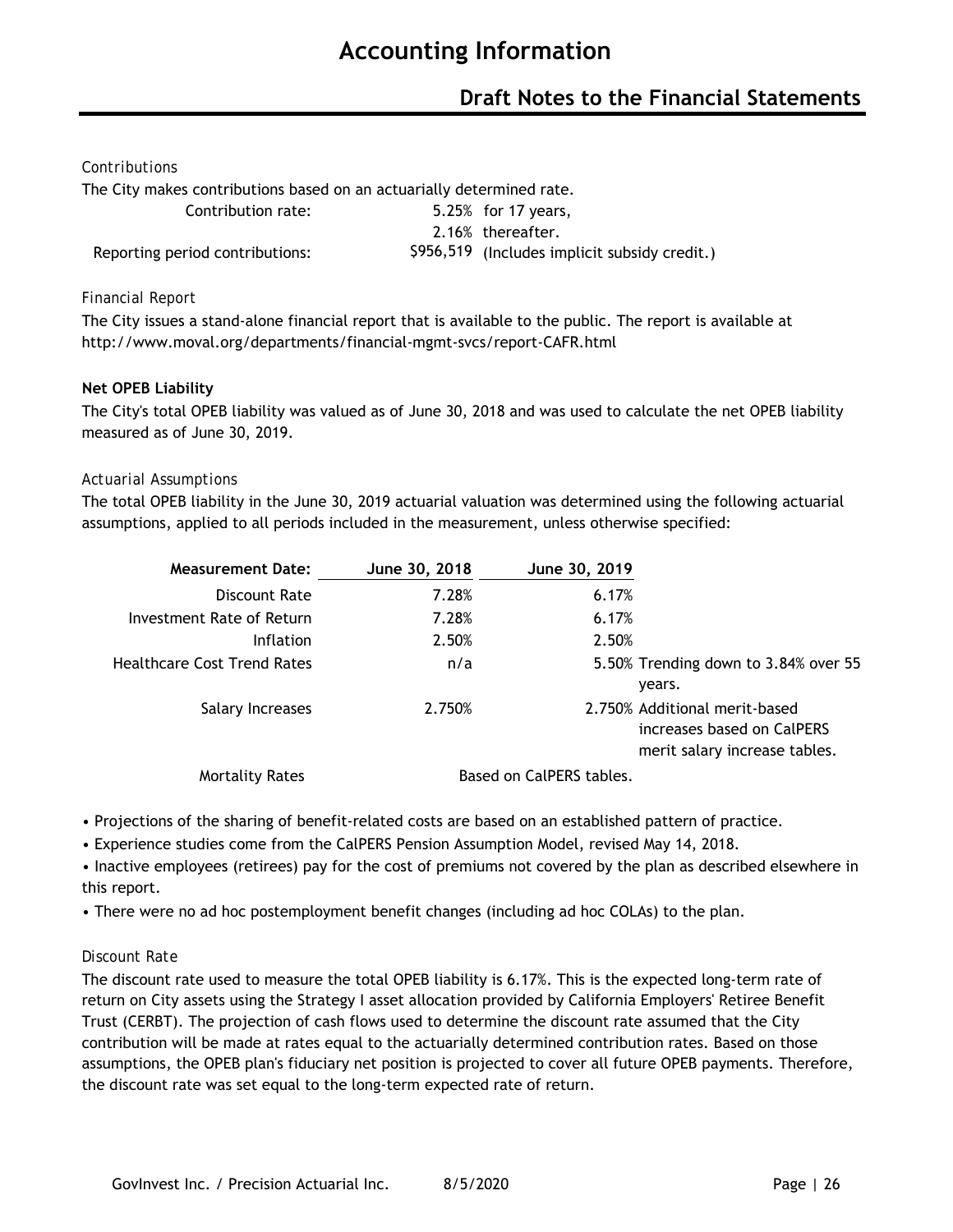*Contributions*

The City makes contributions based on an actuarially determined rate.

| | | |
|---|---|---|
| Contribution rate: | 5.25% | for 17 years, |
| | 2.16% | thereafter. |
| Reporting period contributions: | $956,519 | (Includes implicit subsidy credit.) |

*Financial Report*

The City issues a stand-alone financial report that is available to the public. The report is available at http://www.moval.org/departments/financial-mgmt-svcs/report-CAFR.html

**Net OPEB Liability**

The City's total OPEB liability was valued as of June 30, 2018 and was used to calculate the net OPEB liability measured as of June 30, 2019.

*Actuarial Assumptions*

The total OPEB liability in the June 30, 2019 actuarial valuation was determined using the following actuarial assumptions, applied to all periods included in the measurement, unless otherwise specified:

| Measurement Date: | June 30, 2018 | June 30, 2019 | |
|---|---|---|---|
| Discount Rate | 7.28% | 6.17% | |
| Investment Rate of Return | 7.28% | 6.17% | |
| Inflation | 2.50% | 2.50% | |
| Healthcare Cost Trend Rates | n/a | 5.50% | Trending down to 3.84% over 55 years. |
| Salary Increases | 2.750% | 2.750% | Additional merit-based increases based on CalPERS merit salary increase tables. |
| Mortality Rates | Based on CalPERS tables. | | |

- Projections of the sharing of benefit-related costs are based on an established pattern of practice.
- Experience studies come from the CalPERS Pension Assumption Model, revised May 14, 2018.
- Inactive employees (retirees) pay for the cost of premiums not covered by the plan as described elsewhere in this report.
- There were no ad hoc postemployment benefit changes (including ad hoc COLAs) to the plan.

*Discount Rate*

The discount rate used to measure the total OPEB liability is 6.17%. This is the expected long-term rate of return on City assets using the Strategy I asset allocation provided by California Employers' Retiree Benefit Trust (CERBT). The projection of cash flows used to determine the discount rate assumed that the City contribution will be made at rates equal to the actuarially determined contribution rates. Based on those assumptions, the OPEB plan's fiduciary net position is projected to cover all future OPEB payments. Therefore, the discount rate was set equal to the long-term expected rate of return.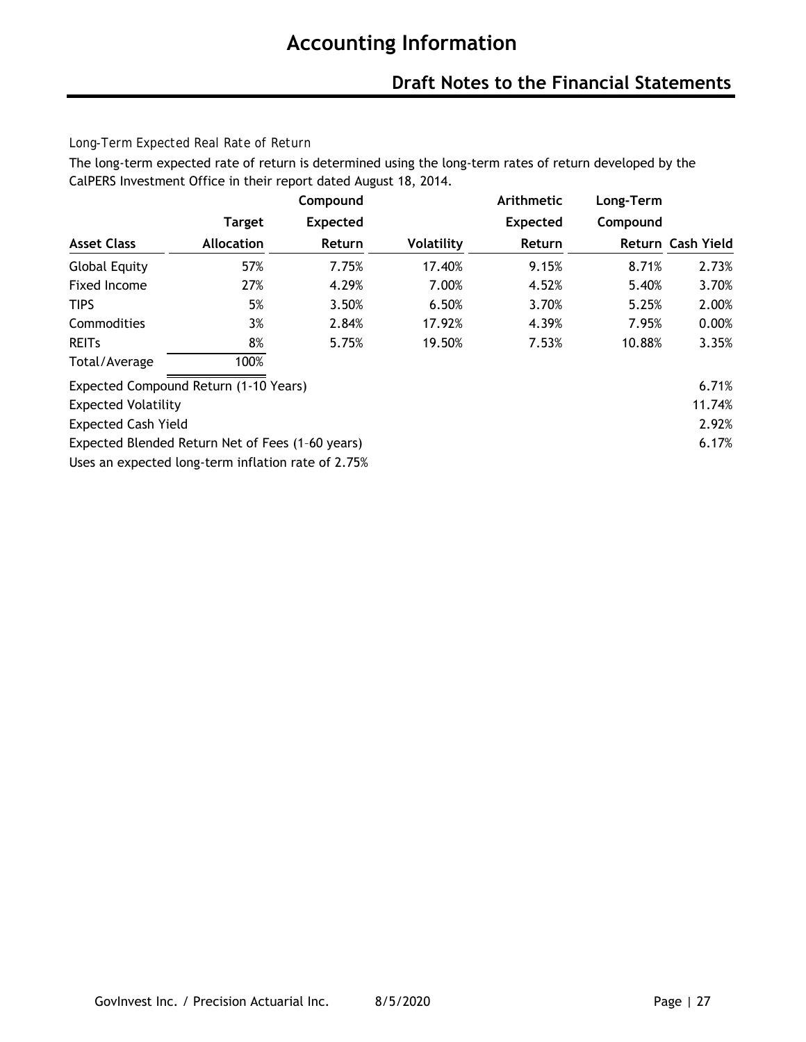# Accounting Information

## Draft Notes to the Financial Statements

*Long-Term Expected Real Rate of Return*

The long-term expected rate of return is determined using the long-term rates of return developed by the CalPERS Investment Office in their report dated August 18, 2014.

| Asset Class | Target Allocation | Compound Expected Return | Volatility | Arithmetic Expected Return | Long-Term Compound Return | Cash Yield |
|---|---|---|---|---|---|---|
| Global Equity | 57% | 7.75% | 17.40% | 9.15% | 8.71% | 2.73% |
| Fixed Income | 27% | 4.29% | 7.00% | 4.52% | 5.40% | 3.70% |
| TIPS | 5% | 3.50% | 6.50% | 3.70% | 5.25% | 2.00% |
| Commodities | 3% | 2.84% | 17.92% | 4.39% | 7.95% | 0.00% |
| REITs | 8% | 5.75% | 19.50% | 7.53% | 10.88% | 3.35% |
| Total/Average | 100% | | | | | |

| | |
|---|---|
| Expected Compound Return (1-10 Years) | 6.71% |
| Expected Volatility | 11.74% |
| Expected Cash Yield | 2.92% |
| Expected Blended Return Net of Fees (1–60 years) | 6.17% |

Uses an expected long-term inflation rate of 2.75%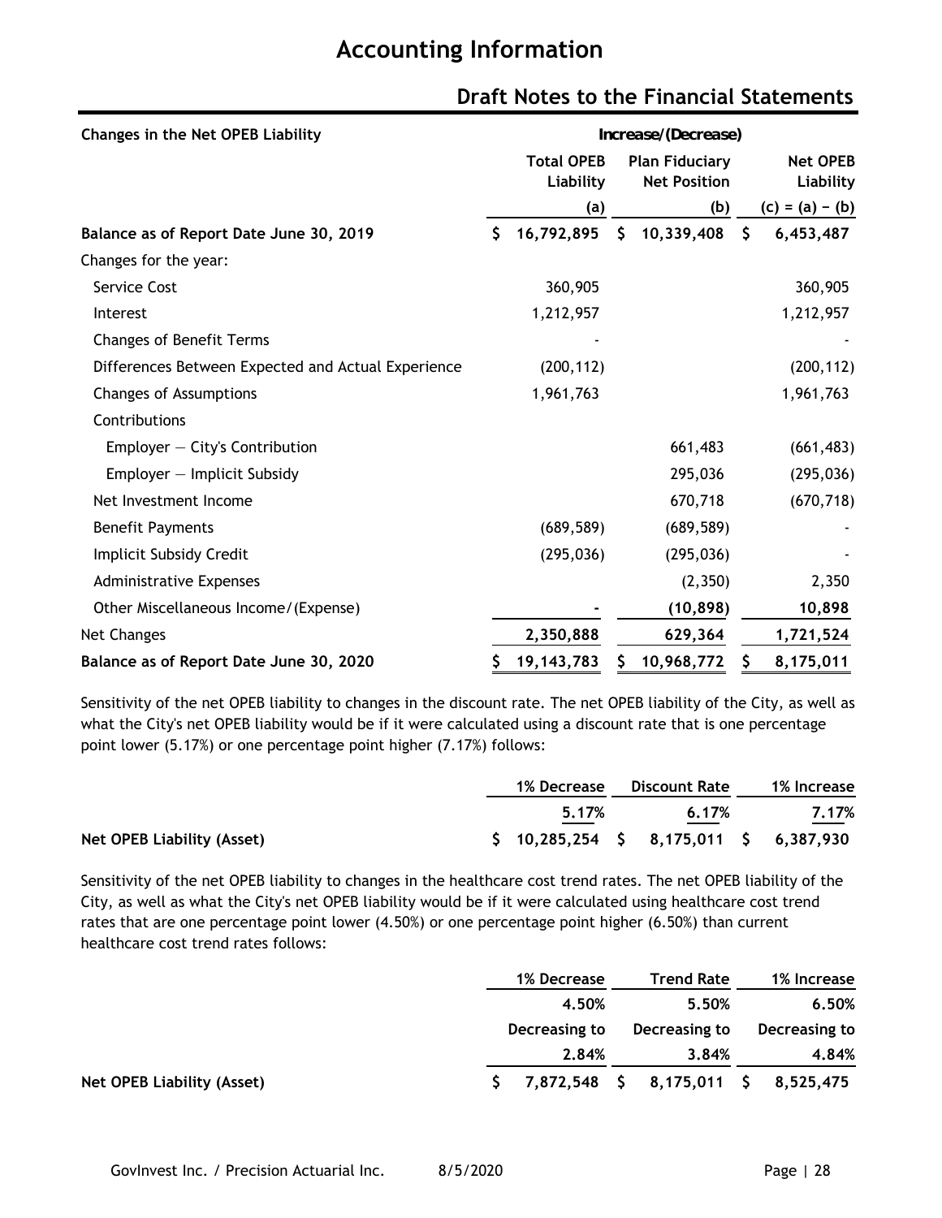# Accounting Information

## Draft Notes to the Financial Statements

| Changes in the Net OPEB Liability | Increase/(Decrease) | | |
|---|---|---|---|
| | Total OPEB Liability | Plan Fiduciary Net Position | Net OPEB Liability |
| | (a) | (b) | (c) = (a) − (b) |
| **Balance as of Report Date June 30, 2019** | **$ 16,792,895** | **$ 10,339,408** | **$ 6,453,487** |
| Changes for the year: | | | |
| Service Cost | 360,905 | | 360,905 |
| Interest | 1,212,957 | | 1,212,957 |
| Changes of Benefit Terms | - | | - |
| Differences Between Expected and Actual Experience | (200,112) | | (200,112) |
| Changes of Assumptions | 1,961,763 | | 1,961,763 |
| Contributions | | | |
| Employer — City's Contribution | | 661,483 | (661,483) |
| Employer — Implicit Subsidy | | 295,036 | (295,036) |
| Net Investment Income | | 670,718 | (670,718) |
| Benefit Payments | (689,589) | (689,589) | - |
| Implicit Subsidy Credit | (295,036) | (295,036) | - |
| Administrative Expenses | | (2,350) | 2,350 |
| Other Miscellaneous Income/(Expense) | **-** | **(10,898)** | **10,898** |
| Net Changes | **2,350,888** | **629,364** | **1,721,524** |
| **Balance as of Report Date June 30, 2020** | **$ 19,143,783** | **$ 10,968,772** | **$ 8,175,011** |

Sensitivity of the net OPEB liability to changes in the discount rate. The net OPEB liability of the City, as well as what the City's net OPEB liability would be if it were calculated using a discount rate that is one percentage point lower (5.17%) or one percentage point higher (7.17%) follows:

| | 1% Decrease | Discount Rate | 1% Increase |
|---|---|---|---|
| | 5.17% | 6.17% | 7.17% |
| **Net OPEB Liability (Asset)** | **$ 10,285,254** | **$ 8,175,011** | **$ 6,387,930** |

Sensitivity of the net OPEB liability to changes in the healthcare cost trend rates. The net OPEB liability of the City, as well as what the City's net OPEB liability would be if it were calculated using healthcare cost trend rates that are one percentage point lower (4.50%) or one percentage point higher (6.50%) than current healthcare cost trend rates follows:

| | 1% Decrease | Trend Rate | 1% Increase |
|---|---|---|---|
| | 4.50% | 5.50% | 6.50% |
| | Decreasing to | Decreasing to | Decreasing to |
| | 2.84% | 3.84% | 4.84% |
| **Net OPEB Liability (Asset)** | **$ 7,872,548** | **$ 8,175,011** | **$ 8,525,475** |

GovInvest Inc. / Precision Actuarial Inc. 8/5/2020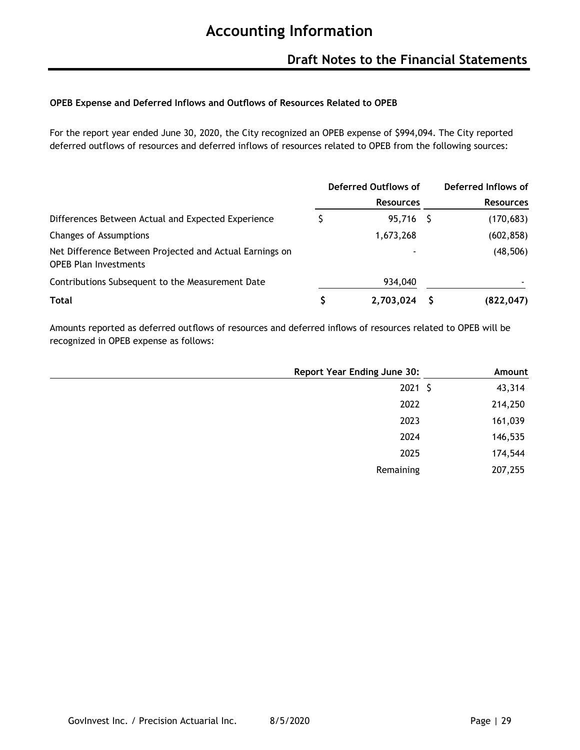# Accounting Information

## Draft Notes to the Financial Statements

**OPEB Expense and Deferred Inflows and Outflows of Resources Related to OPEB**

For the report year ended June 30, 2020, the City recognized an OPEB expense of $994,094. The City reported deferred outflows of resources and deferred inflows of resources related to OPEB from the following sources:

| | Deferred Outflows of Resources | Deferred Inflows of Resources |
|---|---|---|
| Differences Between Actual and Expected Experience | $ 95,716 | $ (170,683) |
| Changes of Assumptions | 1,673,268 | (602,858) |
| Net Difference Between Projected and Actual Earnings on OPEB Plan Investments | - | (48,506) |
| Contributions Subsequent to the Measurement Date | 934,040 | - |
| **Total** | **$ 2,703,024** | **$ (822,047)** |

Amounts reported as deferred outflows of resources and deferred inflows of resources related to OPEB will be recognized in OPEB expense as follows:

| Report Year Ending June 30: | Amount |
|---|---|
| 2021 | $ 43,314 |
| 2022 | 214,250 |
| 2023 | 161,039 |
| 2024 | 146,535 |
| 2025 | 174,544 |
| Remaining | 207,255 |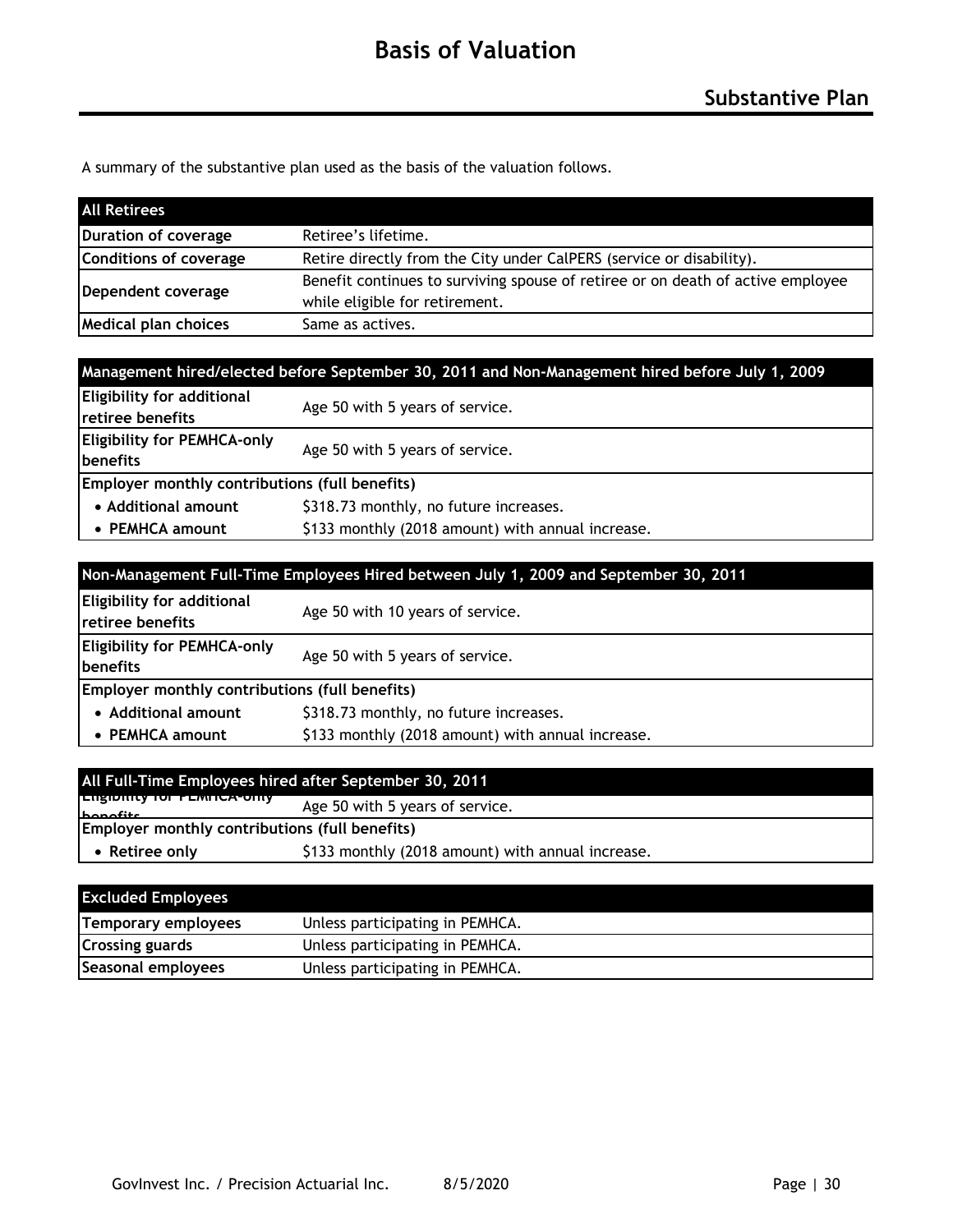# Basis of Valuation

## Substantive Plan

A summary of the substantive plan used as the basis of the valuation follows.

| All Retirees | |
|---|---|
| **Duration of coverage** | Retiree's lifetime. |
| **Conditions of coverage** | Retire directly from the City under CalPERS (service or disability). |
| **Dependent coverage** | Benefit continues to surviving spouse of retiree or on death of active employee while eligible for retirement. |
| **Medical plan choices** | Same as actives. |

| Management hired/elected before September 30, 2011 and Non-Management hired before July 1, 2009 | |
|---|---|
| **Eligibility for additional retiree benefits** | Age 50 with 5 years of service. |
| **Eligibility for PEMHCA-only benefits** | Age 50 with 5 years of service. |
| **Employer monthly contributions (full benefits)** | |
| • **Additional amount** | $318.73 monthly, no future increases. |
| • **PEMHCA amount** | $133 monthly (2018 amount) with annual increase. |

| Non-Management Full-Time Employees Hired between July 1, 2009 and September 30, 2011 | |
|---|---|
| **Eligibility for additional retiree benefits** | Age 50 with 10 years of service. |
| **Eligibility for PEMHCA-only benefits** | Age 50 with 5 years of service. |
| **Employer monthly contributions (full benefits)** | |
| • **Additional amount** | $318.73 monthly, no future increases. |
| • **PEMHCA amount** | $133 monthly (2018 amount) with annual increase. |

| All Full-Time Employees hired after September 30, 2011 | |
|---|---|
| **Eligibility for PEMHCA-only benefits** | Age 50 with 5 years of service. |
| **Employer monthly contributions (full benefits)** | |
| • **Retiree only** | $133 monthly (2018 amount) with annual increase. |

| Excluded Employees | |
|---|---|
| **Temporary employees** | Unless participating in PEMHCA. |
| **Crossing guards** | Unless participating in PEMHCA. |
| **Seasonal employees** | Unless participating in PEMHCA. |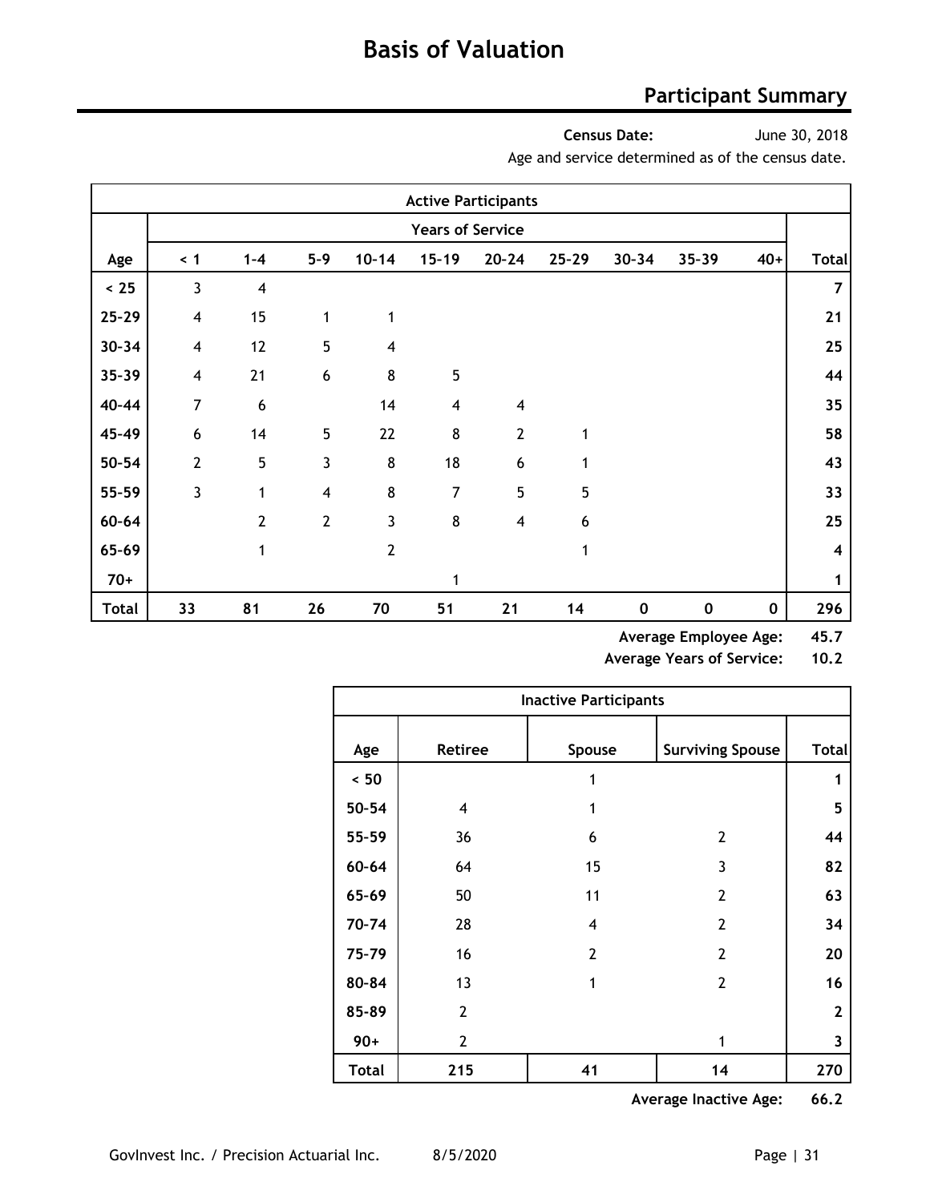# Basis of Valuation

## Participant Summary

**Census Date:** June 30, 2018

Age and service determined as of the census date.

| Active Participants | | | | | | | | | | | |
|---|---|---|---|---|---|---|---|---|---|---|---|
| | Years of Service | | | | | | | | | | |
| **Age** | **< 1** | **1-4** | **5-9** | **10-14** | **15-19** | **20-24** | **25-29** | **30-34** | **35-39** | **40+** | **Total** |
| **< 25** | 3 | 4 | | | | | | | | | **7** |
| **25-29** | 4 | 15 | 1 | 1 | | | | | | | **21** |
| **30-34** | 4 | 12 | 5 | 4 | | | | | | | **25** |
| **35-39** | 4 | 21 | 6 | 8 | 5 | | | | | | **44** |
| **40-44** | 7 | 6 | | 14 | 4 | 4 | | | | | **35** |
| **45-49** | 6 | 14 | 5 | 22 | 8 | 2 | 1 | | | | **58** |
| **50-54** | 2 | 5 | 3 | 8 | 18 | 6 | 1 | | | | **43** |
| **55-59** | 3 | 1 | 4 | 8 | 7 | 5 | 5 | | | | **33** |
| **60-64** | | 2 | 2 | 3 | 8 | 4 | 6 | | | | **25** |
| **65-69** | | 1 | | 2 | | | 1 | | | | **4** |
| **70+** | | | | | 1 | | | | | | **1** |
| **Total** | **33** | **81** | **26** | **70** | **51** | **21** | **14** | **0** | **0** | **0** | **296** |

**Average Employee Age: 45.7**

**Average Years of Service: 10.2**

| Inactive Participants | | | | |
|---|---|---|---|---|
| **Age** | **Retiree** | **Spouse** | **Surviving Spouse** | **Total** |
| **< 50** | | 1 | | **1** |
| **50-54** | 4 | 1 | | **5** |
| **55-59** | 36 | 6 | 2 | **44** |
| **60-64** | 64 | 15 | 3 | **82** |
| **65-69** | 50 | 11 | 2 | **63** |
| **70-74** | 28 | 4 | 2 | **34** |
| **75-79** | 16 | 2 | 2 | **20** |
| **80-84** | 13 | 1 | 2 | **16** |
| **85-89** | 2 | | | **2** |
| **90+** | 2 | | 1 | **3** |
| **Total** | **215** | **41** | **14** | **270** |

**Average Inactive Age: 66.2**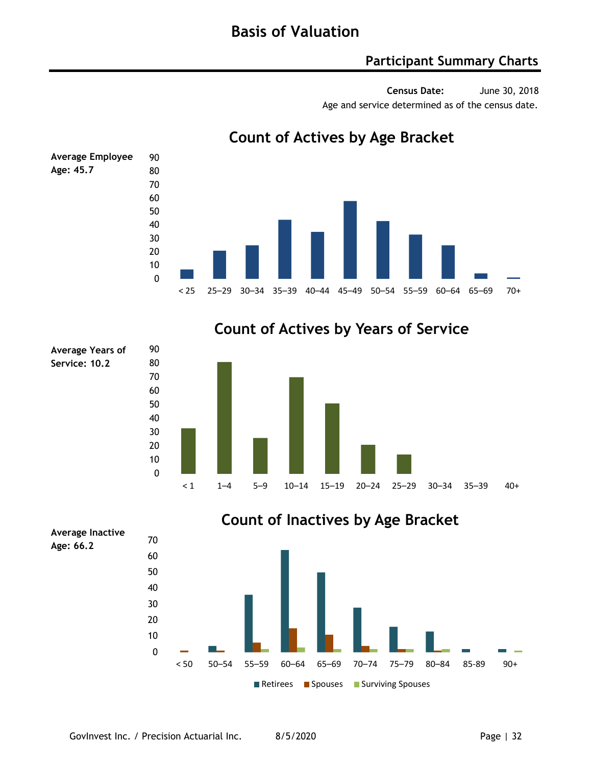# Basis of Valuation

## Participant Summary Charts

**Census Date:** June 30, 2018

Age and service determined as of the census date.

### Count of Actives by Age Bracket

**Average Employee Age: 45.7**

### Count of Actives by Years of Service

**Average Years of Service: 10.2**

### Count of Inactives by Age Bracket

**Average Inactive Age: 66.2**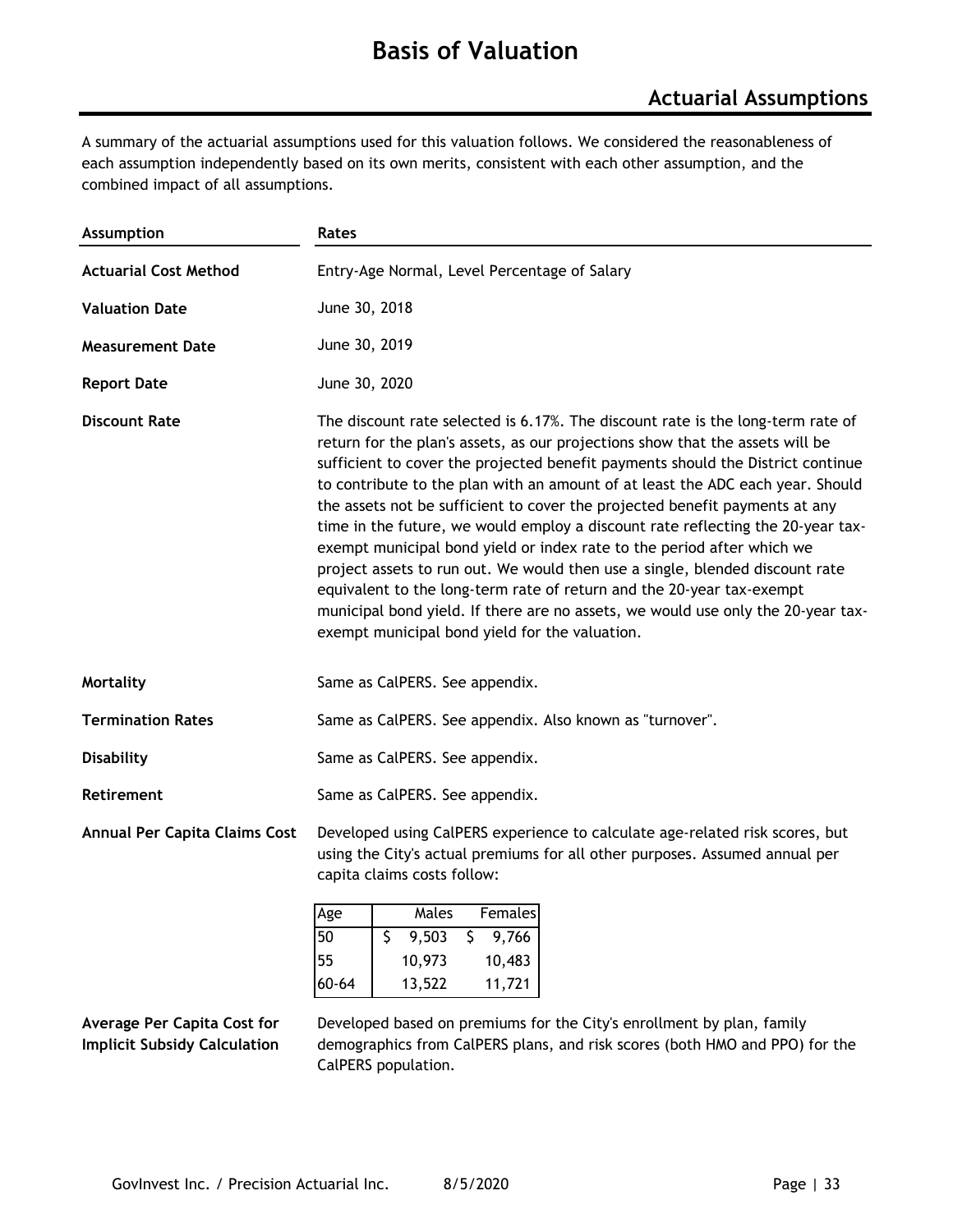# Basis of Valuation

## Actuarial Assumptions

A summary of the actuarial assumptions used for this valuation follows. We considered the reasonableness of each assumption independently based on its own merits, consistent with each other assumption, and the combined impact of all assumptions.

| Assumption | Rates |
|---|---|
| **Actuarial Cost Method** | Entry-Age Normal, Level Percentage of Salary |
| **Valuation Date** | June 30, 2018 |
| **Measurement Date** | June 30, 2019 |
| **Report Date** | June 30, 2020 |
| **Discount Rate** | The discount rate selected is 6.17%. The discount rate is the long-term rate of return for the plan's assets, as our projections show that the assets will be sufficient to cover the projected benefit payments should the District continue to contribute to the plan with an amount of at least the ADC each year. Should the assets not be sufficient to cover the projected benefit payments at any time in the future, we would employ a discount rate reflecting the 20-year tax-exempt municipal bond yield or index rate to the period after which we project assets to run out. We would then use a single, blended discount rate equivalent to the long-term rate of return and the 20-year tax-exempt municipal bond yield. If there are no assets, we would use only the 20-year tax-exempt municipal bond yield for the valuation. |
| **Mortality** | Same as CalPERS. See appendix. |
| **Termination Rates** | Same as CalPERS. See appendix. Also known as "turnover". |
| **Disability** | Same as CalPERS. See appendix. |
| **Retirement** | Same as CalPERS. See appendix. |
| **Annual Per Capita Claims Cost** | Developed using CalPERS experience to calculate age-related risk scores, but using the City's actual premiums for all other purposes. Assumed annual per capita claims costs follow: |

| Age | Males | Females |
|---|---|---|
| 50 | $ 9,503 | $ 9,766 |
| 55 | 10,973 | 10,483 |
| 60-64 | 13,522 | 11,721 |

**Average Per Capita Cost for Implicit Subsidy Calculation**

Developed based on premiums for the City's enrollment by plan, family demographics from CalPERS plans, and risk scores (both HMO and PPO) for the CalPERS population.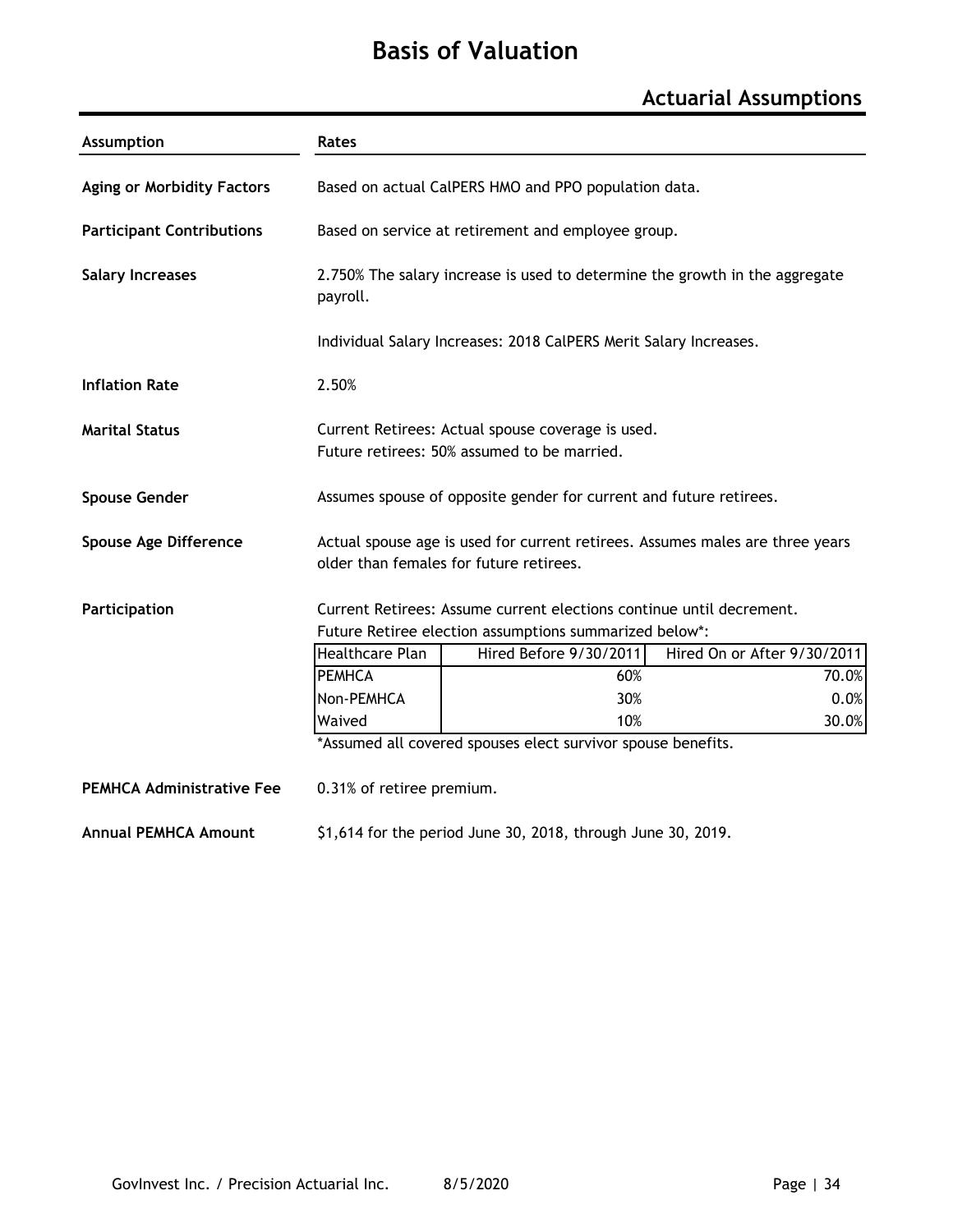# Basis of Valuation

## Actuarial Assumptions

| Assumption | Rates |
|---|---|
| **Aging or Morbidity Factors** | Based on actual CalPERS HMO and PPO population data. |
| **Participant Contributions** | Based on service at retirement and employee group. |
| **Salary Increases** | 2.750% The salary increase is used to determine the growth in the aggregate payroll.<br><br>Individual Salary Increases: 2018 CalPERS Merit Salary Increases. |
| **Inflation Rate** | 2.50% |
| **Marital Status** | Current Retirees: Actual spouse coverage is used.<br>Future retirees: 50% assumed to be married. |
| **Spouse Gender** | Assumes spouse of opposite gender for current and future retirees. |
| **Spouse Age Difference** | Actual spouse age is used for current retirees. Assumes males are three years older than females for future retirees. |
| **Participation** | Current Retirees: Assume current elections continue until decrement.<br>Future Retiree election assumptions summarized below*: |

| Healthcare Plan | Hired Before 9/30/2011 | Hired On or After 9/30/2011 |
|---|---|---|
| PEMHCA | 60% | 70.0% |
| Non-PEMHCA | 30% | 0.0% |
| Waived | 10% | 30.0% |

*Assumed all covered spouses elect survivor spouse benefits.

| Assumption | Rates |
|---|---|
| **PEMHCA Administrative Fee** | 0.31% of retiree premium. |
| **Annual PEMHCA Amount** | $1,614 for the period June 30, 2018, through June 30, 2019. |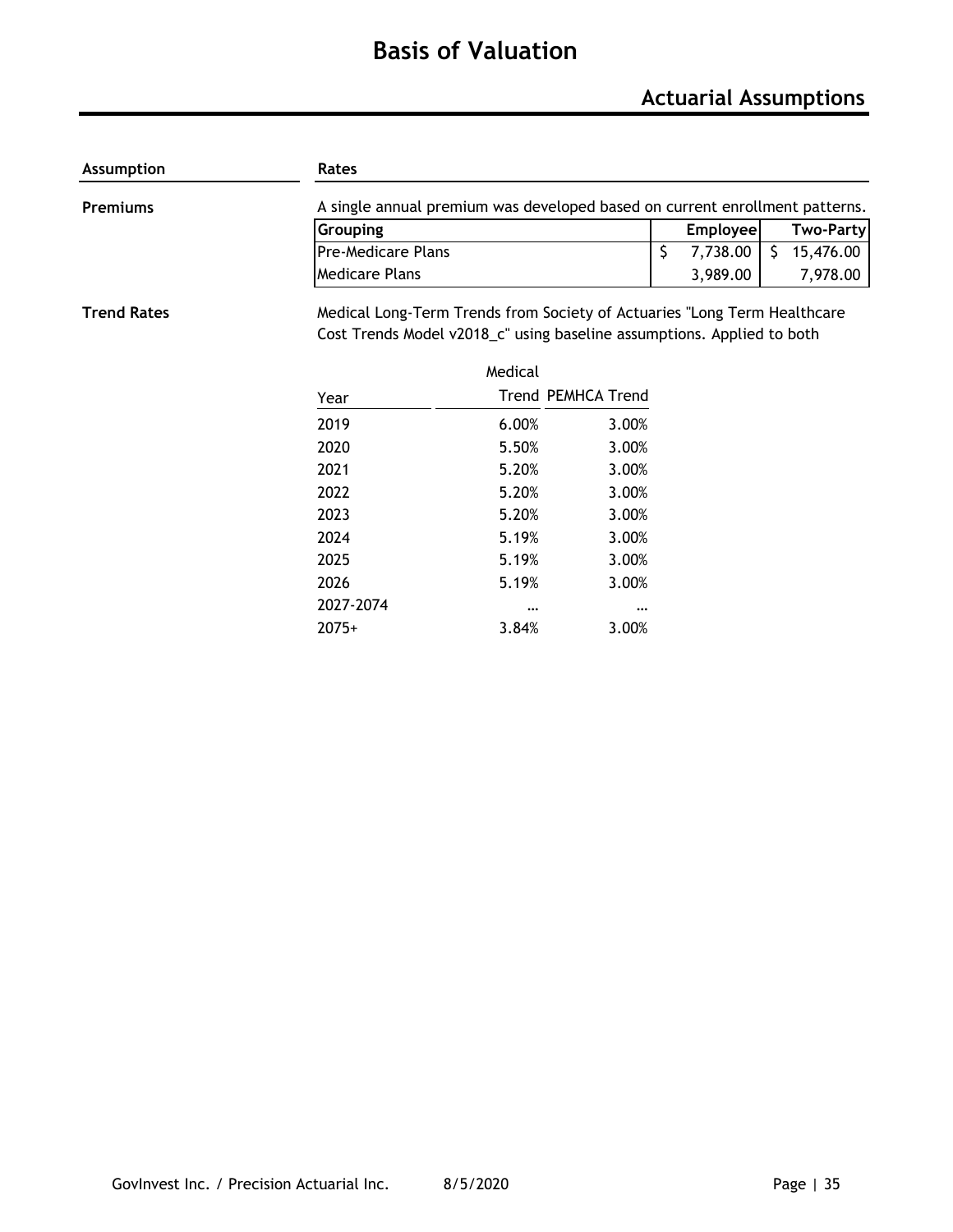# Basis of Valuation

## Actuarial Assumptions

| Assumption | Rates |
|---|---|

**Premiums**

A single annual premium was developed based on current enrollment patterns.

| Grouping | Employee | Two-Party |
|---|---|---|
| Pre-Medicare Plans | $ 7,738.00 | $ 15,476.00 |
| Medicare Plans | 3,989.00 | 7,978.00 |

**Trend Rates**

Medical Long-Term Trends from Society of Actuaries "Long Term Healthcare Cost Trends Model v2018_c" using baseline assumptions. Applied to both

| Year | Medical Trend | PEMHCA Trend |
|---|---|---|
| 2019 | 6.00% | 3.00% |
| 2020 | 5.50% | 3.00% |
| 2021 | 5.20% | 3.00% |
| 2022 | 5.20% | 3.00% |
| 2023 | 5.20% | 3.00% |
| 2024 | 5.19% | 3.00% |
| 2025 | 5.19% | 3.00% |
| 2026 | 5.19% | 3.00% |
| 2027-2074 | … | … |
| 2075+ | 3.84% | 3.00% |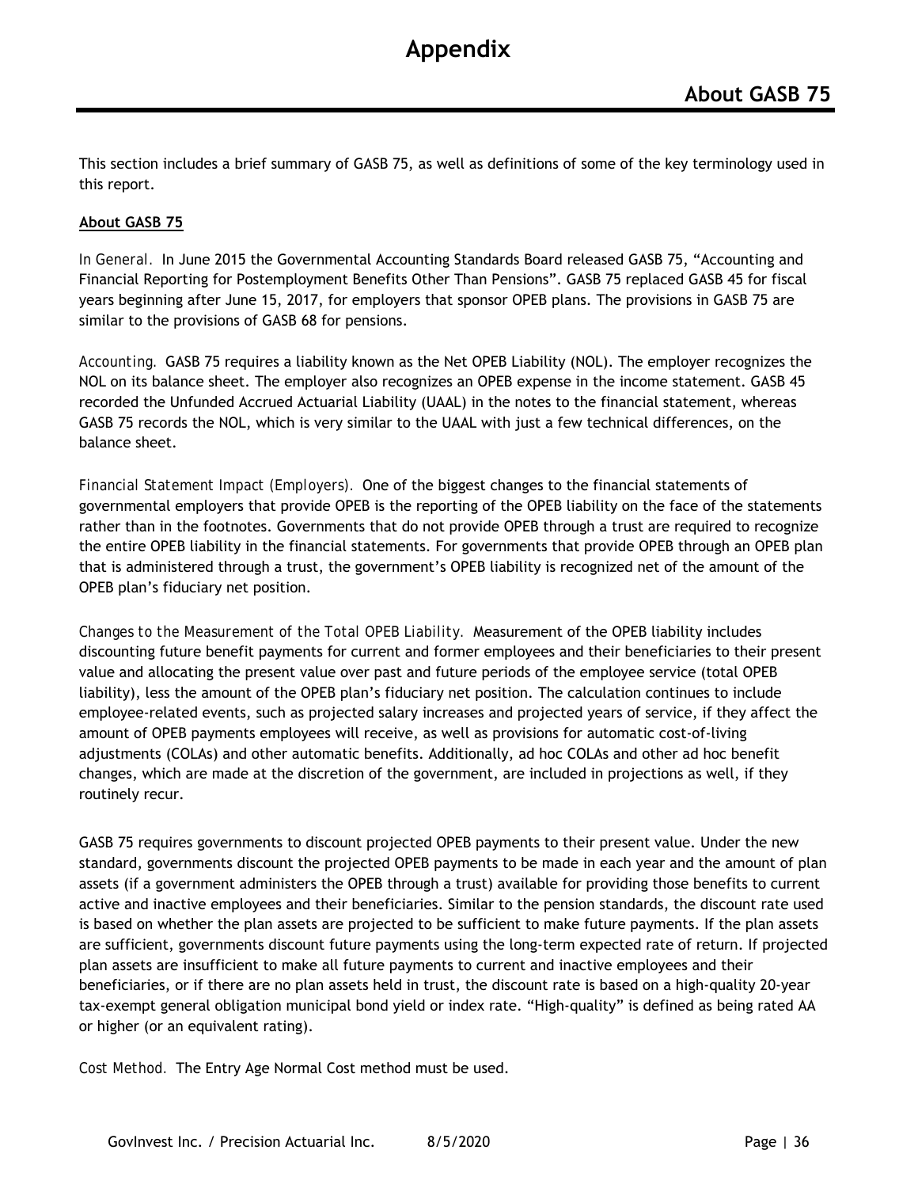# Appendix

## About GASB 75

This section includes a brief summary of GASB 75, as well as definitions of some of the key terminology used in this report.

**About GASB 75**

*In General.* In June 2015 the Governmental Accounting Standards Board released GASB 75, "Accounting and Financial Reporting for Postemployment Benefits Other Than Pensions". GASB 75 replaced GASB 45 for fiscal years beginning after June 15, 2017, for employers that sponsor OPEB plans. The provisions in GASB 75 are similar to the provisions of GASB 68 for pensions.

*Accounting.* GASB 75 requires a liability known as the Net OPEB Liability (NOL). The employer recognizes the NOL on its balance sheet. The employer also recognizes an OPEB expense in the income statement. GASB 45 recorded the Unfunded Accrued Actuarial Liability (UAAL) in the notes to the financial statement, whereas GASB 75 records the NOL, which is very similar to the UAAL with just a few technical differences, on the balance sheet.

*Financial Statement Impact (Employers).* One of the biggest changes to the financial statements of governmental employers that provide OPEB is the reporting of the OPEB liability on the face of the statements rather than in the footnotes. Governments that do not provide OPEB through a trust are required to recognize the entire OPEB liability in the financial statements. For governments that provide OPEB through an OPEB plan that is administered through a trust, the government's OPEB liability is recognized net of the amount of the OPEB plan's fiduciary net position.

*Changes to the Measurement of the Total OPEB Liability.* Measurement of the OPEB liability includes discounting future benefit payments for current and former employees and their beneficiaries to their present value and allocating the present value over past and future periods of the employee service (total OPEB liability), less the amount of the OPEB plan's fiduciary net position. The calculation continues to include employee-related events, such as projected salary increases and projected years of service, if they affect the amount of OPEB payments employees will receive, as well as provisions for automatic cost-of-living adjustments (COLAs) and other automatic benefits. Additionally, ad hoc COLAs and other ad hoc benefit changes, which are made at the discretion of the government, are included in projections as well, if they routinely recur.

GASB 75 requires governments to discount projected OPEB payments to their present value. Under the new standard, governments discount the projected OPEB payments to be made in each year and the amount of plan assets (if a government administers the OPEB through a trust) available for providing those benefits to current active and inactive employees and their beneficiaries. Similar to the pension standards, the discount rate used is based on whether the plan assets are projected to be sufficient to make future payments. If the plan assets are sufficient, governments discount future payments using the long-term expected rate of return. If projected plan assets are insufficient to make all future payments to current and inactive employees and their beneficiaries, or if there are no plan assets held in trust, the discount rate is based on a high-quality 20-year tax-exempt general obligation municipal bond yield or index rate. "High-quality" is defined as being rated AA or higher (or an equivalent rating).

*Cost Method.* The Entry Age Normal Cost method must be used.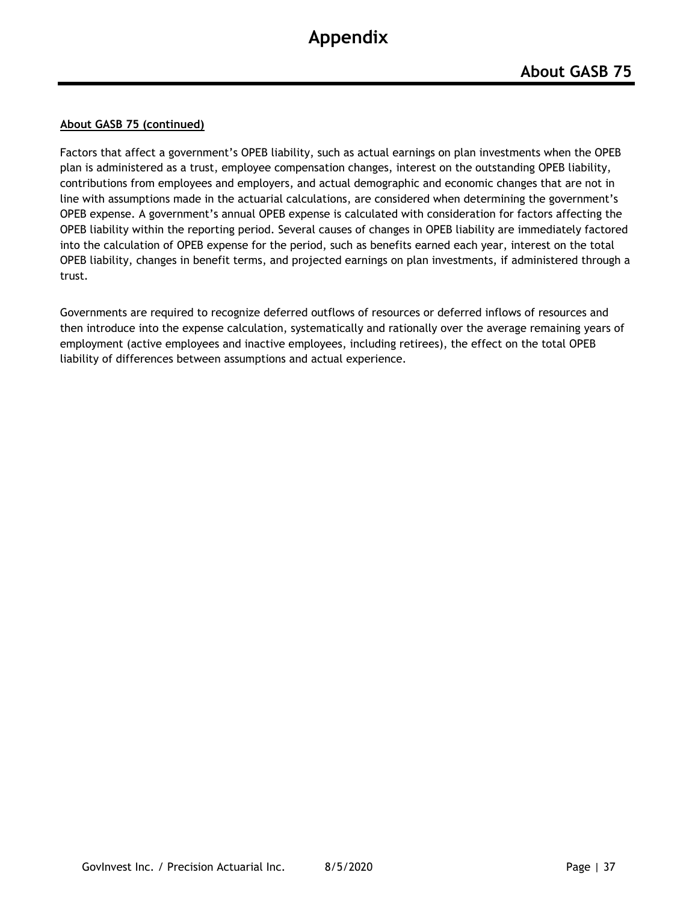**About GASB 75 (continued)**

Factors that affect a government's OPEB liability, such as actual earnings on plan investments when the OPEB plan is administered as a trust, employee compensation changes, interest on the outstanding OPEB liability, contributions from employees and employers, and actual demographic and economic changes that are not in line with assumptions made in the actuarial calculations, are considered when determining the government's OPEB expense. A government's annual OPEB expense is calculated with consideration for factors affecting the OPEB liability within the reporting period. Several causes of changes in OPEB liability are immediately factored into the calculation of OPEB expense for the period, such as benefits earned each year, interest on the total OPEB liability, changes in benefit terms, and projected earnings on plan investments, if administered through a trust.

Governments are required to recognize deferred outflows of resources or deferred inflows of resources and then introduce into the expense calculation, systematically and rationally over the average remaining years of employment (active employees and inactive employees, including retirees), the effect on the total OPEB liability of differences between assumptions and actual experience.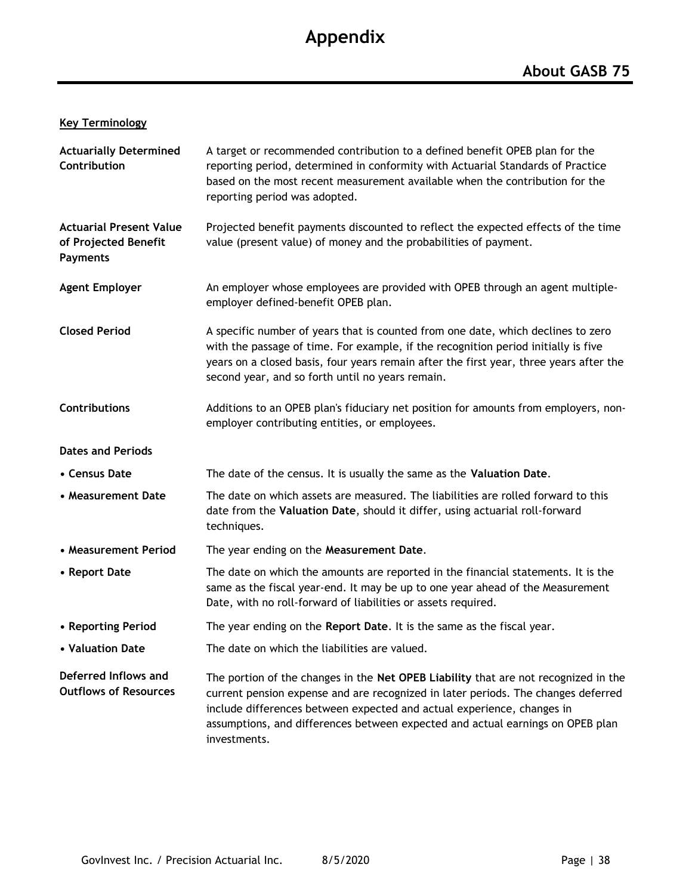# Appendix

## About GASB 75

**Key Terminology**

**Actuarially Determined Contribution**
A target or recommended contribution to a defined benefit OPEB plan for the reporting period, determined in conformity with Actuarial Standards of Practice based on the most recent measurement available when the contribution for the reporting period was adopted.

**Actuarial Present Value of Projected Benefit Payments**
Projected benefit payments discounted to reflect the expected effects of the time value (present value) of money and the probabilities of payment.

**Agent Employer**
An employer whose employees are provided with OPEB through an agent multiple-employer defined-benefit OPEB plan.

**Closed Period**
A specific number of years that is counted from one date, which declines to zero with the passage of time. For example, if the recognition period initially is five years on a closed basis, four years remain after the first year, three years after the second year, and so forth until no years remain.

**Contributions**
Additions to an OPEB plan's fiduciary net position for amounts from employers, non-employer contributing entities, or employees.

**Dates and Periods**

- **Census Date** — The date of the census. It is usually the same as the **Valuation Date**.
- **Measurement Date** — The date on which assets are measured. The liabilities are rolled forward to this date from the **Valuation Date**, should it differ, using actuarial roll-forward techniques.
- **Measurement Period** — The year ending on the **Measurement Date**.
- **Report Date** — The date on which the amounts are reported in the financial statements. It is the same as the fiscal year-end. It may be up to one year ahead of the Measurement Date, with no roll-forward of liabilities or assets required.
- **Reporting Period** — The year ending on the **Report Date**. It is the same as the fiscal year.
- **Valuation Date** — The date on which the liabilities are valued.

**Deferred Inflows and Outflows of Resources**
The portion of the changes in the **Net OPEB Liability** that are not recognized in the current pension expense and are recognized in later periods. The changes deferred include differences between expected and actual experience, changes in assumptions, and differences between expected and actual earnings on OPEB plan investments.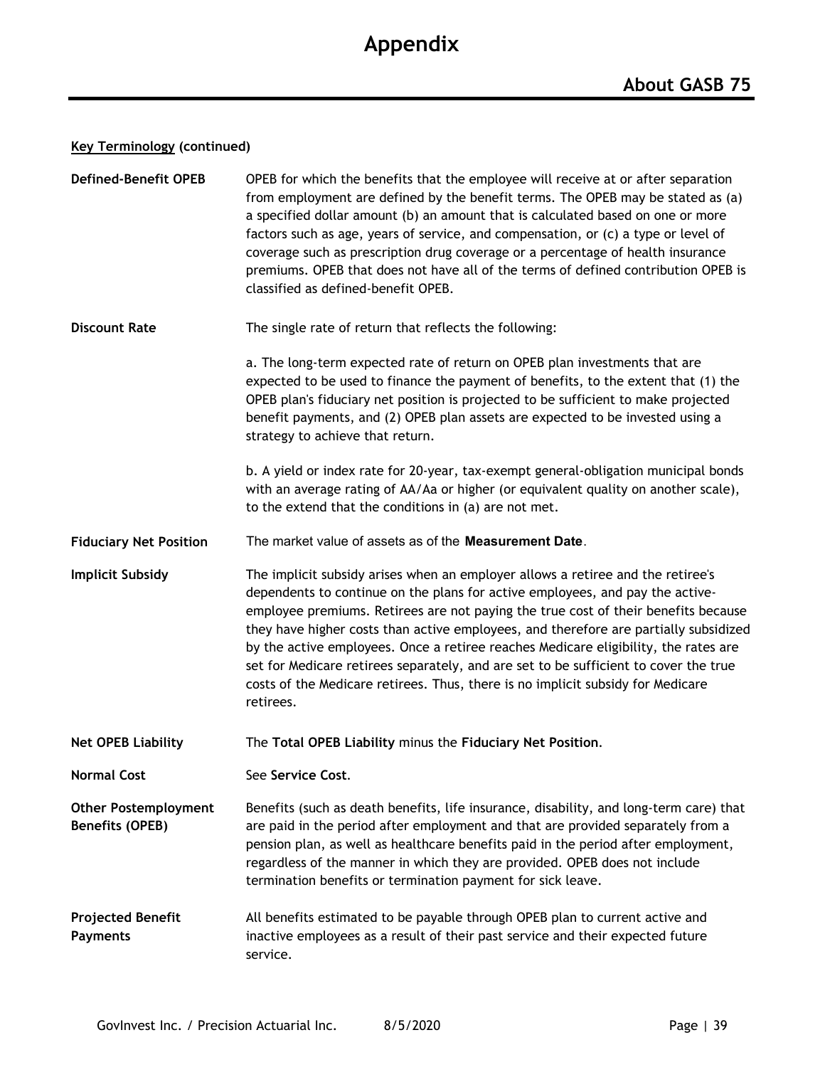# Appendix

## About GASB 75

**Key Terminology (continued)**

**Defined-Benefit OPEB**

OPEB for which the benefits that the employee will receive at or after separation from employment are defined by the benefit terms. The OPEB may be stated as (a) a specified dollar amount (b) an amount that is calculated based on one or more factors such as age, years of service, and compensation, or (c) a type or level of coverage such as prescription drug coverage or a percentage of health insurance premiums. OPEB that does not have all of the terms of defined contribution OPEB is classified as defined-benefit OPEB.

**Discount Rate**

The single rate of return that reflects the following:

a. The long-term expected rate of return on OPEB plan investments that are expected to be used to finance the payment of benefits, to the extent that (1) the OPEB plan's fiduciary net position is projected to be sufficient to make projected benefit payments, and (2) OPEB plan assets are expected to be invested using a strategy to achieve that return.

b. A yield or index rate for 20-year, tax-exempt general-obligation municipal bonds with an average rating of AA/Aa or higher (or equivalent quality on another scale), to the extend that the conditions in (a) are not met.

**Fiduciary Net Position**

The market value of assets as of the **Measurement Date**.

**Implicit Subsidy**

The implicit subsidy arises when an employer allows a retiree and the retiree's dependents to continue on the plans for active employees, and pay the active-employee premiums. Retirees are not paying the true cost of their benefits because they have higher costs than active employees, and therefore are partially subsidized by the active employees. Once a retiree reaches Medicare eligibility, the rates are set for Medicare retirees separately, and are set to be sufficient to cover the true costs of the Medicare retirees. Thus, there is no implicit subsidy for Medicare retirees.

**Net OPEB Liability**

The **Total OPEB Liability** minus the **Fiduciary Net Position**.

**Normal Cost**

See **Service Cost**.

**Other Postemployment Benefits (OPEB)**

Benefits (such as death benefits, life insurance, disability, and long-term care) that are paid in the period after employment and that are provided separately from a pension plan, as well as healthcare benefits paid in the period after employment, regardless of the manner in which they are provided. OPEB does not include termination benefits or termination payment for sick leave.

**Projected Benefit Payments**

All benefits estimated to be payable through OPEB plan to current active and inactive employees as a result of their past service and their expected future service.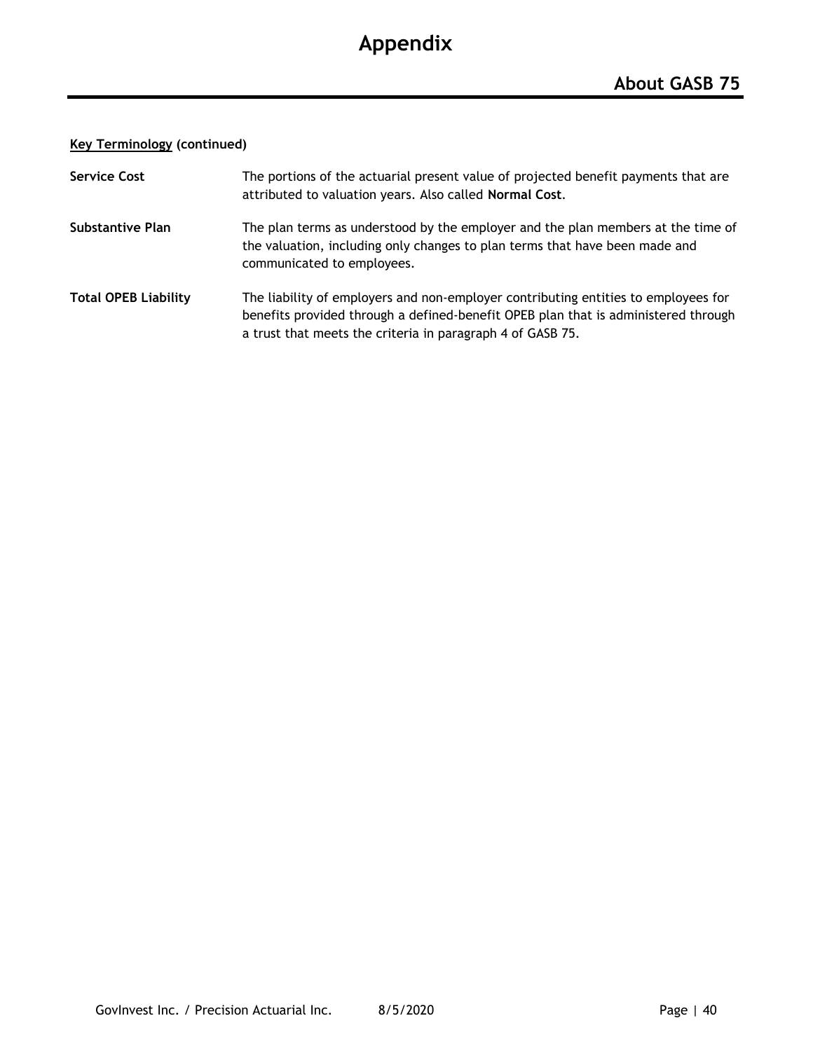# Appendix

## About GASB 75

**Key Terminology (continued)**

| | |
|---|---|
| **Service Cost** | The portions of the actuarial present value of projected benefit payments that are attributed to valuation years. Also called **Normal Cost**. |
| **Substantive Plan** | The plan terms as understood by the employer and the plan members at the time of the valuation, including only changes to plan terms that have been made and communicated to employees. |
| **Total OPEB Liability** | The liability of employers and non-employer contributing entities to employees for benefits provided through a defined-benefit OPEB plan that is administered through a trust that meets the criteria in paragraph 4 of GASB 75. |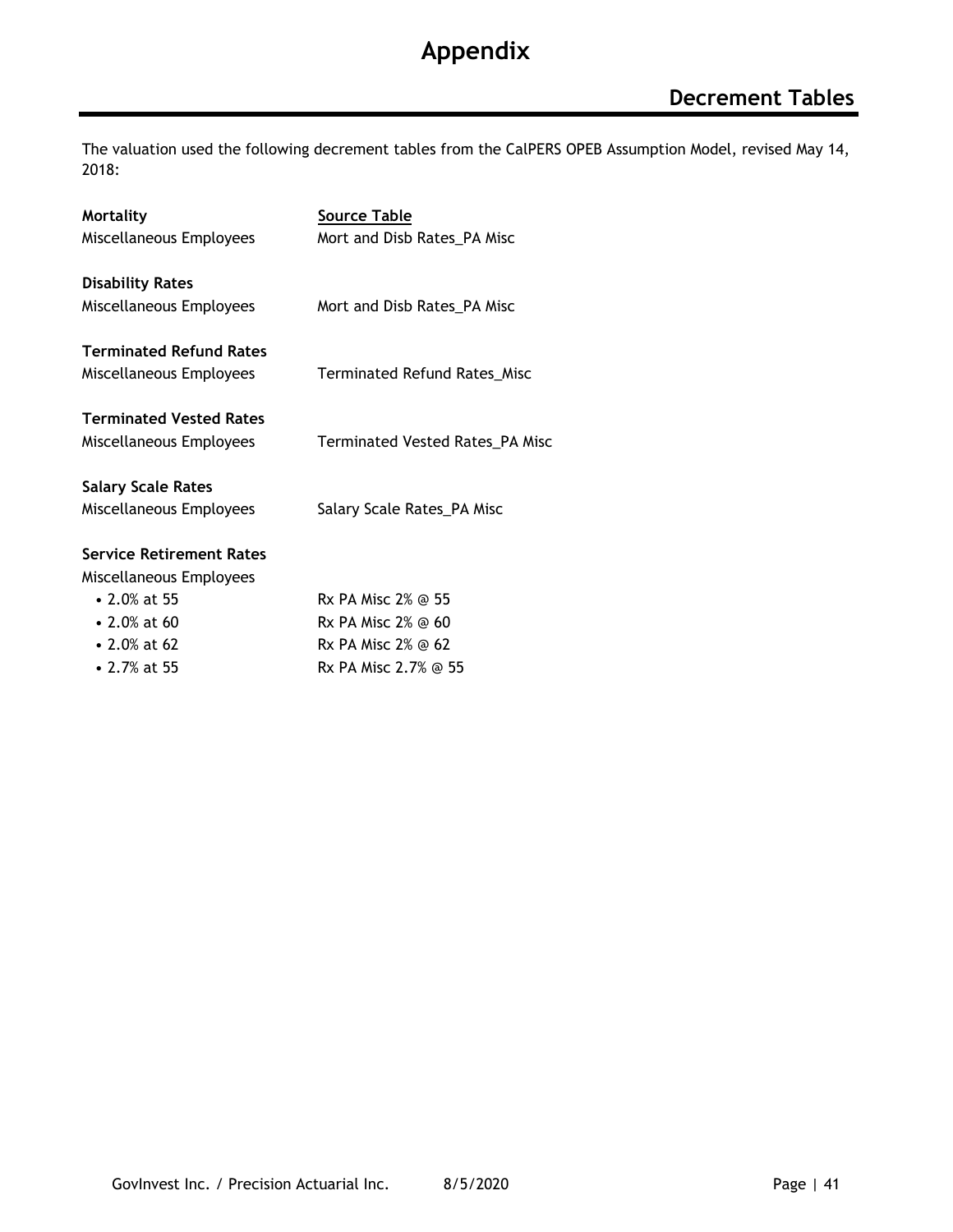# Appendix

## Decrement Tables

The valuation used the following decrement tables from the CalPERS OPEB Assumption Model, revised May 14, 2018:

| | Source Table |
|---|---|
| **Mortality** | |
| Miscellaneous Employees | Mort and Disb Rates_PA Misc |
| **Disability Rates** | |
| Miscellaneous Employees | Mort and Disb Rates_PA Misc |
| **Terminated Refund Rates** | |
| Miscellaneous Employees | Terminated Refund Rates_Misc |
| **Terminated Vested Rates** | |
| Miscellaneous Employees | Terminated Vested Rates_PA Misc |
| **Salary Scale Rates** | |
| Miscellaneous Employees | Salary Scale Rates_PA Misc |
| **Service Retirement Rates** | |
| Miscellaneous Employees | |
| • 2.0% at 55 | Rx PA Misc 2% @ 55 |
| • 2.0% at 60 | Rx PA Misc 2% @ 60 |
| • 2.0% at 62 | Rx PA Misc 2% @ 62 |
| • 2.7% at 55 | Rx PA Misc 2.7% @ 55 |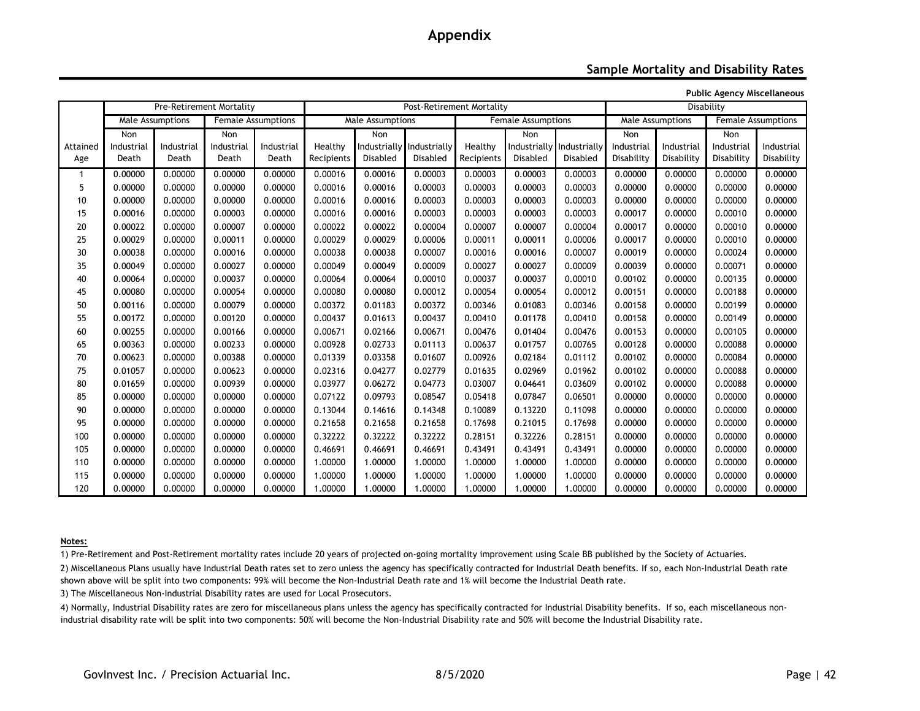# Appendix

## Sample Mortality and Disability Rates

**Public Agency Miscellaneous**

| | Pre-Retirement Mortality | | | | Post-Retirement Mortality | | | | | | Disability | | | |
|---|---|---|---|---|---|---|---|---|---|---|---|---|---|---|
| | Male Assumptions | | Female Assumptions | | Male Assumptions | | | Female Assumptions | | | Male Assumptions | | Female Assumptions | |
| Attained Age | Non Industrial Death | Industrial Death | Non Industrial Death | Industrial Death | Healthy Recipients | Non Industrially Disabled | Industrially Disabled | Healthy Recipients | Non Industrially Disabled | Industrially Disabled | Non Industrial Disability | Industrial Disability | Non Industrial Disability | Industrial Disability |
| 1 | 0.00000 | 0.00000 | 0.00000 | 0.00000 | 0.00016 | 0.00016 | 0.00003 | 0.00003 | 0.00003 | 0.00003 | 0.00000 | 0.00000 | 0.00000 | 0.00000 |
| 5 | 0.00000 | 0.00000 | 0.00000 | 0.00000 | 0.00016 | 0.00016 | 0.00003 | 0.00003 | 0.00003 | 0.00003 | 0.00000 | 0.00000 | 0.00000 | 0.00000 |
| 10 | 0.00000 | 0.00000 | 0.00000 | 0.00000 | 0.00016 | 0.00016 | 0.00003 | 0.00003 | 0.00003 | 0.00003 | 0.00000 | 0.00000 | 0.00000 | 0.00000 |
| 15 | 0.00016 | 0.00000 | 0.00003 | 0.00000 | 0.00016 | 0.00016 | 0.00003 | 0.00003 | 0.00003 | 0.00003 | 0.00017 | 0.00000 | 0.00010 | 0.00000 |
| 20 | 0.00022 | 0.00000 | 0.00007 | 0.00000 | 0.00022 | 0.00022 | 0.00004 | 0.00007 | 0.00007 | 0.00004 | 0.00017 | 0.00000 | 0.00010 | 0.00000 |
| 25 | 0.00029 | 0.00000 | 0.00011 | 0.00000 | 0.00029 | 0.00029 | 0.00006 | 0.00011 | 0.00011 | 0.00006 | 0.00017 | 0.00000 | 0.00010 | 0.00000 |
| 30 | 0.00038 | 0.00000 | 0.00016 | 0.00000 | 0.00038 | 0.00038 | 0.00007 | 0.00016 | 0.00016 | 0.00007 | 0.00019 | 0.00000 | 0.00024 | 0.00000 |
| 35 | 0.00049 | 0.00000 | 0.00027 | 0.00000 | 0.00049 | 0.00049 | 0.00009 | 0.00027 | 0.00027 | 0.00009 | 0.00039 | 0.00000 | 0.00071 | 0.00000 |
| 40 | 0.00064 | 0.00000 | 0.00037 | 0.00000 | 0.00064 | 0.00064 | 0.00010 | 0.00037 | 0.00037 | 0.00010 | 0.00102 | 0.00000 | 0.00135 | 0.00000 |
| 45 | 0.00080 | 0.00000 | 0.00054 | 0.00000 | 0.00080 | 0.00080 | 0.00012 | 0.00054 | 0.00054 | 0.00012 | 0.00151 | 0.00000 | 0.00188 | 0.00000 |
| 50 | 0.00116 | 0.00000 | 0.00079 | 0.00000 | 0.00372 | 0.01183 | 0.00372 | 0.00346 | 0.01083 | 0.00346 | 0.00158 | 0.00000 | 0.00199 | 0.00000 |
| 55 | 0.00172 | 0.00000 | 0.00120 | 0.00000 | 0.00437 | 0.01613 | 0.00437 | 0.00410 | 0.01178 | 0.00410 | 0.00158 | 0.00000 | 0.00149 | 0.00000 |
| 60 | 0.00255 | 0.00000 | 0.00166 | 0.00000 | 0.00671 | 0.02166 | 0.00671 | 0.00476 | 0.01404 | 0.00476 | 0.00153 | 0.00000 | 0.00105 | 0.00000 |
| 65 | 0.00363 | 0.00000 | 0.00233 | 0.00000 | 0.00928 | 0.02733 | 0.01113 | 0.00637 | 0.01757 | 0.00765 | 0.00128 | 0.00000 | 0.00088 | 0.00000 |
| 70 | 0.00623 | 0.00000 | 0.00388 | 0.00000 | 0.01339 | 0.03358 | 0.01607 | 0.00926 | 0.02184 | 0.01112 | 0.00102 | 0.00000 | 0.00084 | 0.00000 |
| 75 | 0.01057 | 0.00000 | 0.00623 | 0.00000 | 0.02316 | 0.04277 | 0.02779 | 0.01635 | 0.02969 | 0.01962 | 0.00102 | 0.00000 | 0.00088 | 0.00000 |
| 80 | 0.01659 | 0.00000 | 0.00939 | 0.00000 | 0.03977 | 0.06272 | 0.04773 | 0.03007 | 0.04641 | 0.03609 | 0.00102 | 0.00000 | 0.00088 | 0.00000 |
| 85 | 0.00000 | 0.00000 | 0.00000 | 0.00000 | 0.07122 | 0.09793 | 0.08547 | 0.05418 | 0.07847 | 0.06501 | 0.00000 | 0.00000 | 0.00000 | 0.00000 |
| 90 | 0.00000 | 0.00000 | 0.00000 | 0.00000 | 0.13044 | 0.14616 | 0.14348 | 0.10089 | 0.13220 | 0.11098 | 0.00000 | 0.00000 | 0.00000 | 0.00000 |
| 95 | 0.00000 | 0.00000 | 0.00000 | 0.00000 | 0.21658 | 0.21658 | 0.21658 | 0.17698 | 0.21015 | 0.17698 | 0.00000 | 0.00000 | 0.00000 | 0.00000 |
| 100 | 0.00000 | 0.00000 | 0.00000 | 0.00000 | 0.32222 | 0.32222 | 0.32222 | 0.28151 | 0.32226 | 0.28151 | 0.00000 | 0.00000 | 0.00000 | 0.00000 |
| 105 | 0.00000 | 0.00000 | 0.00000 | 0.00000 | 0.46691 | 0.46691 | 0.46691 | 0.43491 | 0.43491 | 0.43491 | 0.00000 | 0.00000 | 0.00000 | 0.00000 |
| 110 | 0.00000 | 0.00000 | 0.00000 | 0.00000 | 1.00000 | 1.00000 | 1.00000 | 1.00000 | 1.00000 | 1.00000 | 0.00000 | 0.00000 | 0.00000 | 0.00000 |
| 115 | 0.00000 | 0.00000 | 0.00000 | 0.00000 | 1.00000 | 1.00000 | 1.00000 | 1.00000 | 1.00000 | 1.00000 | 0.00000 | 0.00000 | 0.00000 | 0.00000 |
| 120 | 0.00000 | 0.00000 | 0.00000 | 0.00000 | 1.00000 | 1.00000 | 1.00000 | 1.00000 | 1.00000 | 1.00000 | 0.00000 | 0.00000 | 0.00000 | 0.00000 |

**Notes:**

1) Pre-Retirement and Post-Retirement mortality rates include 20 years of projected on-going mortality improvement using Scale BB published by the Society of Actuaries.

2) Miscellaneous Plans usually have Industrial Death rates set to zero unless the agency has specifically contracted for Industrial Death benefits. If so, each Non-Industrial Death rate shown above will be split into two components: 99% will become the Non-Industrial Death rate and 1% will become the Industrial Death rate.

3) The Miscellaneous Non-Industrial Disability rates are used for Local Prosecutors.

4) Normally, Industrial Disability rates are zero for miscellaneous plans unless the agency has specifically contracted for Industrial Disability benefits. If so, each miscellaneous non-industrial disability rate will be split into two components: 50% will become the Non-Industrial Disability rate and 50% will become the Industrial Disability rate.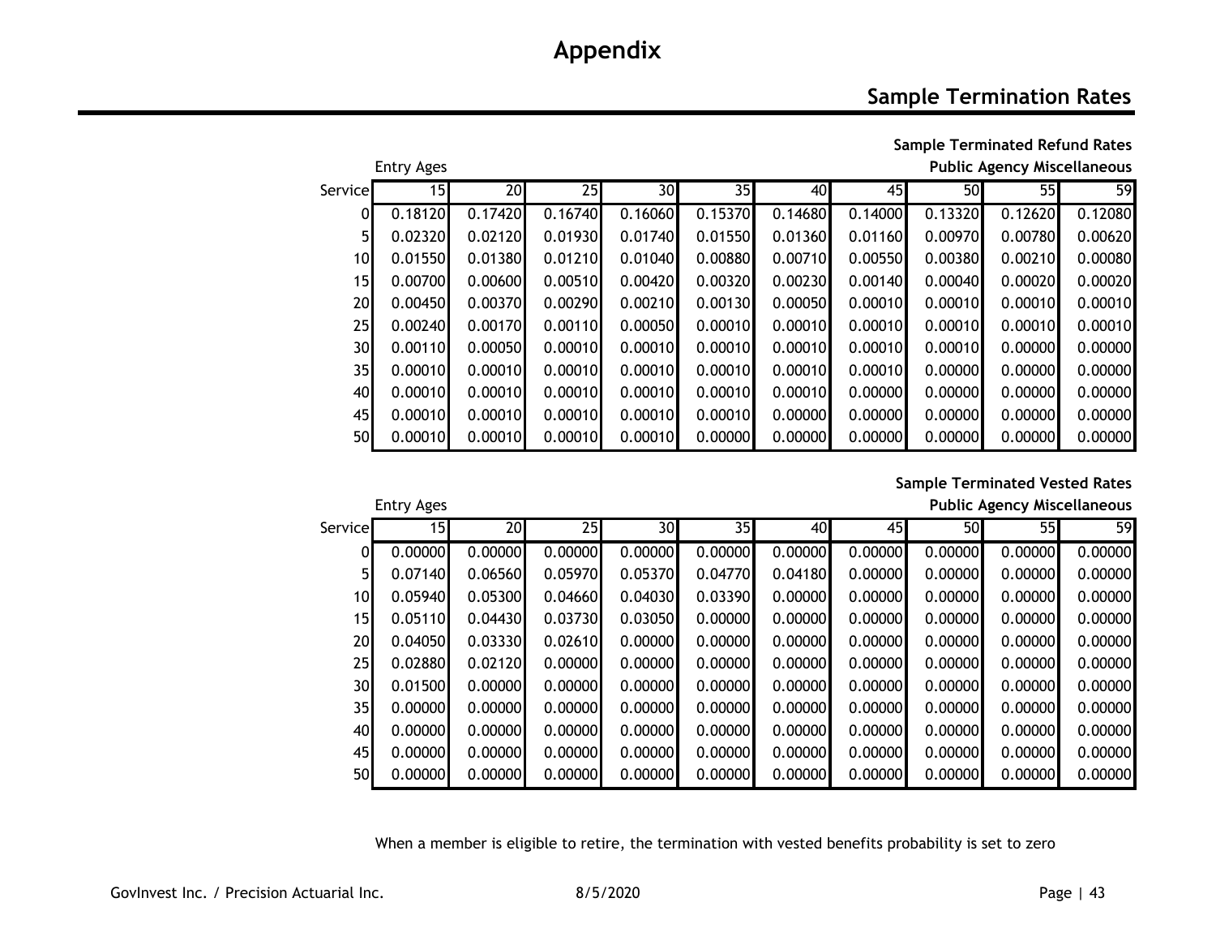# Appendix

## Sample Termination Rates

**Sample Terminated Refund Rates**
**Public Agency Miscellaneous**

| | Entry Ages | | | | | | | | | |
|---|---|---|---|---|---|---|---|---|---|---|
| Service | 15 | 20 | 25 | 30 | 35 | 40 | 45 | 50 | 55 | 59 |
| 0 | 0.18120 | 0.17420 | 0.16740 | 0.16060 | 0.15370 | 0.14680 | 0.14000 | 0.13320 | 0.12620 | 0.12080 |
| 5 | 0.02320 | 0.02120 | 0.01930 | 0.01740 | 0.01550 | 0.01360 | 0.01160 | 0.00970 | 0.00780 | 0.00620 |
| 10 | 0.01550 | 0.01380 | 0.01210 | 0.01040 | 0.00880 | 0.00710 | 0.00550 | 0.00380 | 0.00210 | 0.00080 |
| 15 | 0.00700 | 0.00600 | 0.00510 | 0.00420 | 0.00320 | 0.00230 | 0.00140 | 0.00040 | 0.00020 | 0.00020 |
| 20 | 0.00450 | 0.00370 | 0.00290 | 0.00210 | 0.00130 | 0.00050 | 0.00010 | 0.00010 | 0.00010 | 0.00010 |
| 25 | 0.00240 | 0.00170 | 0.00110 | 0.00050 | 0.00010 | 0.00010 | 0.00010 | 0.00010 | 0.00010 | 0.00010 |
| 30 | 0.00110 | 0.00050 | 0.00010 | 0.00010 | 0.00010 | 0.00010 | 0.00010 | 0.00010 | 0.00000 | 0.00000 |
| 35 | 0.00010 | 0.00010 | 0.00010 | 0.00010 | 0.00010 | 0.00010 | 0.00010 | 0.00000 | 0.00000 | 0.00000 |
| 40 | 0.00010 | 0.00010 | 0.00010 | 0.00010 | 0.00010 | 0.00010 | 0.00000 | 0.00000 | 0.00000 | 0.00000 |
| 45 | 0.00010 | 0.00010 | 0.00010 | 0.00010 | 0.00010 | 0.00000 | 0.00000 | 0.00000 | 0.00000 | 0.00000 |
| 50 | 0.00010 | 0.00010 | 0.00010 | 0.00010 | 0.00000 | 0.00000 | 0.00000 | 0.00000 | 0.00000 | 0.00000 |

**Sample Terminated Vested Rates**
**Public Agency Miscellaneous**

| | Entry Ages | | | | | | | | | |
|---|---|---|---|---|---|---|---|---|---|---|
| Service | 15 | 20 | 25 | 30 | 35 | 40 | 45 | 50 | 55 | 59 |
| 0 | 0.00000 | 0.00000 | 0.00000 | 0.00000 | 0.00000 | 0.00000 | 0.00000 | 0.00000 | 0.00000 | 0.00000 |
| 5 | 0.07140 | 0.06560 | 0.05970 | 0.05370 | 0.04770 | 0.04180 | 0.00000 | 0.00000 | 0.00000 | 0.00000 |
| 10 | 0.05940 | 0.05300 | 0.04660 | 0.04030 | 0.03390 | 0.00000 | 0.00000 | 0.00000 | 0.00000 | 0.00000 |
| 15 | 0.05110 | 0.04430 | 0.03730 | 0.03050 | 0.00000 | 0.00000 | 0.00000 | 0.00000 | 0.00000 | 0.00000 |
| 20 | 0.04050 | 0.03330 | 0.02610 | 0.00000 | 0.00000 | 0.00000 | 0.00000 | 0.00000 | 0.00000 | 0.00000 |
| 25 | 0.02880 | 0.02120 | 0.00000 | 0.00000 | 0.00000 | 0.00000 | 0.00000 | 0.00000 | 0.00000 | 0.00000 |
| 30 | 0.01500 | 0.00000 | 0.00000 | 0.00000 | 0.00000 | 0.00000 | 0.00000 | 0.00000 | 0.00000 | 0.00000 |
| 35 | 0.00000 | 0.00000 | 0.00000 | 0.00000 | 0.00000 | 0.00000 | 0.00000 | 0.00000 | 0.00000 | 0.00000 |
| 40 | 0.00000 | 0.00000 | 0.00000 | 0.00000 | 0.00000 | 0.00000 | 0.00000 | 0.00000 | 0.00000 | 0.00000 |
| 45 | 0.00000 | 0.00000 | 0.00000 | 0.00000 | 0.00000 | 0.00000 | 0.00000 | 0.00000 | 0.00000 | 0.00000 |
| 50 | 0.00000 | 0.00000 | 0.00000 | 0.00000 | 0.00000 | 0.00000 | 0.00000 | 0.00000 | 0.00000 | 0.00000 |

When a member is eligible to retire, the termination with vested benefits probability is set to zero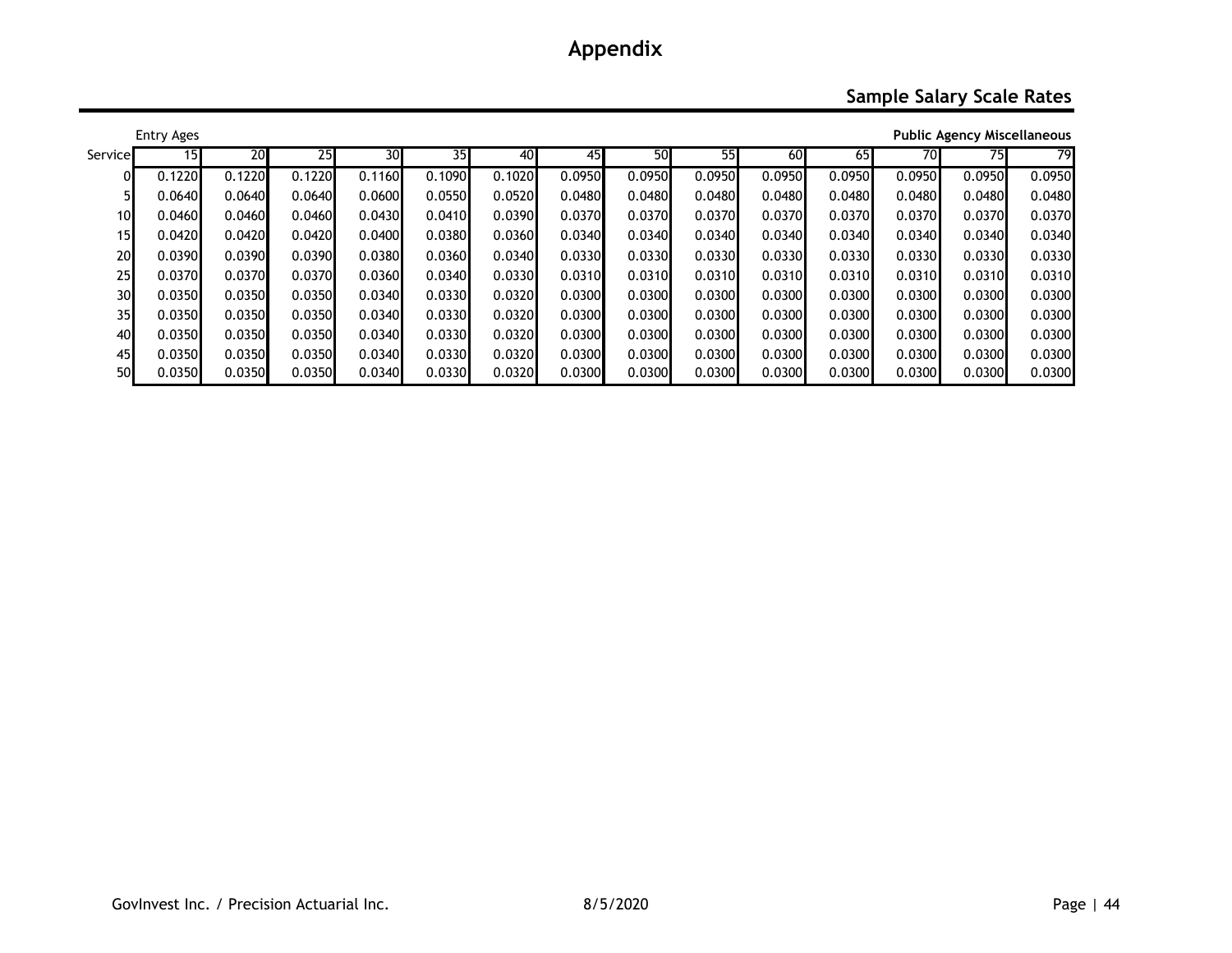# Appendix

## Sample Salary Scale Rates

Entry Ages

**Public Agency Miscellaneous**

| Service | 15 | 20 | 25 | 30 | 35 | 40 | 45 | 50 | 55 | 60 | 65 | 70 | 75 | 79 |
|---|---|---|---|---|---|---|---|---|---|---|---|---|---|---|
| 0 | 0.1220 | 0.1220 | 0.1220 | 0.1160 | 0.1090 | 0.1020 | 0.0950 | 0.0950 | 0.0950 | 0.0950 | 0.0950 | 0.0950 | 0.0950 | 0.0950 |
| 5 | 0.0640 | 0.0640 | 0.0640 | 0.0600 | 0.0550 | 0.0520 | 0.0480 | 0.0480 | 0.0480 | 0.0480 | 0.0480 | 0.0480 | 0.0480 | 0.0480 |
| 10 | 0.0460 | 0.0460 | 0.0460 | 0.0430 | 0.0410 | 0.0390 | 0.0370 | 0.0370 | 0.0370 | 0.0370 | 0.0370 | 0.0370 | 0.0370 | 0.0370 |
| 15 | 0.0420 | 0.0420 | 0.0420 | 0.0400 | 0.0380 | 0.0360 | 0.0340 | 0.0340 | 0.0340 | 0.0340 | 0.0340 | 0.0340 | 0.0340 | 0.0340 |
| 20 | 0.0390 | 0.0390 | 0.0390 | 0.0380 | 0.0360 | 0.0340 | 0.0330 | 0.0330 | 0.0330 | 0.0330 | 0.0330 | 0.0330 | 0.0330 | 0.0330 |
| 25 | 0.0370 | 0.0370 | 0.0370 | 0.0360 | 0.0340 | 0.0330 | 0.0310 | 0.0310 | 0.0310 | 0.0310 | 0.0310 | 0.0310 | 0.0310 | 0.0310 |
| 30 | 0.0350 | 0.0350 | 0.0350 | 0.0340 | 0.0330 | 0.0320 | 0.0300 | 0.0300 | 0.0300 | 0.0300 | 0.0300 | 0.0300 | 0.0300 | 0.0300 |
| 35 | 0.0350 | 0.0350 | 0.0350 | 0.0340 | 0.0330 | 0.0320 | 0.0300 | 0.0300 | 0.0300 | 0.0300 | 0.0300 | 0.0300 | 0.0300 | 0.0300 |
| 40 | 0.0350 | 0.0350 | 0.0350 | 0.0340 | 0.0330 | 0.0320 | 0.0300 | 0.0300 | 0.0300 | 0.0300 | 0.0300 | 0.0300 | 0.0300 | 0.0300 |
| 45 | 0.0350 | 0.0350 | 0.0350 | 0.0340 | 0.0330 | 0.0320 | 0.0300 | 0.0300 | 0.0300 | 0.0300 | 0.0300 | 0.0300 | 0.0300 | 0.0300 |
| 50 | 0.0350 | 0.0350 | 0.0350 | 0.0340 | 0.0330 | 0.0320 | 0.0300 | 0.0300 | 0.0300 | 0.0300 | 0.0300 | 0.0300 | 0.0300 | 0.0300 |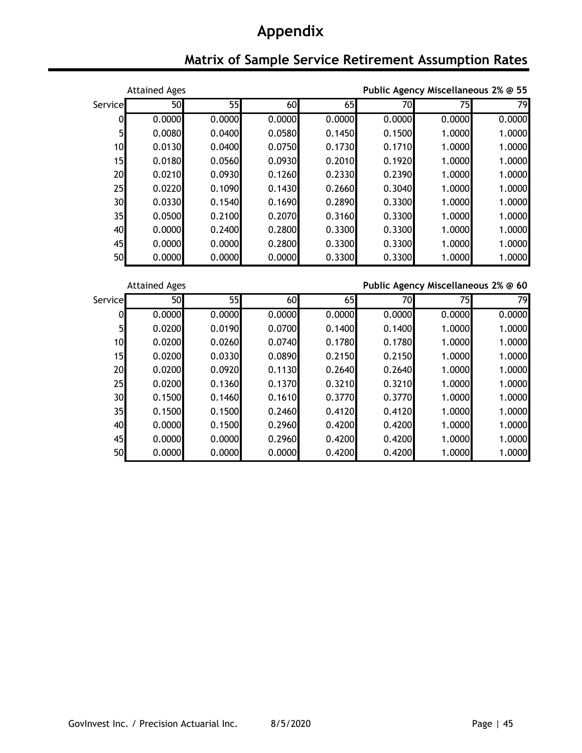# Appendix

## Matrix of Sample Service Retirement Assumption Rates

Attained Ages — **Public Agency Miscellaneous 2% @ 55**

| Service | 50 | 55 | 60 | 65 | 70 | 75 | 79 |
|---|---|---|---|---|---|---|---|
| 0 | 0.0000 | 0.0000 | 0.0000 | 0.0000 | 0.0000 | 0.0000 | 0.0000 |
| 5 | 0.0080 | 0.0400 | 0.0580 | 0.1450 | 0.1500 | 1.0000 | 1.0000 |
| 10 | 0.0130 | 0.0400 | 0.0750 | 0.1730 | 0.1710 | 1.0000 | 1.0000 |
| 15 | 0.0180 | 0.0560 | 0.0930 | 0.2010 | 0.1920 | 1.0000 | 1.0000 |
| 20 | 0.0210 | 0.0930 | 0.1260 | 0.2330 | 0.2390 | 1.0000 | 1.0000 |
| 25 | 0.0220 | 0.1090 | 0.1430 | 0.2660 | 0.3040 | 1.0000 | 1.0000 |
| 30 | 0.0330 | 0.1540 | 0.1690 | 0.2890 | 0.3300 | 1.0000 | 1.0000 |
| 35 | 0.0500 | 0.2100 | 0.2070 | 0.3160 | 0.3300 | 1.0000 | 1.0000 |
| 40 | 0.0000 | 0.2400 | 0.2800 | 0.3300 | 0.3300 | 1.0000 | 1.0000 |
| 45 | 0.0000 | 0.0000 | 0.2800 | 0.3300 | 0.3300 | 1.0000 | 1.0000 |
| 50 | 0.0000 | 0.0000 | 0.0000 | 0.3300 | 0.3300 | 1.0000 | 1.0000 |

Attained Ages — **Public Agency Miscellaneous 2% @ 60**

| Service | 50 | 55 | 60 | 65 | 70 | 75 | 79 |
|---|---|---|---|---|---|---|---|
| 0 | 0.0000 | 0.0000 | 0.0000 | 0.0000 | 0.0000 | 0.0000 | 0.0000 |
| 5 | 0.0200 | 0.0190 | 0.0700 | 0.1400 | 0.1400 | 1.0000 | 1.0000 |
| 10 | 0.0200 | 0.0260 | 0.0740 | 0.1780 | 0.1780 | 1.0000 | 1.0000 |
| 15 | 0.0200 | 0.0330 | 0.0890 | 0.2150 | 0.2150 | 1.0000 | 1.0000 |
| 20 | 0.0200 | 0.0920 | 0.1130 | 0.2640 | 0.2640 | 1.0000 | 1.0000 |
| 25 | 0.0200 | 0.1360 | 0.1370 | 0.3210 | 0.3210 | 1.0000 | 1.0000 |
| 30 | 0.1500 | 0.1460 | 0.1610 | 0.3770 | 0.3770 | 1.0000 | 1.0000 |
| 35 | 0.1500 | 0.1500 | 0.2460 | 0.4120 | 0.4120 | 1.0000 | 1.0000 |
| 40 | 0.0000 | 0.1500 | 0.2960 | 0.4200 | 0.4200 | 1.0000 | 1.0000 |
| 45 | 0.0000 | 0.0000 | 0.2960 | 0.4200 | 0.4200 | 1.0000 | 1.0000 |
| 50 | 0.0000 | 0.0000 | 0.0000 | 0.4200 | 0.4200 | 1.0000 | 1.0000 |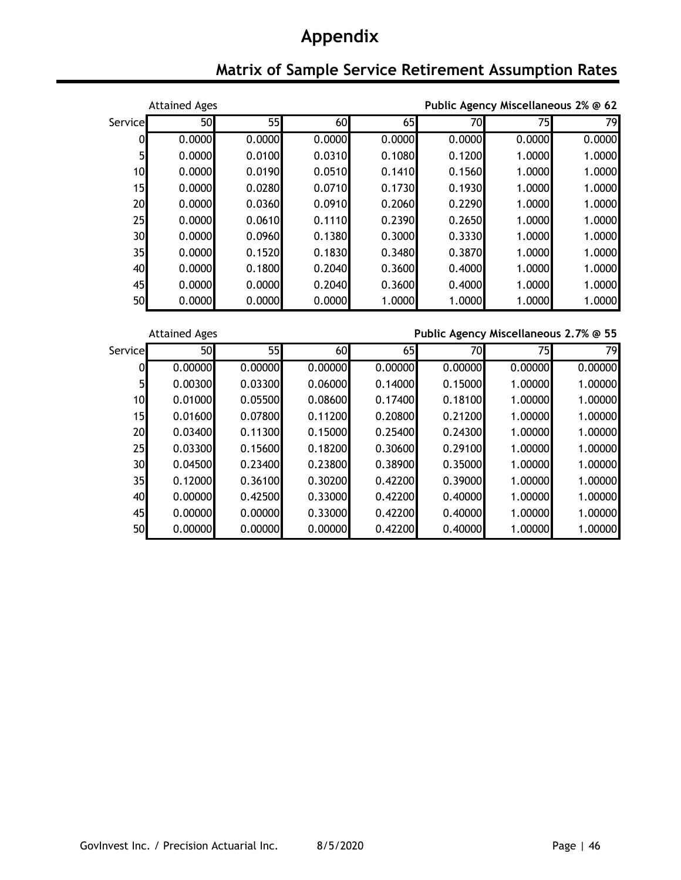# Appendix

## Matrix of Sample Service Retirement Assumption Rates

Attained Ages — **Public Agency Miscellaneous 2% @ 62**

| Service | 50 | 55 | 60 | 65 | 70 | 75 | 79 |
|---|---|---|---|---|---|---|---|
| 0 | 0.0000 | 0.0000 | 0.0000 | 0.0000 | 0.0000 | 0.0000 | 0.0000 |
| 5 | 0.0000 | 0.0100 | 0.0310 | 0.1080 | 0.1200 | 1.0000 | 1.0000 |
| 10 | 0.0000 | 0.0190 | 0.0510 | 0.1410 | 0.1560 | 1.0000 | 1.0000 |
| 15 | 0.0000 | 0.0280 | 0.0710 | 0.1730 | 0.1930 | 1.0000 | 1.0000 |
| 20 | 0.0000 | 0.0360 | 0.0910 | 0.2060 | 0.2290 | 1.0000 | 1.0000 |
| 25 | 0.0000 | 0.0610 | 0.1110 | 0.2390 | 0.2650 | 1.0000 | 1.0000 |
| 30 | 0.0000 | 0.0960 | 0.1380 | 0.3000 | 0.3330 | 1.0000 | 1.0000 |
| 35 | 0.0000 | 0.1520 | 0.1830 | 0.3480 | 0.3870 | 1.0000 | 1.0000 |
| 40 | 0.0000 | 0.1800 | 0.2040 | 0.3600 | 0.4000 | 1.0000 | 1.0000 |
| 45 | 0.0000 | 0.0000 | 0.2040 | 0.3600 | 0.4000 | 1.0000 | 1.0000 |
| 50 | 0.0000 | 0.0000 | 0.0000 | 1.0000 | 1.0000 | 1.0000 | 1.0000 |

Attained Ages — **Public Agency Miscellaneous 2.7% @ 55**

| Service | 50 | 55 | 60 | 65 | 70 | 75 | 79 |
|---|---|---|---|---|---|---|---|
| 0 | 0.00000 | 0.00000 | 0.00000 | 0.00000 | 0.00000 | 0.00000 | 0.00000 |
| 5 | 0.00300 | 0.03300 | 0.06000 | 0.14000 | 0.15000 | 1.00000 | 1.00000 |
| 10 | 0.01000 | 0.05500 | 0.08600 | 0.17400 | 0.18100 | 1.00000 | 1.00000 |
| 15 | 0.01600 | 0.07800 | 0.11200 | 0.20800 | 0.21200 | 1.00000 | 1.00000 |
| 20 | 0.03400 | 0.11300 | 0.15000 | 0.25400 | 0.24300 | 1.00000 | 1.00000 |
| 25 | 0.03300 | 0.15600 | 0.18200 | 0.30600 | 0.29100 | 1.00000 | 1.00000 |
| 30 | 0.04500 | 0.23400 | 0.23800 | 0.38900 | 0.35000 | 1.00000 | 1.00000 |
| 35 | 0.12000 | 0.36100 | 0.30200 | 0.42200 | 0.39000 | 1.00000 | 1.00000 |
| 40 | 0.00000 | 0.42500 | 0.33000 | 0.42200 | 0.40000 | 1.00000 | 1.00000 |
| 45 | 0.00000 | 0.00000 | 0.33000 | 0.42200 | 0.40000 | 1.00000 | 1.00000 |
| 50 | 0.00000 | 0.00000 | 0.00000 | 0.42200 | 0.40000 | 1.00000 | 1.00000 |